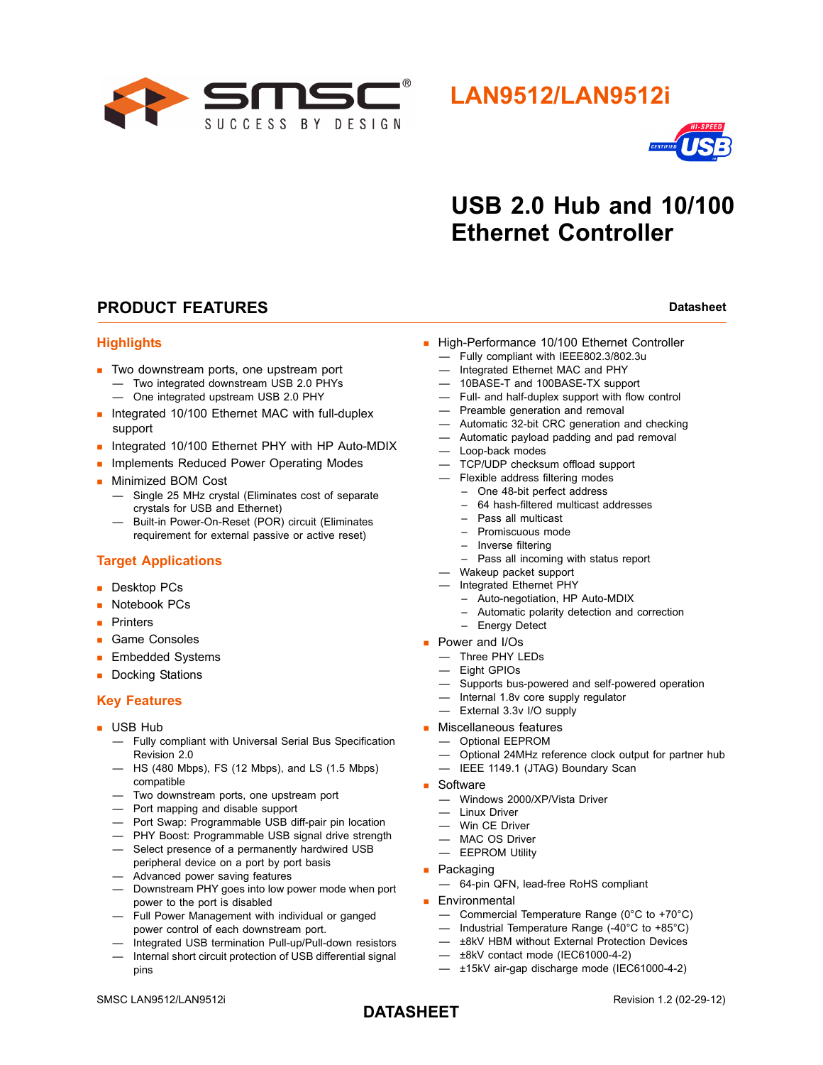# LAN9512/LAN9512i

# USB 2.0 Hub and 10/100 Ethernet Controller

## PRODUCT FEATURES

**Datasheet**

### Highlights

- Two downstream ports, one upstream port
  - Two integrated downstream USB 2.0 PHYs
  - One integrated upstream USB 2.0 PHY
- Integrated 10/100 Ethernet MAC with full-duplex support
- Integrated 10/100 Ethernet PHY with HP Auto-MDIX
- Implements Reduced Power Operating Modes
- Minimized BOM Cost
  - Single 25 MHz crystal (Eliminates cost of separate crystals for USB and Ethernet)
  - Built-in Power-On-Reset (POR) circuit (Eliminates requirement for external passive or active reset)

### Target Applications

- Desktop PCs
- Notebook PCs
- Printers
- Game Consoles
- Embedded Systems
- Docking Stations

### Key Features

- USB Hub
  - Fully compliant with Universal Serial Bus Specification Revision 2.0
  - HS (480 Mbps), FS (12 Mbps), and LS (1.5 Mbps) compatible
  - Two downstream ports, one upstream port
  - Port mapping and disable support
  - Port Swap: Programmable USB diff-pair pin location
  - PHY Boost: Programmable USB signal drive strength
  - Select presence of a permanently hardwired USB peripheral device on a port by port basis
  - Advanced power saving features
  - Downstream PHY goes into low power mode when port power to the port is disabled
  - Full Power Management with individual or ganged power control of each downstream port.
  - Integrated USB termination Pull-up/Pull-down resistors
  - Internal short circuit protection of USB differential signal pins
- High-Performance 10/100 Ethernet Controller
  - Fully compliant with IEEE802.3/802.3u
  - Integrated Ethernet MAC and PHY
  - 10BASE-T and 100BASE-TX support
  - Full- and half-duplex support with flow control
  - Preamble generation and removal
  - Automatic 32-bit CRC generation and checking
  - Automatic payload padding and pad removal
  - Loop-back modes
  - TCP/UDP checksum offload support
  - Flexible address filtering modes
    - One 48-bit perfect address
    - 64 hash-filtered multicast addresses
    - Pass all multicast
    - Promiscuous mode
    - Inverse filtering
    - Pass all incoming with status report
  - Wakeup packet support
  - Integrated Ethernet PHY
    - Auto-negotiation, HP Auto-MDIX
    - Automatic polarity detection and correction
    - Energy Detect
- Power and I/Os
  - Three PHY LEDs
  - Eight GPIOs
  - Supports bus-powered and self-powered operation
  - Internal 1.8v core supply regulator
  - External 3.3v I/O supply
- Miscellaneous features
  - Optional EEPROM
  - Optional 24MHz reference clock output for partner hub
  - IEEE 1149.1 (JTAG) Boundary Scan
- Software
  - Windows 2000/XP/Vista Driver
  - Linux Driver
  - Win CE Driver
  - MAC OS Driver
  - EEPROM Utility
- Packaging
  - 64-pin QFN, lead-free RoHS compliant
- Environmental
  - Commercial Temperature Range (0°C to +70°C)
  - Industrial Temperature Range (-40°C to +85°C)
  - ±8kV HBM without External Protection Devices
  - ±8kV contact mode (IEC61000-4-2)
  - ±15kV air-gap discharge mode (IEC61000-4-2)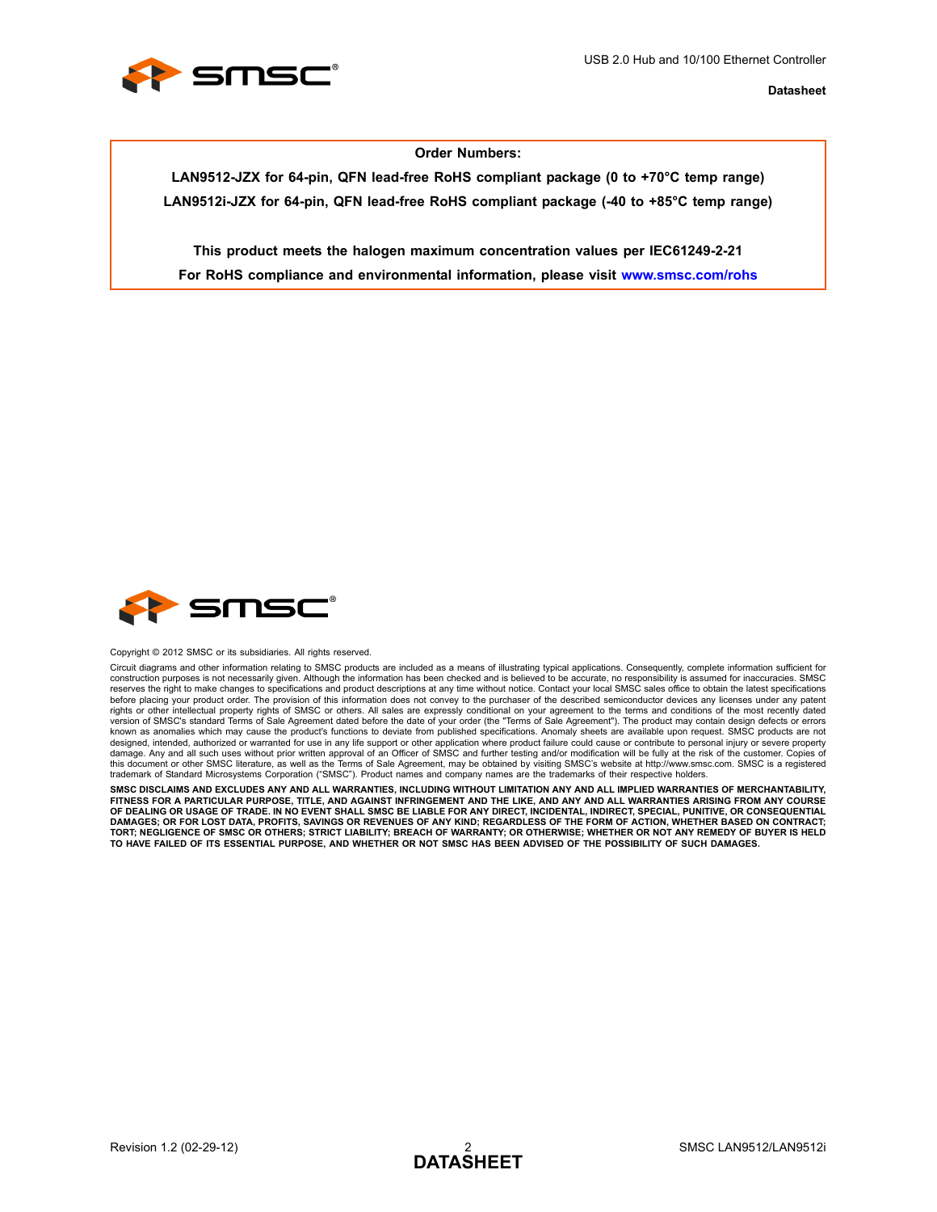**Order Numbers:**

**LAN9512-JZX for 64-pin, QFN lead-free RoHS compliant package (0 to +70°C temp range)**

**LAN9512i-JZX for 64-pin, QFN lead-free RoHS compliant package (-40 to +85°C temp range)**

**This product meets the halogen maximum concentration values per IEC61249-2-21**

**For RoHS compliance and environmental information, please visit www.smsc.com/rohs**

Copyright © 2012 SMSC or its subsidiaries. All rights reserved.

Circuit diagrams and other information relating to SMSC products are included as a means of illustrating typical applications. Consequently, complete information sufficient for construction purposes is not necessarily given. Although the information has been checked and is believed to be accurate, no responsibility is assumed for inaccuracies. SMSC reserves the right to make changes to specifications and product descriptions at any time without notice. Contact your local SMSC sales office to obtain the latest specifications before placing your product order. The provision of this information does not convey to the purchaser of the described semiconductor devices any licenses under any patent rights or other intellectual property rights of SMSC or others. All sales are expressly conditional on your agreement to the terms and conditions of the most recently dated version of SMSC's standard Terms of Sale Agreement dated before the date of your order (the "Terms of Sale Agreement"). The product may contain design defects or errors known as anomalies which may cause the product's functions to deviate from published specifications. Anomaly sheets are available upon request. SMSC products are not designed, intended, authorized or warranted for use in any life support or other application where product failure could cause or contribute to personal injury or severe property damage. Any and all such uses without prior written approval of an Officer of SMSC and further testing and/or modification will be fully at the risk of the customer. Copies of this document or other SMSC literature, as well as the Terms of Sale Agreement, may be obtained by visiting SMSC's website at http://www.smsc.com. SMSC is a registered trademark of Standard Microsystems Corporation ("SMSC"). Product names and company names are the trademarks of their respective holders.

**SMSC DISCLAIMS AND EXCLUDES ANY AND ALL WARRANTIES, INCLUDING WITHOUT LIMITATION ANY AND ALL IMPLIED WARRANTIES OF MERCHANTABILITY, FITNESS FOR A PARTICULAR PURPOSE, TITLE, AND AGAINST INFRINGEMENT AND THE LIKE, AND ANY AND ALL WARRANTIES ARISING FROM ANY COURSE OF DEALING OR USAGE OF TRADE. IN NO EVENT SHALL SMSC BE LIABLE FOR ANY DIRECT, INCIDENTAL, INDIRECT, SPECIAL, PUNITIVE, OR CONSEQUENTIAL DAMAGES; OR FOR LOST DATA, PROFITS, SAVINGS OR REVENUES OF ANY KIND; REGARDLESS OF THE FORM OF ACTION, WHETHER BASED ON CONTRACT; TORT; NEGLIGENCE OF SMSC OR OTHERS; STRICT LIABILITY; BREACH OF WARRANTY; OR OTHERWISE; WHETHER OR NOT ANY REMEDY OF BUYER IS HELD TO HAVE FAILED OF ITS ESSENTIAL PURPOSE, AND WHETHER OR NOT SMSC HAS BEEN ADVISED OF THE POSSIBILITY OF SUCH DAMAGES.**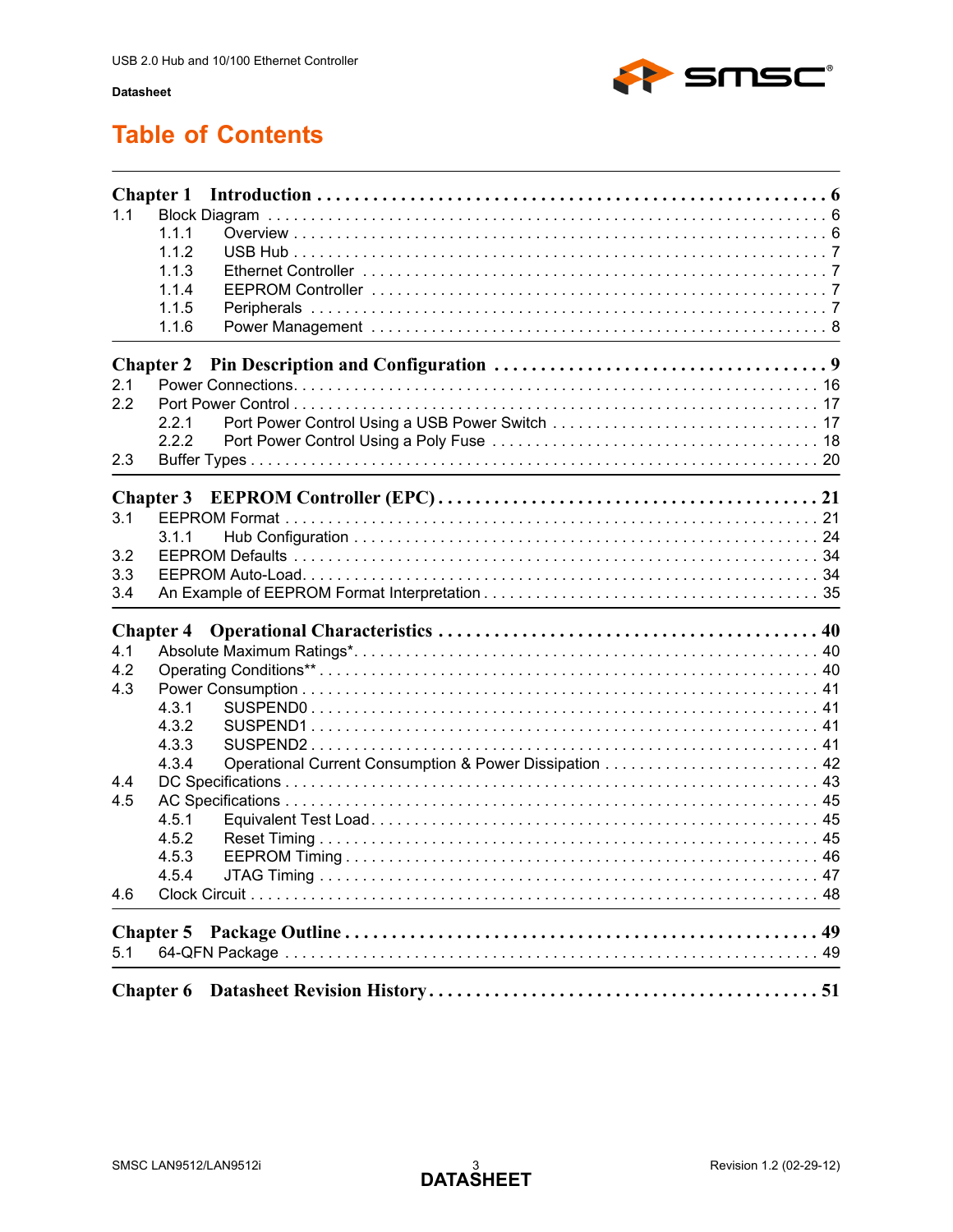# Table of Contents

**Chapter 1 Introduction . . . . . . . . . . . . . . . . . . . . . . . . . . . . . . . . . . . . . . . . . . . . . . . . . . . 6**

1.1 Block Diagram . . . . . . . . . . . . . . . . . . . . . . . . . . . . . . . . . . . . . . . . . . . . . . . . . . . . 6
  1.1.1 Overview . . . . . . . . . . . . . . . . . . . . . . . . . . . . . . . . . . . . . . . . . . . . . . . . . . . . 6
  1.1.2 USB Hub . . . . . . . . . . . . . . . . . . . . . . . . . . . . . . . . . . . . . . . . . . . . . . . . . . . . 7
  1.1.3 Ethernet Controller . . . . . . . . . . . . . . . . . . . . . . . . . . . . . . . . . . . . . . . . . . . . . . 7
  1.1.4 EEPROM Controller . . . . . . . . . . . . . . . . . . . . . . . . . . . . . . . . . . . . . . . . . . . . . 7
  1.1.5 Peripherals . . . . . . . . . . . . . . . . . . . . . . . . . . . . . . . . . . . . . . . . . . . . . . . . . . 7
  1.1.6 Power Management . . . . . . . . . . . . . . . . . . . . . . . . . . . . . . . . . . . . . . . . . . . . 8

**Chapter 2 Pin Description and Configuration . . . . . . . . . . . . . . . . . . . . . . . . . . . . . . . . . . 9**

2.1 Power Connections. . . . . . . . . . . . . . . . . . . . . . . . . . . . . . . . . . . . . . . . . . . . . . . . . 16
2.2 Port Power Control . . . . . . . . . . . . . . . . . . . . . . . . . . . . . . . . . . . . . . . . . . . . . . . . 17
  2.2.1 Port Power Control Using a USB Power Switch . . . . . . . . . . . . . . . . . . . . . . . . . . . . 17
  2.2.2 Port Power Control Using a Poly Fuse . . . . . . . . . . . . . . . . . . . . . . . . . . . . . . . . . 18
2.3 Buffer Types . . . . . . . . . . . . . . . . . . . . . . . . . . . . . . . . . . . . . . . . . . . . . . . . . . . . 20

**Chapter 3 EEPROM Controller (EPC) . . . . . . . . . . . . . . . . . . . . . . . . . . . . . . . . . . . . . . . 21**

3.1 EEPROM Format . . . . . . . . . . . . . . . . . . . . . . . . . . . . . . . . . . . . . . . . . . . . . . . . . 21
  3.1.1 Hub Configuration . . . . . . . . . . . . . . . . . . . . . . . . . . . . . . . . . . . . . . . . . . . . . . 24
3.2 EEPROM Defaults . . . . . . . . . . . . . . . . . . . . . . . . . . . . . . . . . . . . . . . . . . . . . . . . 34
3.3 EEPROM Auto-Load. . . . . . . . . . . . . . . . . . . . . . . . . . . . . . . . . . . . . . . . . . . . . . . 34
3.4 An Example of EEPROM Format Interpretation . . . . . . . . . . . . . . . . . . . . . . . . . . . . . 35

**Chapter 4 Operational Characteristics . . . . . . . . . . . . . . . . . . . . . . . . . . . . . . . . . . . . . . 40**

4.1 Absolute Maximum Ratings*. . . . . . . . . . . . . . . . . . . . . . . . . . . . . . . . . . . . . . . . . . 40
4.2 Operating Conditions** . . . . . . . . . . . . . . . . . . . . . . . . . . . . . . . . . . . . . . . . . . . . . 40
4.3 Power Consumption . . . . . . . . . . . . . . . . . . . . . . . . . . . . . . . . . . . . . . . . . . . . . . . 41
  4.3.1 SUSPEND0 . . . . . . . . . . . . . . . . . . . . . . . . . . . . . . . . . . . . . . . . . . . . . . . . . . 41
  4.3.2 SUSPEND1 . . . . . . . . . . . . . . . . . . . . . . . . . . . . . . . . . . . . . . . . . . . . . . . . . . 41
  4.3.3 SUSPEND2 . . . . . . . . . . . . . . . . . . . . . . . . . . . . . . . . . . . . . . . . . . . . . . . . . . 41
  4.3.4 Operational Current Consumption & Power Dissipation . . . . . . . . . . . . . . . . . . . . . . . 42
4.4 DC Specifications . . . . . . . . . . . . . . . . . . . . . . . . . . . . . . . . . . . . . . . . . . . . . . . . . 43
4.5 AC Specifications . . . . . . . . . . . . . . . . . . . . . . . . . . . . . . . . . . . . . . . . . . . . . . . . . 45
  4.5.1 Equivalent Test Load. . . . . . . . . . . . . . . . . . . . . . . . . . . . . . . . . . . . . . . . . . . . . 45
  4.5.2 Reset Timing . . . . . . . . . . . . . . . . . . . . . . . . . . . . . . . . . . . . . . . . . . . . . . . . . 45
  4.5.3 EEPROM Timing . . . . . . . . . . . . . . . . . . . . . . . . . . . . . . . . . . . . . . . . . . . . . . 46
  4.5.4 JTAG Timing . . . . . . . . . . . . . . . . . . . . . . . . . . . . . . . . . . . . . . . . . . . . . . . . . 47
4.6 Clock Circuit . . . . . . . . . . . . . . . . . . . . . . . . . . . . . . . . . . . . . . . . . . . . . . . . . . . . 48

**Chapter 5 Package Outline . . . . . . . . . . . . . . . . . . . . . . . . . . . . . . . . . . . . . . . . . . . . . . 49**

5.1 64-QFN Package . . . . . . . . . . . . . . . . . . . . . . . . . . . . . . . . . . . . . . . . . . . . . . . . . 49

**Chapter 6 Datasheet Revision History . . . . . . . . . . . . . . . . . . . . . . . . . . . . . . . . . . . . . . 51**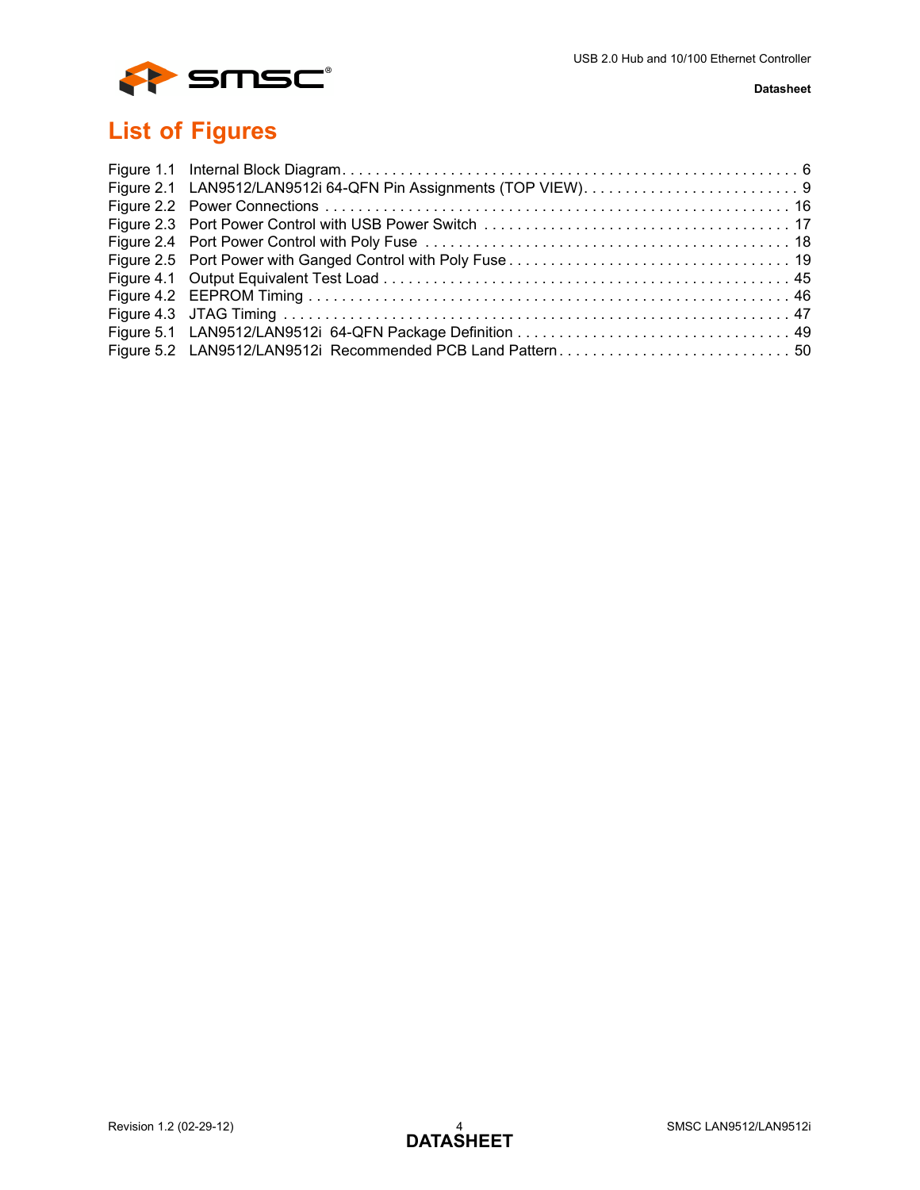# List of Figures

Figure 1.1 Internal Block Diagram . . . . . . . . . . . . . . . . . . . . . . . . . . . . . . . . . . . . . . . . . . . . . . . . . . . . . . 6
Figure 2.1 LAN9512/LAN9512i 64-QFN Pin Assignments (TOP VIEW) . . . . . . . . . . . . . . . . . . . . . . . . . . 9
Figure 2.2 Power Connections . . . . . . . . . . . . . . . . . . . . . . . . . . . . . . . . . . . . . . . . . . . . . . . . . . . . . . . . 16
Figure 2.3 Port Power Control with USB Power Switch . . . . . . . . . . . . . . . . . . . . . . . . . . . . . . . . . . . . . 17
Figure 2.4 Port Power Control with Poly Fuse . . . . . . . . . . . . . . . . . . . . . . . . . . . . . . . . . . . . . . . . . . . . 18
Figure 2.5 Port Power with Ganged Control with Poly Fuse . . . . . . . . . . . . . . . . . . . . . . . . . . . . . . . . . . 19
Figure 4.1 Output Equivalent Test Load . . . . . . . . . . . . . . . . . . . . . . . . . . . . . . . . . . . . . . . . . . . . . . . . . 45
Figure 4.2 EEPROM Timing . . . . . . . . . . . . . . . . . . . . . . . . . . . . . . . . . . . . . . . . . . . . . . . . . . . . . . . . . 46
Figure 4.3 JTAG Timing . . . . . . . . . . . . . . . . . . . . . . . . . . . . . . . . . . . . . . . . . . . . . . . . . . . . . . . . . . . . 47
Figure 5.1 LAN9512/LAN9512i 64-QFN Package Definition . . . . . . . . . . . . . . . . . . . . . . . . . . . . . . . . . . 49
Figure 5.2 LAN9512/LAN9512i Recommended PCB Land Pattern . . . . . . . . . . . . . . . . . . . . . . . . . . . . . 50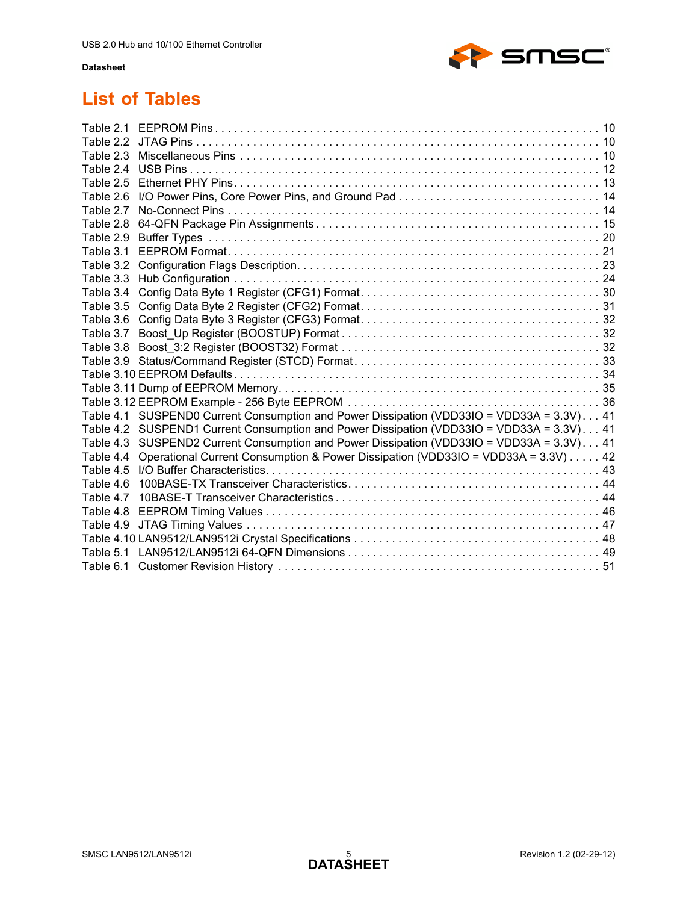# List of Tables

Table 2.1 EEPROM Pins . . . . . . . . . . . . . . . . . . . . . . . . . . . . . . . . . . . . . . . . . . . . . . . . . . . . . . . . . . . . 10
Table 2.2 JTAG Pins . . . . . . . . . . . . . . . . . . . . . . . . . . . . . . . . . . . . . . . . . . . . . . . . . . . . . . . . . . . . . . 10
Table 2.3 Miscellaneous Pins . . . . . . . . . . . . . . . . . . . . . . . . . . . . . . . . . . . . . . . . . . . . . . . . . . . . . . . 10
Table 2.4 USB Pins . . . . . . . . . . . . . . . . . . . . . . . . . . . . . . . . . . . . . . . . . . . . . . . . . . . . . . . . . . . . . . 12
Table 2.5 Ethernet PHY Pins. . . . . . . . . . . . . . . . . . . . . . . . . . . . . . . . . . . . . . . . . . . . . . . . . . . . . . . . 13
Table 2.6 I/O Power Pins, Core Power Pins, and Ground Pad . . . . . . . . . . . . . . . . . . . . . . . . . . . . . . . . 14
Table 2.7 No-Connect Pins . . . . . . . . . . . . . . . . . . . . . . . . . . . . . . . . . . . . . . . . . . . . . . . . . . . . . . . . . 14
Table 2.8 64-QFN Package Pin Assignments . . . . . . . . . . . . . . . . . . . . . . . . . . . . . . . . . . . . . . . . . . . 15
Table 2.9 Buffer Types . . . . . . . . . . . . . . . . . . . . . . . . . . . . . . . . . . . . . . . . . . . . . . . . . . . . . . . . . . . . 20
Table 3.1 EEPROM Format. . . . . . . . . . . . . . . . . . . . . . . . . . . . . . . . . . . . . . . . . . . . . . . . . . . . . . . . . 21
Table 3.2 Configuration Flags Description. . . . . . . . . . . . . . . . . . . . . . . . . . . . . . . . . . . . . . . . . . . . . . . 23
Table 3.3 Hub Configuration . . . . . . . . . . . . . . . . . . . . . . . . . . . . . . . . . . . . . . . . . . . . . . . . . . . . . . . . 24
Table 3.4 Config Data Byte 1 Register (CFG1) Format. . . . . . . . . . . . . . . . . . . . . . . . . . . . . . . . . . . . . 30
Table 3.5 Config Data Byte 2 Register (CFG2) Format. . . . . . . . . . . . . . . . . . . . . . . . . . . . . . . . . . . . . 31
Table 3.6 Config Data Byte 3 Register (CFG3) Format. . . . . . . . . . . . . . . . . . . . . . . . . . . . . . . . . . . . . 32
Table 3.7 Boost_Up Register (BOOSTUP) Format . . . . . . . . . . . . . . . . . . . . . . . . . . . . . . . . . . . . . . . . 32
Table 3.8 Boost_3:2 Register (BOOST32) Format . . . . . . . . . . . . . . . . . . . . . . . . . . . . . . . . . . . . . . . . 32
Table 3.9 Status/Command Register (STCD) Format. . . . . . . . . . . . . . . . . . . . . . . . . . . . . . . . . . . . . . 33
Table 3.10 EEPROM Defaults . . . . . . . . . . . . . . . . . . . . . . . . . . . . . . . . . . . . . . . . . . . . . . . . . . . . . . . 34
Table 3.11 Dump of EEPROM Memory. . . . . . . . . . . . . . . . . . . . . . . . . . . . . . . . . . . . . . . . . . . . . . . . . 35
Table 3.12 EEPROM Example - 256 Byte EEPROM . . . . . . . . . . . . . . . . . . . . . . . . . . . . . . . . . . . . . . 36
Table 4.1 SUSPEND0 Current Consumption and Power Dissipation (VDD33IO = VDD33A = 3.3V). . . 41
Table 4.2 SUSPEND1 Current Consumption and Power Dissipation (VDD33IO = VDD33A = 3.3V). . . 41
Table 4.3 SUSPEND2 Current Consumption and Power Dissipation (VDD33IO = VDD33A = 3.3V). . . 41
Table 4.4 Operational Current Consumption & Power Dissipation (VDD33IO = VDD33A = 3.3V) . . . . . 42
Table 4.5 I/O Buffer Characteristics. . . . . . . . . . . . . . . . . . . . . . . . . . . . . . . . . . . . . . . . . . . . . . . . . . . 43
Table 4.6 100BASE-TX Transceiver Characteristics. . . . . . . . . . . . . . . . . . . . . . . . . . . . . . . . . . . . . . . 44
Table 4.7 10BASE-T Transceiver Characteristics . . . . . . . . . . . . . . . . . . . . . . . . . . . . . . . . . . . . . . . . . 44
Table 4.8 EEPROM Timing Values . . . . . . . . . . . . . . . . . . . . . . . . . . . . . . . . . . . . . . . . . . . . . . . . . . . 46
Table 4.9 JTAG Timing Values . . . . . . . . . . . . . . . . . . . . . . . . . . . . . . . . . . . . . . . . . . . . . . . . . . . . . . 47
Table 4.10 LAN9512/LAN9512i Crystal Specifications . . . . . . . . . . . . . . . . . . . . . . . . . . . . . . . . . . . . . 48
Table 5.1 LAN9512/LAN9512i 64-QFN Dimensions . . . . . . . . . . . . . . . . . . . . . . . . . . . . . . . . . . . . . . 49
Table 6.1 Customer Revision History . . . . . . . . . . . . . . . . . . . . . . . . . . . . . . . . . . . . . . . . . . . . . . . . . 51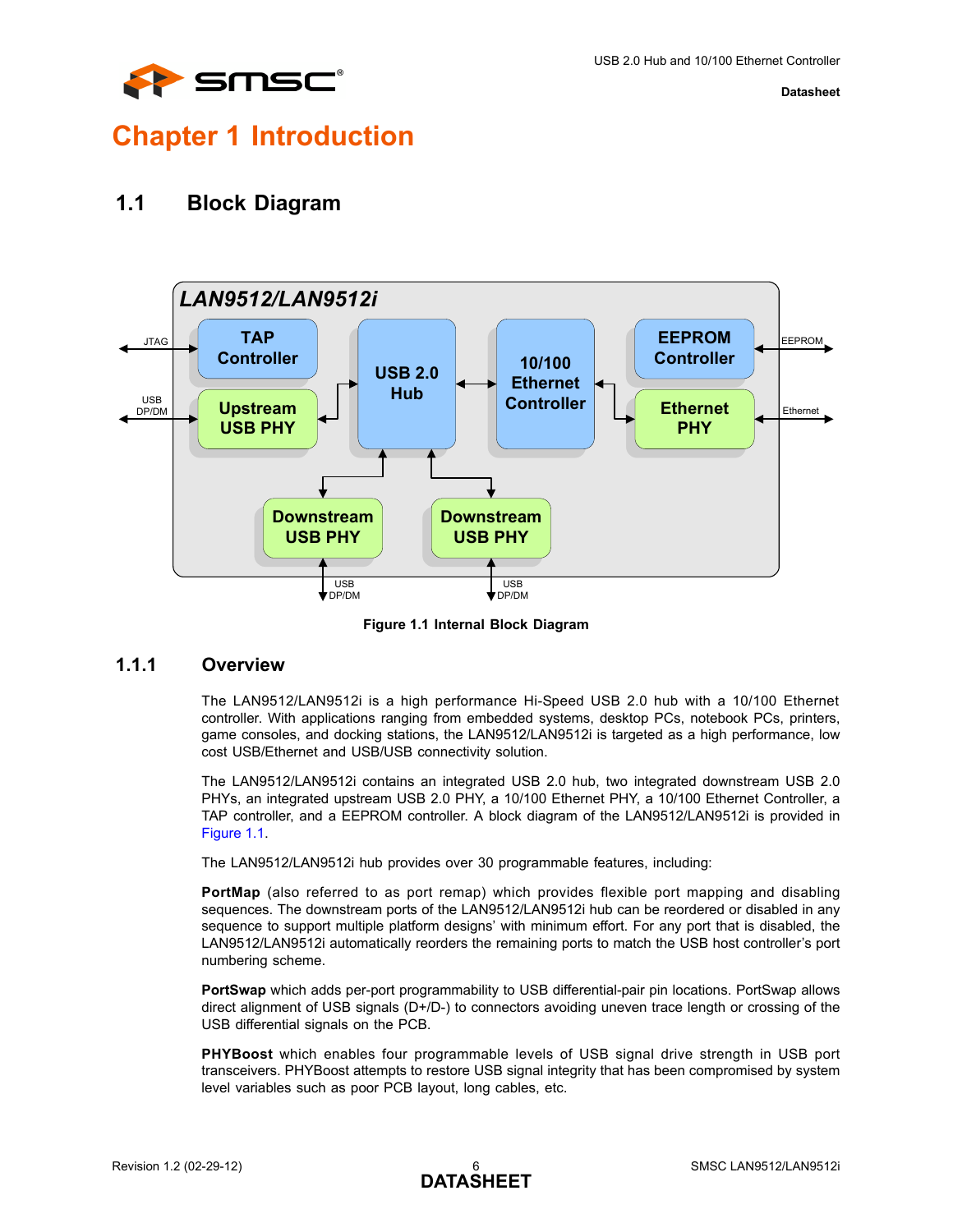# Chapter 1 Introduction

## 1.1 Block Diagram

Figure 1.1 Internal Block Diagram

### 1.1.1 Overview

The LAN9512/LAN9512i is a high performance Hi-Speed USB 2.0 hub with a 10/100 Ethernet controller. With applications ranging from embedded systems, desktop PCs, notebook PCs, printers, game consoles, and docking stations, the LAN9512/LAN9512i is targeted as a high performance, low cost USB/Ethernet and USB/USB connectivity solution.

The LAN9512/LAN9512i contains an integrated USB 2.0 hub, two integrated downstream USB 2.0 PHYs, an integrated upstream USB 2.0 PHY, a 10/100 Ethernet PHY, a 10/100 Ethernet Controller, a TAP controller, and a EEPROM controller. A block diagram of the LAN9512/LAN9512i is provided in Figure 1.1.

The LAN9512/LAN9512i hub provides over 30 programmable features, including:

**PortMap** (also referred to as port remap) which provides flexible port mapping and disabling sequences. The downstream ports of the LAN9512/LAN9512i hub can be reordered or disabled in any sequence to support multiple platform designs' with minimum effort. For any port that is disabled, the LAN9512/LAN9512i automatically reorders the remaining ports to match the USB host controller's port numbering scheme.

**PortSwap** which adds per-port programmability to USB differential-pair pin locations. PortSwap allows direct alignment of USB signals (D+/D-) to connectors avoiding uneven trace length or crossing of the USB differential signals on the PCB.

**PHYBoost** which enables four programmable levels of USB signal drive strength in USB port transceivers. PHYBoost attempts to restore USB signal integrity that has been compromised by system level variables such as poor PCB layout, long cables, etc.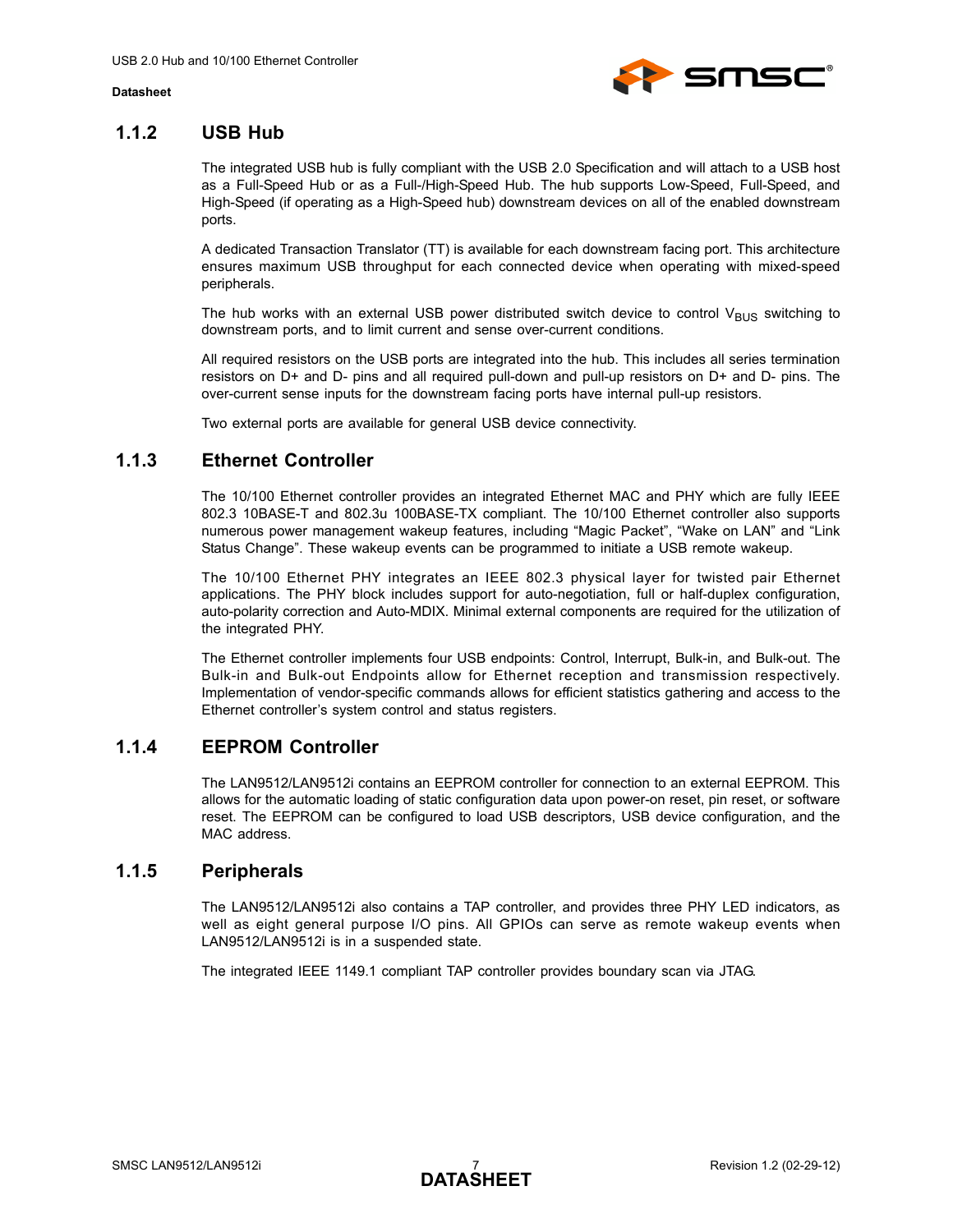### 1.1.2 USB Hub

The integrated USB hub is fully compliant with the USB 2.0 Specification and will attach to a USB host as a Full-Speed Hub or as a Full-/High-Speed Hub. The hub supports Low-Speed, Full-Speed, and High-Speed (if operating as a High-Speed hub) downstream devices on all of the enabled downstream ports.

A dedicated Transaction Translator (TT) is available for each downstream facing port. This architecture ensures maximum USB throughput for each connected device when operating with mixed-speed peripherals.

The hub works with an external USB power distributed switch device to control $V_{BUS}$ switching to downstream ports, and to limit current and sense over-current conditions.

All required resistors on the USB ports are integrated into the hub. This includes all series termination resistors on D+ and D- pins and all required pull-down and pull-up resistors on D+ and D- pins. The over-current sense inputs for the downstream facing ports have internal pull-up resistors.

Two external ports are available for general USB device connectivity.

### 1.1.3 Ethernet Controller

The 10/100 Ethernet controller provides an integrated Ethernet MAC and PHY which are fully IEEE 802.3 10BASE-T and 802.3u 100BASE-TX compliant. The 10/100 Ethernet controller also supports numerous power management wakeup features, including "Magic Packet", "Wake on LAN" and "Link Status Change". These wakeup events can be programmed to initiate a USB remote wakeup.

The 10/100 Ethernet PHY integrates an IEEE 802.3 physical layer for twisted pair Ethernet applications. The PHY block includes support for auto-negotiation, full or half-duplex configuration, auto-polarity correction and Auto-MDIX. Minimal external components are required for the utilization of the integrated PHY.

The Ethernet controller implements four USB endpoints: Control, Interrupt, Bulk-in, and Bulk-out. The Bulk-in and Bulk-out Endpoints allow for Ethernet reception and transmission respectively. Implementation of vendor-specific commands allows for efficient statistics gathering and access to the Ethernet controller's system control and status registers.

### 1.1.4 EEPROM Controller

The LAN9512/LAN9512i contains an EEPROM controller for connection to an external EEPROM. This allows for the automatic loading of static configuration data upon power-on reset, pin reset, or software reset. The EEPROM can be configured to load USB descriptors, USB device configuration, and the MAC address.

### 1.1.5 Peripherals

The LAN9512/LAN9512i also contains a TAP controller, and provides three PHY LED indicators, as well as eight general purpose I/O pins. All GPIOs can serve as remote wakeup events when LAN9512/LAN9512i is in a suspended state.

The integrated IEEE 1149.1 compliant TAP controller provides boundary scan via JTAG.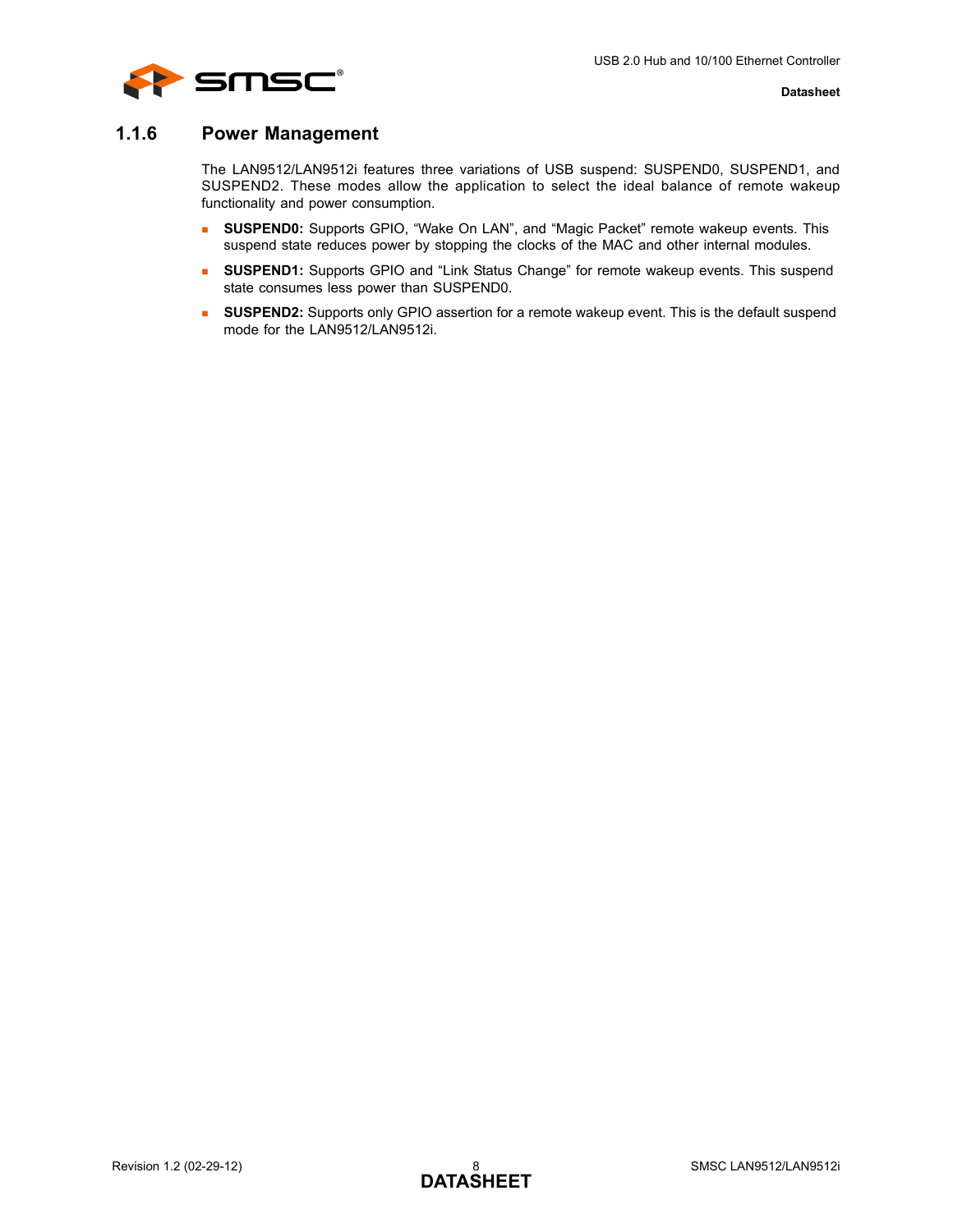### 1.1.6 Power Management

The LAN9512/LAN9512i features three variations of USB suspend: SUSPEND0, SUSPEND1, and SUSPEND2. These modes allow the application to select the ideal balance of remote wakeup functionality and power consumption.

- **SUSPEND0:** Supports GPIO, “Wake On LAN”, and “Magic Packet” remote wakeup events. This suspend state reduces power by stopping the clocks of the MAC and other internal modules.
- **SUSPEND1:** Supports GPIO and “Link Status Change” for remote wakeup events. This suspend state consumes less power than SUSPEND0.
- **SUSPEND2:** Supports only GPIO assertion for a remote wakeup event. This is the default suspend mode for the LAN9512/LAN9512i.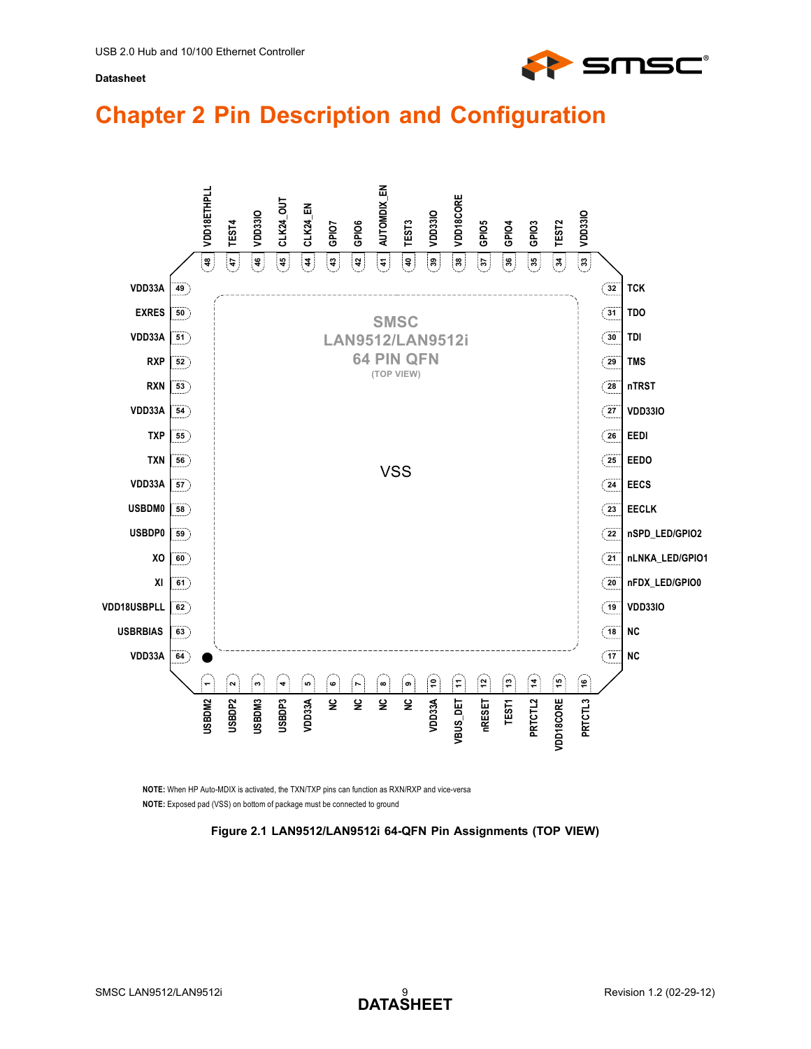# Chapter 2 Pin Description and Configuration

SMSC
LAN9512/LAN9512i
64 PIN QFN
(TOP VIEW)

VSS

| Pin | Name |
| --- | --- |
| 1 | USBDM2 |
| 2 | USBDP2 |
| 3 | USBDM3 |
| 4 | USBDP3 |
| 5 | VDD33A |
| 6 | NC |
| 7 | NC |
| 8 | NC |
| 9 | NC |
| 10 | VDD33A |
| 11 | VBUS_DET |
| 12 | nRESET |
| 13 | TEST1 |
| 14 | PRTCTL2 |
| 15 | VDD18CORE |
| 16 | PRTCTL3 |
| 17 | NC |
| 18 | NC |
| 19 | VDD33IO |
| 20 | nFDX_LED/GPIO0 |
| 21 | nLNKA_LED/GPIO1 |
| 22 | nSPD_LED/GPIO2 |
| 23 | EECLK |
| 24 | EECS |
| 25 | EEDO |
| 26 | EEDI |
| 27 | VDD33IO |
| 28 | nTRST |
| 29 | TMS |
| 30 | TDI |
| 31 | TDO |
| 32 | TCK |
| 33 | VDD33IO |
| 34 | TEST2 |
| 35 | GPIO3 |
| 36 | GPIO4 |
| 37 | GPIO5 |
| 38 | VDD18CORE |
| 39 | VDD33IO |
| 40 | TEST3 |
| 41 | AUTOMDIX_EN |
| 42 | GPIO6 |
| 43 | GPIO7 |
| 44 | CLK24_EN |
| 45 | CLK24_OUT |
| 46 | VDD33IO |
| 47 | TEST4 |
| 48 | VDD18ETHPLL |
| 49 | VDD33A |
| 50 | EXRES |
| 51 | VDD33A |
| 52 | RXP |
| 53 | RXN |
| 54 | VDD33A |
| 55 | TXP |
| 56 | TXN |
| 57 | VDD33A |
| 58 | USBDM0 |
| 59 | USBDP0 |
| 60 | XO |
| 61 | XI |
| 62 | VDD18USBPLL |
| 63 | USBRBIAS |
| 64 | VDD33A |

**NOTE:** When HP Auto-MDIX is activated, the TXN/TXP pins can function as RXN/RXP and vice-versa

**NOTE:** Exposed pad (VSS) on bottom of package must be connected to ground

**Figure 2.1 LAN9512/LAN9512i 64-QFN Pin Assignments (TOP VIEW)**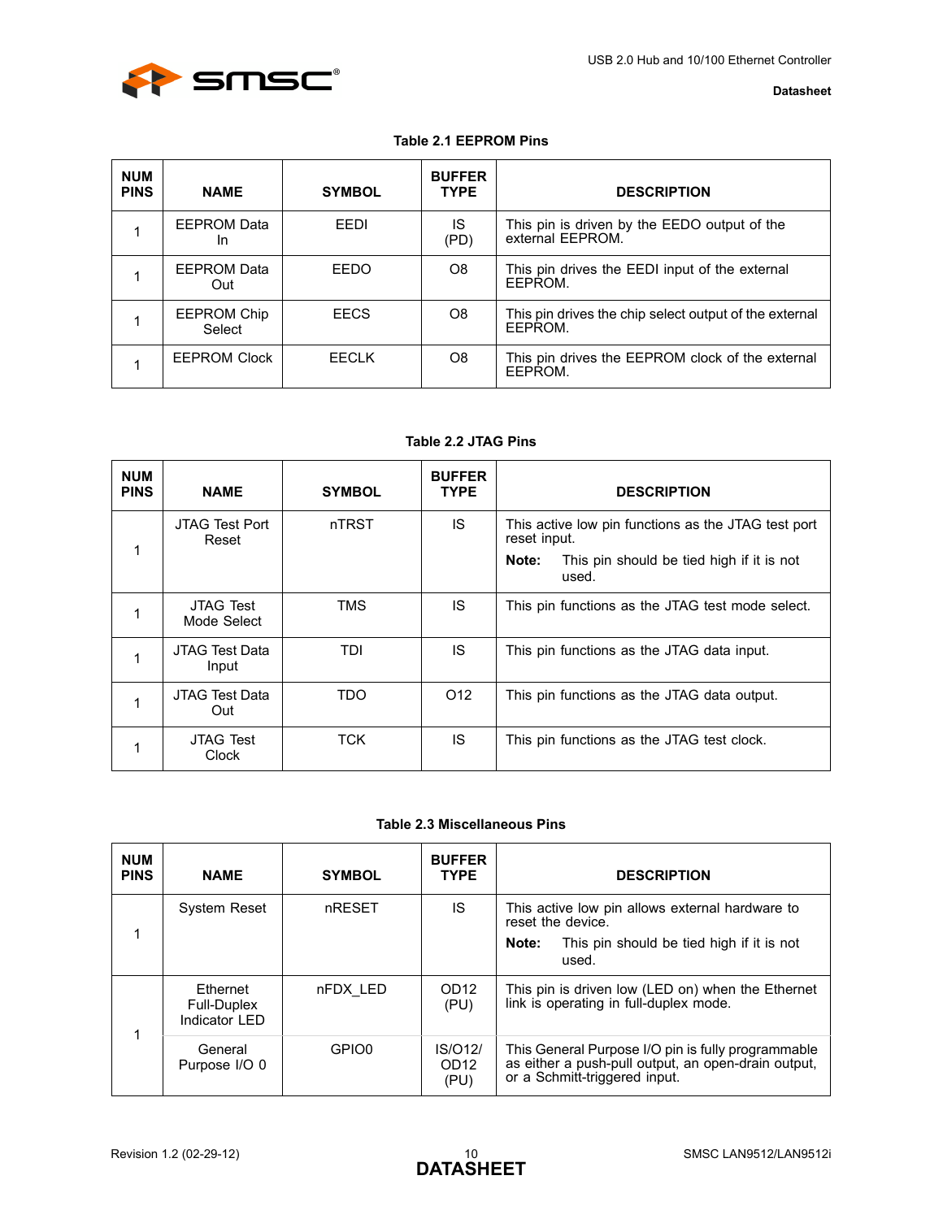**Table 2.1 EEPROM Pins**

| NUM PINS | NAME | SYMBOL | BUFFER TYPE | DESCRIPTION |
|---|---|---|---|---|
| 1 | EEPROM Data In | EEDI | IS (PD) | This pin is driven by the EEDO output of the external EEPROM. |
| 1 | EEPROM Data Out | EEDO | O8 | This pin drives the EEDI input of the external EEPROM. |
| 1 | EEPROM Chip Select | EECS | O8 | This pin drives the chip select output of the external EEPROM. |
| 1 | EEPROM Clock | EECLK | O8 | This pin drives the EEPROM clock of the external EEPROM. |

**Table 2.2 JTAG Pins**

| NUM PINS | NAME | SYMBOL | BUFFER TYPE | DESCRIPTION |
|---|---|---|---|---|
| 1 | JTAG Test Port Reset | nTRST | IS | This active low pin functions as the JTAG test port reset input. **Note:** This pin should be tied high if it is not used. |
| 1 | JTAG Test Mode Select | TMS | IS | This pin functions as the JTAG test mode select. |
| 1 | JTAG Test Data Input | TDI | IS | This pin functions as the JTAG data input. |
| 1 | JTAG Test Data Out | TDO | O12 | This pin functions as the JTAG data output. |
| 1 | JTAG Test Clock | TCK | IS | This pin functions as the JTAG test clock. |

**Table 2.3 Miscellaneous Pins**

| NUM PINS | NAME | SYMBOL | BUFFER TYPE | DESCRIPTION |
|---|---|---|---|---|
| 1 | System Reset | nRESET | IS | This active low pin allows external hardware to reset the device. **Note:** This pin should be tied high if it is not used. |
| 1 | Ethernet Full-Duplex Indicator LED | nFDX_LED | OD12 (PU) | This pin is driven low (LED on) when the Ethernet link is operating in full-duplex mode. |
| | General Purpose I/O 0 | GPIO0 | IS/O12/ OD12 (PU) | This General Purpose I/O pin is fully programmable as either a push-pull output, an open-drain output, or a Schmitt-triggered input. |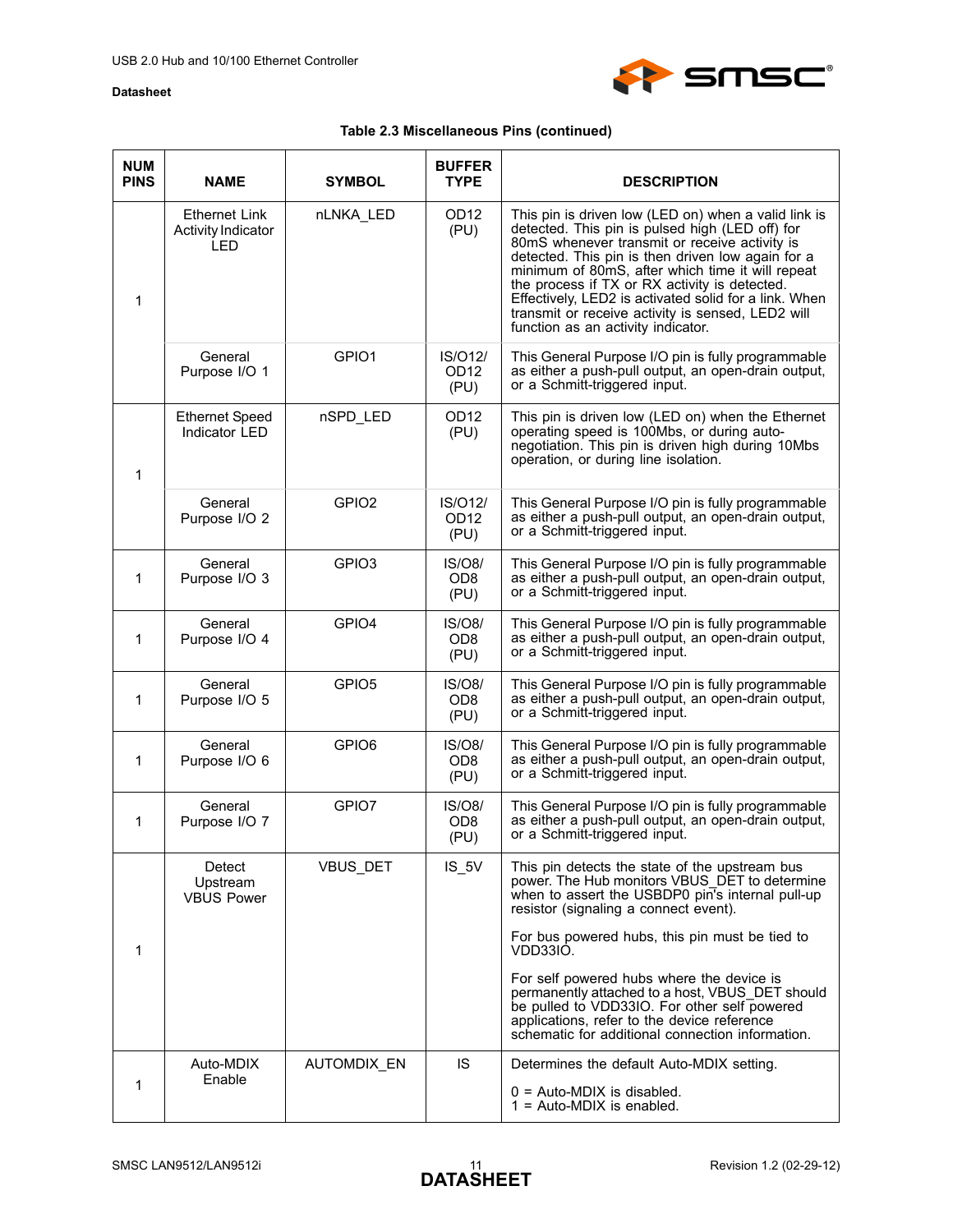**Table 2.3 Miscellaneous Pins (continued)**

| NUM PINS | NAME | SYMBOL | BUFFER TYPE | DESCRIPTION |
|---|---|---|---|---|
| 1 | Ethernet Link Activity Indicator LED | nLNKA_LED | OD12 (PU) | This pin is driven low (LED on) when a valid link is detected. This pin is pulsed high (LED off) for 80mS whenever transmit or receive activity is detected. This pin is then driven low again for a minimum of 80mS, after which time it will repeat the process if TX or RX activity is detected. Effectively, LED2 is activated solid for a link. When transmit or receive activity is sensed, LED2 will function as an activity indicator. |
| | General Purpose I/O 1 | GPIO1 | IS/O12/ OD12 (PU) | This General Purpose I/O pin is fully programmable as either a push-pull output, an open-drain output, or a Schmitt-triggered input. |
| 1 | Ethernet Speed Indicator LED | nSPD_LED | OD12 (PU) | This pin is driven low (LED on) when the Ethernet operating speed is 100Mbs, or during auto-negotiation. This pin is driven high during 10Mbs operation, or during line isolation. |
| | General Purpose I/O 2 | GPIO2 | IS/O12/ OD12 (PU) | This General Purpose I/O pin is fully programmable as either a push-pull output, an open-drain output, or a Schmitt-triggered input. |
| 1 | General Purpose I/O 3 | GPIO3 | IS/O8/ OD8 (PU) | This General Purpose I/O pin is fully programmable as either a push-pull output, an open-drain output, or a Schmitt-triggered input. |
| 1 | General Purpose I/O 4 | GPIO4 | IS/O8/ OD8 (PU) | This General Purpose I/O pin is fully programmable as either a push-pull output, an open-drain output, or a Schmitt-triggered input. |
| 1 | General Purpose I/O 5 | GPIO5 | IS/O8/ OD8 (PU) | This General Purpose I/O pin is fully programmable as either a push-pull output, an open-drain output, or a Schmitt-triggered input. |
| 1 | General Purpose I/O 6 | GPIO6 | IS/O8/ OD8 (PU) | This General Purpose I/O pin is fully programmable as either a push-pull output, an open-drain output, or a Schmitt-triggered input. |
| 1 | General Purpose I/O 7 | GPIO7 | IS/O8/ OD8 (PU) | This General Purpose I/O pin is fully programmable as either a push-pull output, an open-drain output, or a Schmitt-triggered input. |
| 1 | Detect Upstream VBUS Power | VBUS_DET | IS_5V | This pin detects the state of the upstream bus power. The Hub monitors VBUS_DET to determine when to assert the USBDP0 pin's internal pull-up resistor (signaling a connect event).<br><br>For bus powered hubs, this pin must be tied to VDD33IO.<br><br>For self powered hubs where the device is permanently attached to a host, VBUS_DET should be pulled to VDD33IO. For other self powered applications, refer to the device reference schematic for additional connection information. |
| 1 | Auto-MDIX Enable | AUTOMDIX_EN | IS | Determines the default Auto-MDIX setting.<br><br>0 = Auto-MDIX is disabled.<br>1 = Auto-MDIX is enabled. |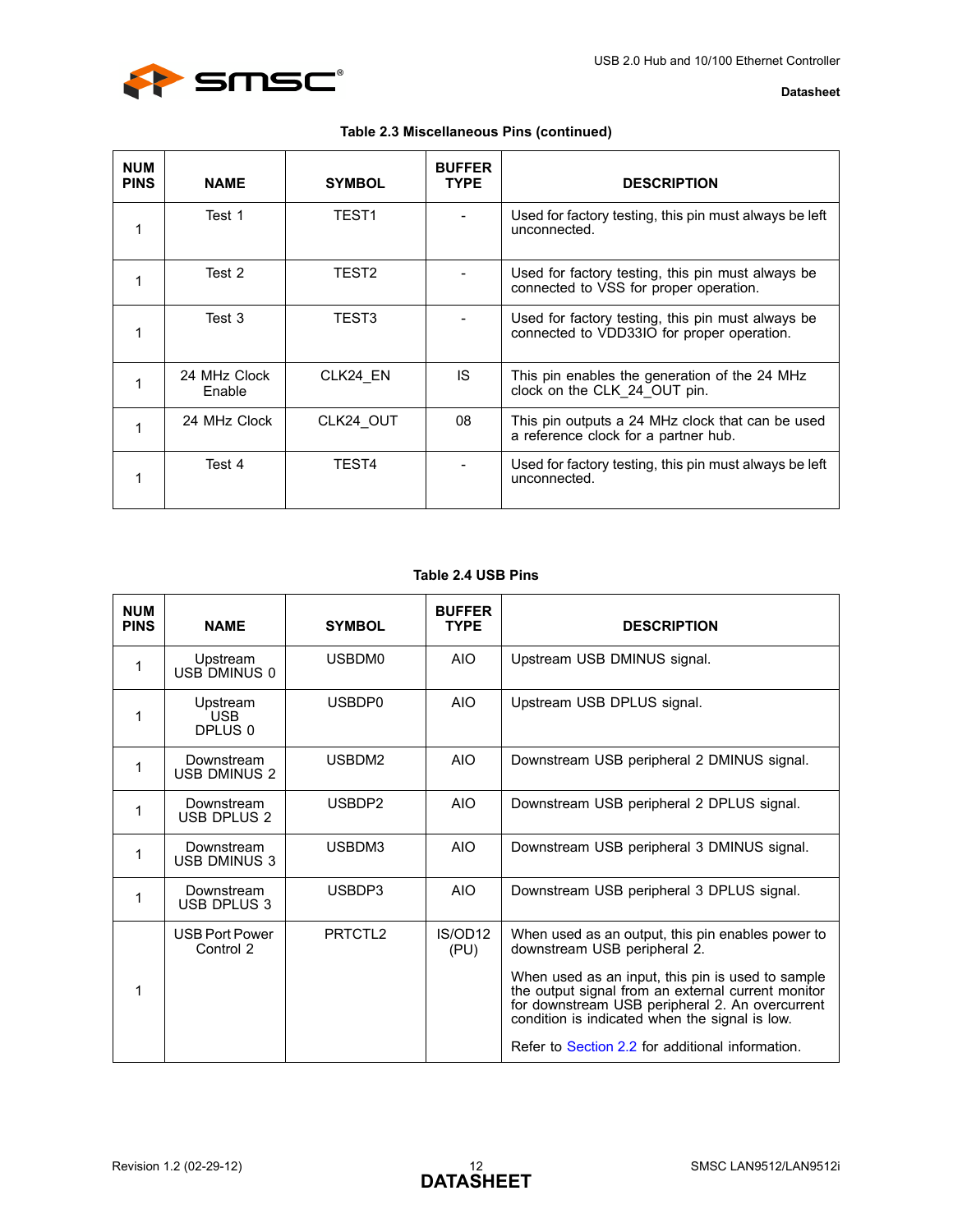**Table 2.3 Miscellaneous Pins (continued)**

| NUM PINS | NAME | SYMBOL | BUFFER TYPE | DESCRIPTION |
|---|---|---|---|---|
| 1 | Test 1 | TEST1 | - | Used for factory testing, this pin must always be left unconnected. |
| 1 | Test 2 | TEST2 | - | Used for factory testing, this pin must always be connected to VSS for proper operation. |
| 1 | Test 3 | TEST3 | - | Used for factory testing, this pin must always be connected to VDD33IO for proper operation. |
| 1 | 24 MHz Clock Enable | CLK24_EN | IS | This pin enables the generation of the 24 MHz clock on the CLK_24_OUT pin. |
| 1 | 24 MHz Clock | CLK24_OUT | 08 | This pin outputs a 24 MHz clock that can be used a reference clock for a partner hub. |
| 1 | Test 4 | TEST4 | - | Used for factory testing, this pin must always be left unconnected. |

**Table 2.4 USB Pins**

| NUM PINS | NAME | SYMBOL | BUFFER TYPE | DESCRIPTION |
|---|---|---|---|---|
| 1 | Upstream USB DMINUS 0 | USBDM0 | AIO | Upstream USB DMINUS signal. |
| 1 | Upstream USB DPLUS 0 | USBDP0 | AIO | Upstream USB DPLUS signal. |
| 1 | Downstream USB DMINUS 2 | USBDM2 | AIO | Downstream USB peripheral 2 DMINUS signal. |
| 1 | Downstream USB DPLUS 2 | USBDP2 | AIO | Downstream USB peripheral 2 DPLUS signal. |
| 1 | Downstream USB DMINUS 3 | USBDM3 | AIO | Downstream USB peripheral 3 DMINUS signal. |
| 1 | Downstream USB DPLUS 3 | USBDP3 | AIO | Downstream USB peripheral 3 DPLUS signal. |
| 1 | USB Port Power Control 2 | PRTCTL2 | IS/OD12 (PU) | When used as an output, this pin enables power to downstream USB peripheral 2. When used as an input, this pin is used to sample the output signal from an external current monitor for downstream USB peripheral 2. An overcurrent condition is indicated when the signal is low. Refer to Section 2.2 for additional information. |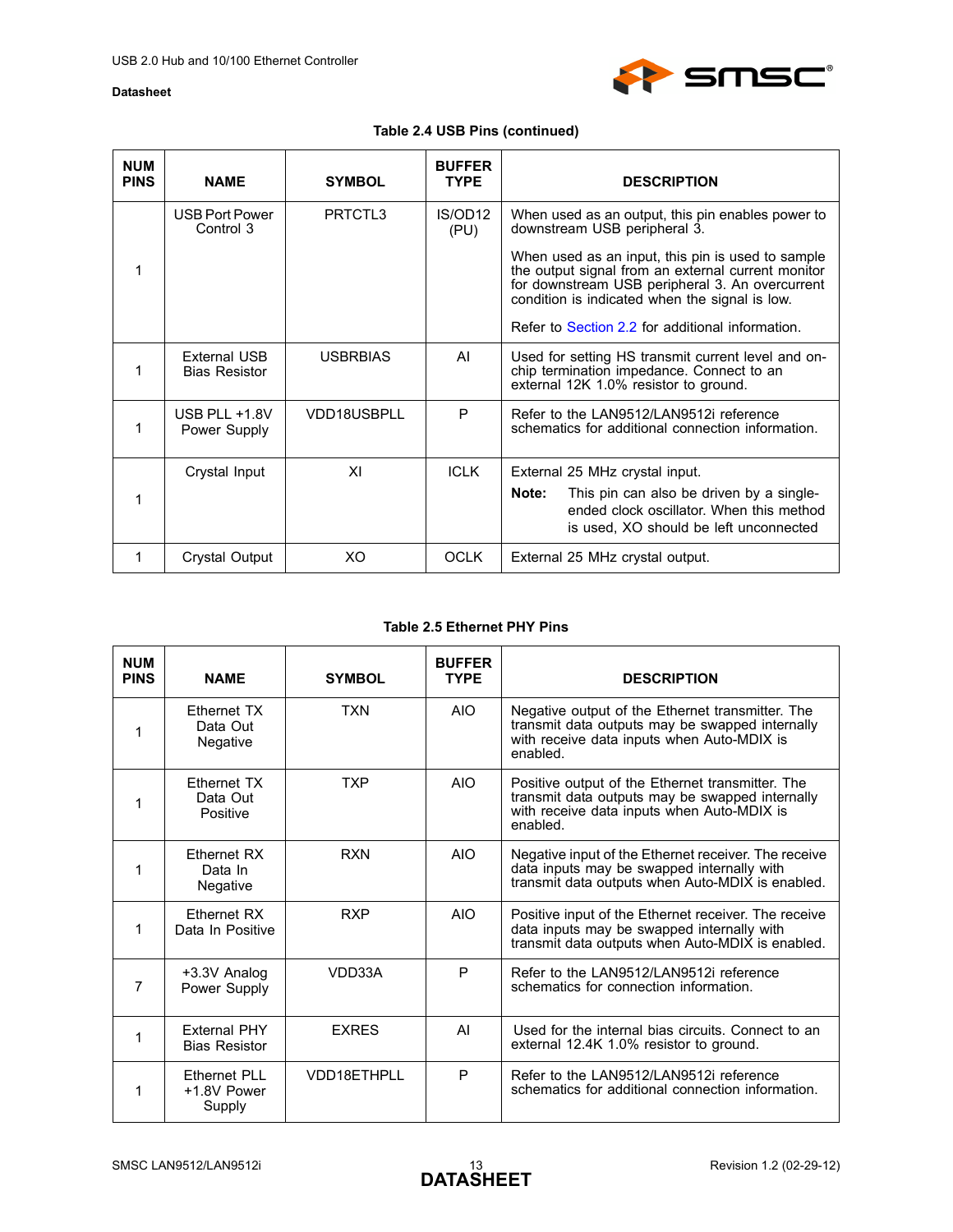**Table 2.4 USB Pins (continued)**

| NUM PINS | NAME | SYMBOL | BUFFER TYPE | DESCRIPTION |
|---|---|---|---|---|
| 1 | USB Port Power Control 3 | PRTCTL3 | IS/OD12 (PU) | When used as an output, this pin enables power to downstream USB peripheral 3.<br><br>When used as an input, this pin is used to sample the output signal from an external current monitor for downstream USB peripheral 3. An overcurrent condition is indicated when the signal is low.<br><br>Refer to Section 2.2 for additional information. |
| 1 | External USB Bias Resistor | USBRBIAS | AI | Used for setting HS transmit current level and on-chip termination impedance. Connect to an external 12K 1.0% resistor to ground. |
| 1 | USB PLL +1.8V Power Supply | VDD18USBPLL | P | Refer to the LAN9512/LAN9512i reference schematics for additional connection information. |
| 1 | Crystal Input | XI | ICLK | External 25 MHz crystal input.<br><br>**Note:** This pin can also be driven by a single-ended clock oscillator. When this method is used, XO should be left unconnected |
| 1 | Crystal Output | XO | OCLK | External 25 MHz crystal output. |

**Table 2.5 Ethernet PHY Pins**

| NUM PINS | NAME | SYMBOL | BUFFER TYPE | DESCRIPTION |
|---|---|---|---|---|
| 1 | Ethernet TX Data Out Negative | TXN | AIO | Negative output of the Ethernet transmitter. The transmit data outputs may be swapped internally with receive data inputs when Auto-MDIX is enabled. |
| 1 | Ethernet TX Data Out Positive | TXP | AIO | Positive output of the Ethernet transmitter. The transmit data outputs may be swapped internally with receive data inputs when Auto-MDIX is enabled. |
| 1 | Ethernet RX Data In Negative | RXN | AIO | Negative input of the Ethernet receiver. The receive data inputs may be swapped internally with transmit data outputs when Auto-MDIX is enabled. |
| 1 | Ethernet RX Data In Positive | RXP | AIO | Positive input of the Ethernet receiver. The receive data inputs may be swapped internally with transmit data outputs when Auto-MDIX is enabled. |
| 7 | +3.3V Analog Power Supply | VDD33A | P | Refer to the LAN9512/LAN9512i reference schematics for connection information. |
| 1 | External PHY Bias Resistor | EXRES | AI | Used for the internal bias circuits. Connect to an external 12.4K 1.0% resistor to ground. |
| 1 | Ethernet PLL +1.8V Power Supply | VDD18ETHPLL | P | Refer to the LAN9512/LAN9512i reference schematics for additional connection information. |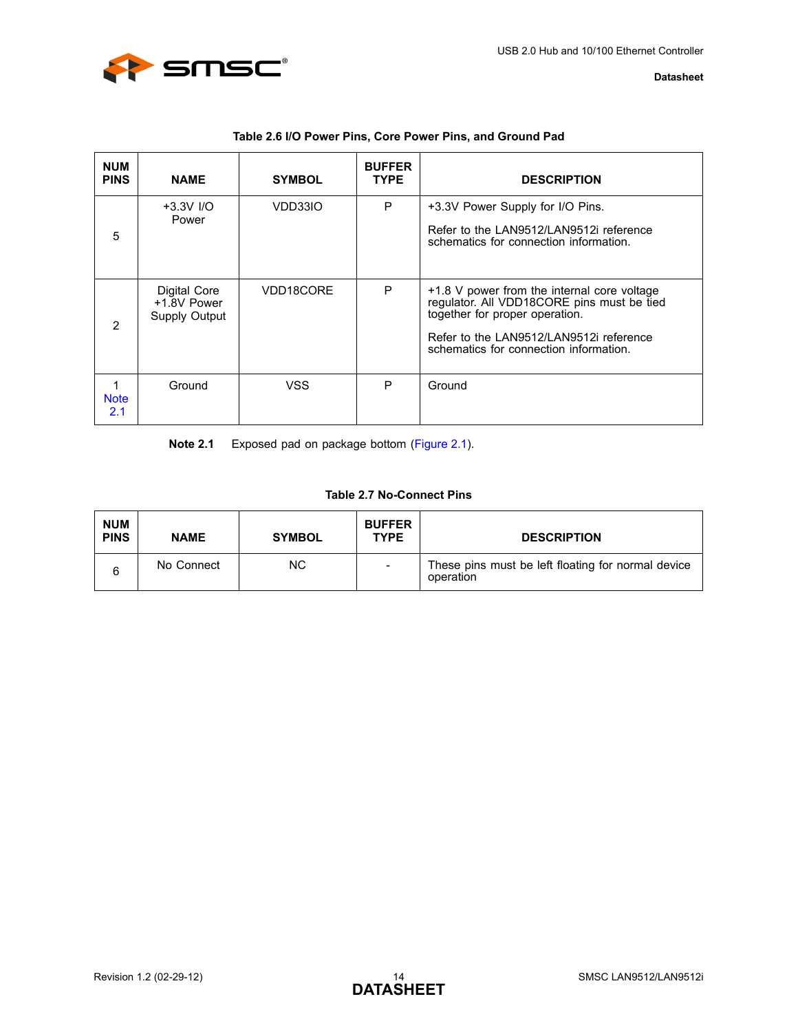**Table 2.6 I/O Power Pins, Core Power Pins, and Ground Pad**

| NUM PINS | NAME | SYMBOL | BUFFER TYPE | DESCRIPTION |
|---|---|---|---|---|
| 5 | +3.3V I/O Power | VDD33IO | P | +3.3V Power Supply for I/O Pins.<br><br>Refer to the LAN9512/LAN9512i reference schematics for connection information. |
| 2 | Digital Core +1.8V Power Supply Output | VDD18CORE | P | +1.8 V power from the internal core voltage regulator. All VDD18CORE pins must be tied together for proper operation.<br><br>Refer to the LAN9512/LAN9512i reference schematics for connection information. |
| 1 Note 2.1 | Ground | VSS | P | Ground |

**Note 2.1** Exposed pad on package bottom (Figure 2.1).

**Table 2.7 No-Connect Pins**

| NUM PINS | NAME | SYMBOL | BUFFER TYPE | DESCRIPTION |
|---|---|---|---|---|
| 6 | No Connect | NC | - | These pins must be left floating for normal device operation |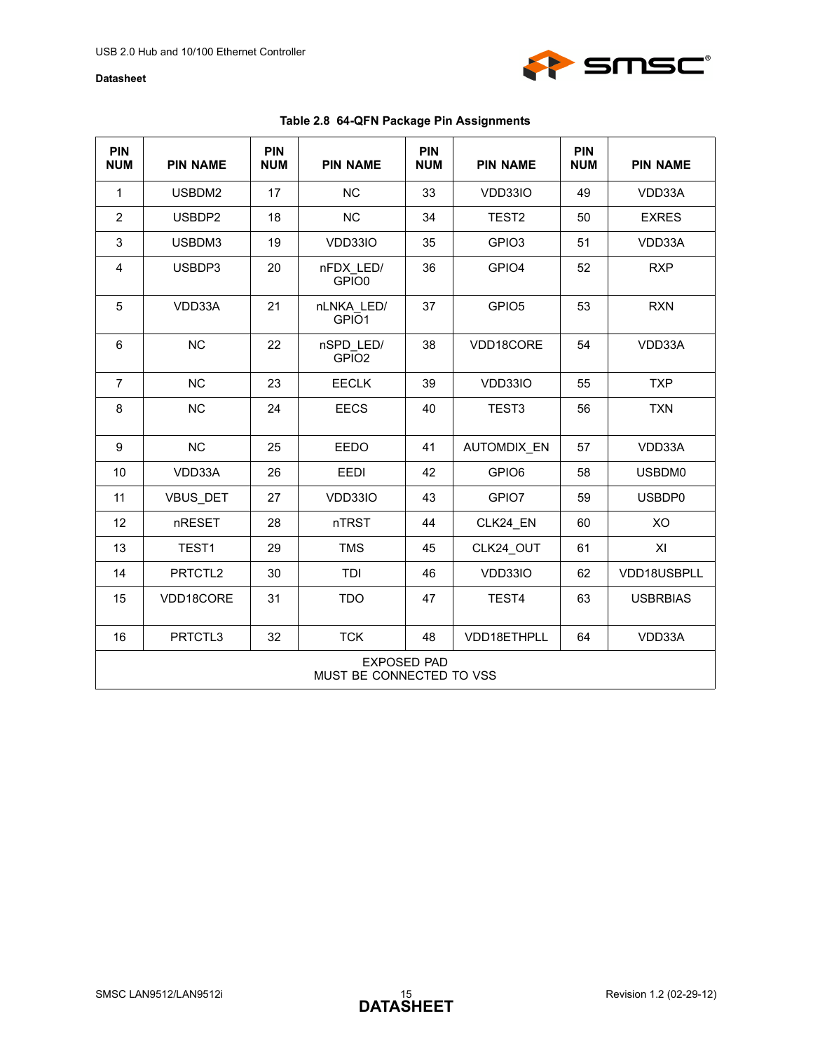**Table 2.8 64-QFN Package Pin Assignments**

| PIN NUM | PIN NAME | PIN NUM | PIN NAME | PIN NUM | PIN NAME | PIN NUM | PIN NAME |
|---|---|---|---|---|---|---|---|
| 1 | USBDM2 | 17 | NC | 33 | VDD33IO | 49 | VDD33A |
| 2 | USBDP2 | 18 | NC | 34 | TEST2 | 50 | EXRES |
| 3 | USBDM3 | 19 | VDD33IO | 35 | GPIO3 | 51 | VDD33A |
| 4 | USBDP3 | 20 | nFDX_LED/ GPIO0 | 36 | GPIO4 | 52 | RXP |
| 5 | VDD33A | 21 | nLNKA_LED/ GPIO1 | 37 | GPIO5 | 53 | RXN |
| 6 | NC | 22 | nSPD_LED/ GPIO2 | 38 | VDD18CORE | 54 | VDD33A |
| 7 | NC | 23 | EECLK | 39 | VDD33IO | 55 | TXP |
| 8 | NC | 24 | EECS | 40 | TEST3 | 56 | TXN |
| 9 | NC | 25 | EEDO | 41 | AUTOMDIX_EN | 57 | VDD33A |
| 10 | VDD33A | 26 | EEDI | 42 | GPIO6 | 58 | USBDM0 |
| 11 | VBUS_DET | 27 | VDD33IO | 43 | GPIO7 | 59 | USBDP0 |
| 12 | nRESET | 28 | nTRST | 44 | CLK24_EN | 60 | XO |
| 13 | TEST1 | 29 | TMS | 45 | CLK24_OUT | 61 | XI |
| 14 | PRTCTL2 | 30 | TDI | 46 | VDD33IO | 62 | VDD18USBPLL |
| 15 | VDD18CORE | 31 | TDO | 47 | TEST4 | 63 | USBRBIAS |
| 16 | PRTCTL3 | 32 | TCK | 48 | VDD18ETHPLL | 64 | VDD33A |
| EXPOSED PAD MUST BE CONNECTED TO VSS | | | | | | | |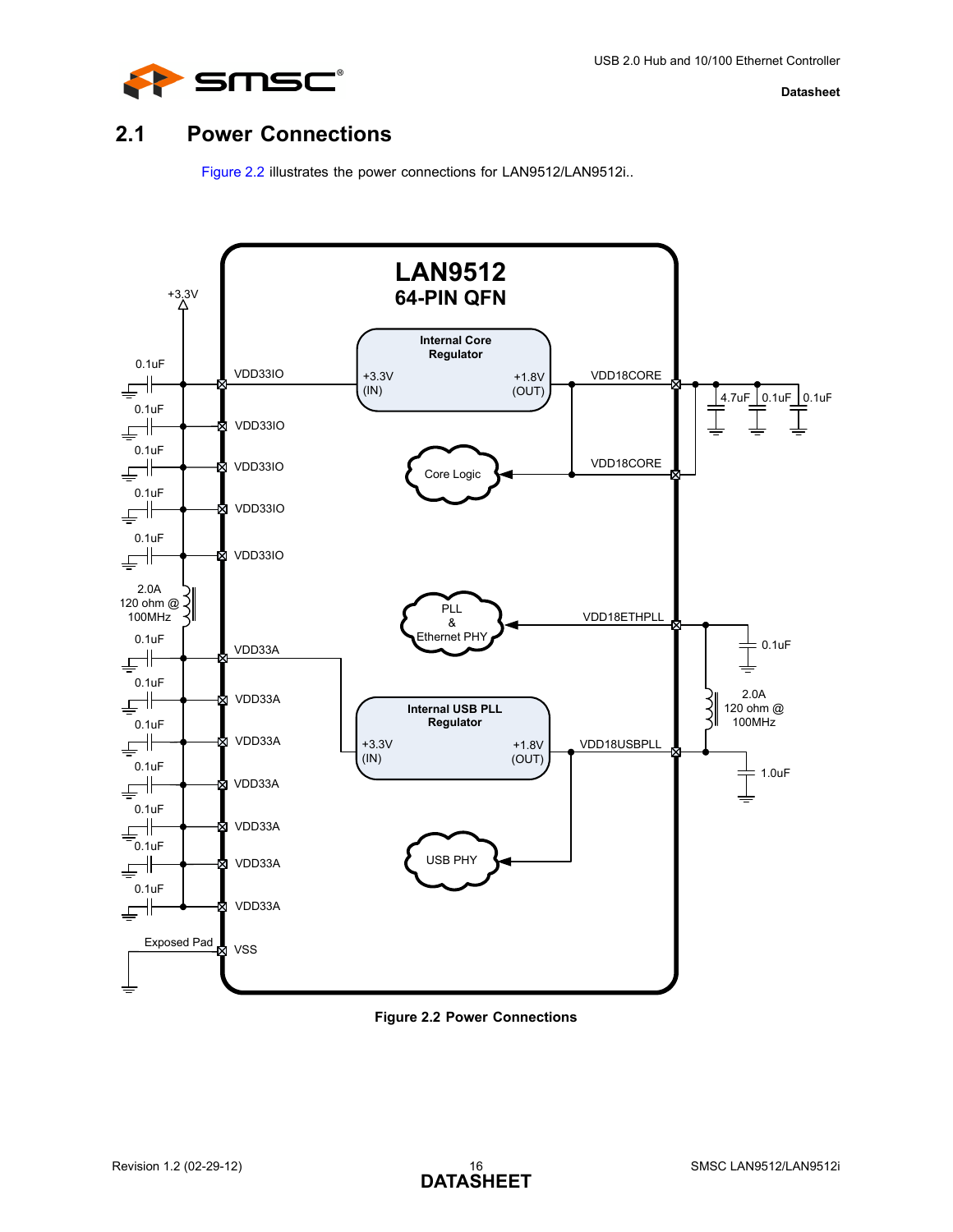## 2.1 Power Connections

Figure 2.2 illustrates the power connections for LAN9512/LAN9512i..

**Figure 2.2 Power Connections**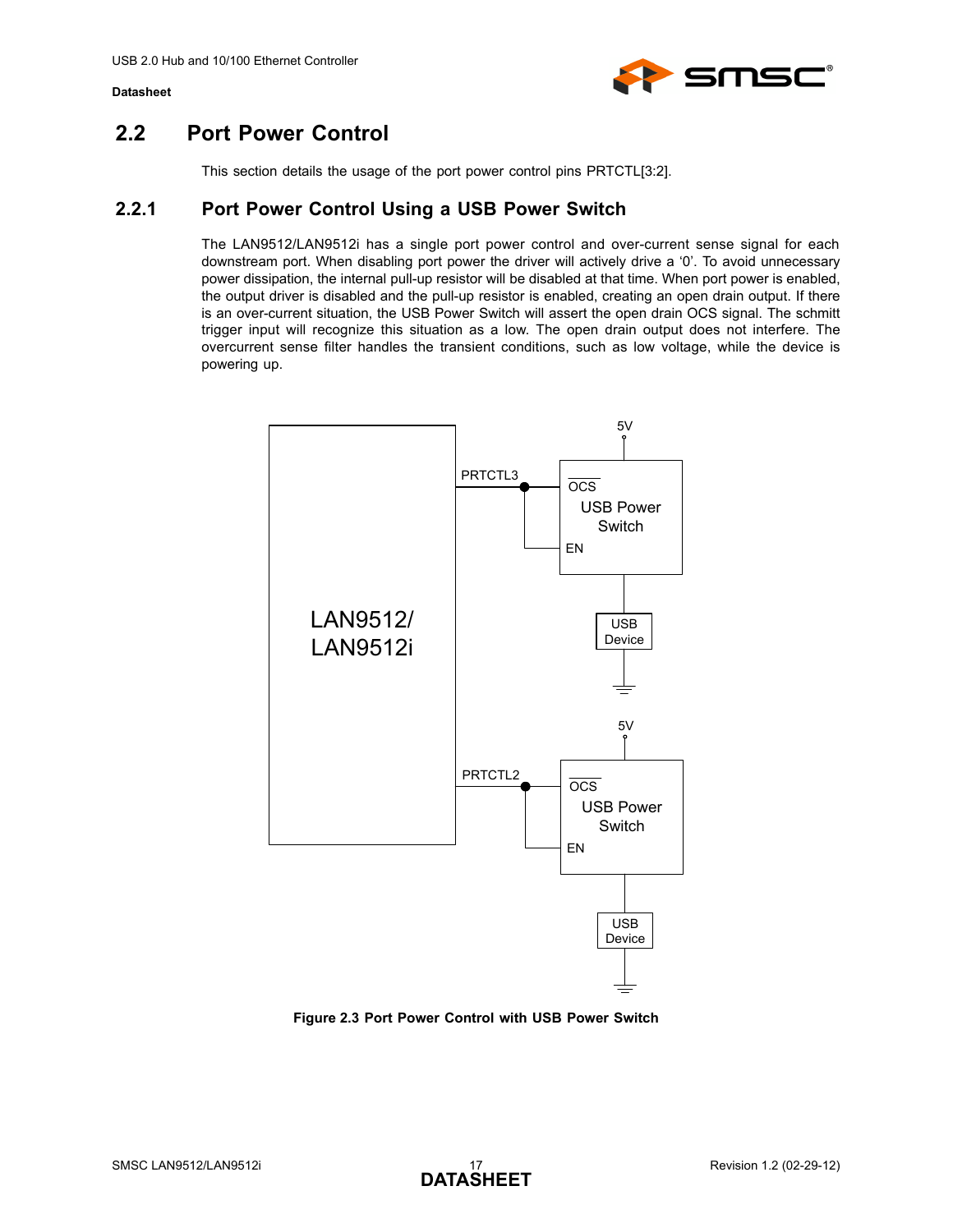## 2.2 Port Power Control

This section details the usage of the port power control pins PRTCTL[3:2].

### 2.2.1 Port Power Control Using a USB Power Switch

The LAN9512/LAN9512i has a single port power control and over-current sense signal for each downstream port. When disabling port power the driver will actively drive a '0'. To avoid unnecessary power dissipation, the internal pull-up resistor will be disabled at that time. When port power is enabled, the output driver is disabled and the pull-up resistor is enabled, creating an open drain output. If there is an over-current situation, the USB Power Switch will assert the open drain OCS signal. The schmitt trigger input will recognize this situation as a low. The open drain output does not interfere. The overcurrent sense filter handles the transient conditions, such as low voltage, while the device is powering up.

**Figure 2.3 Port Power Control with USB Power Switch**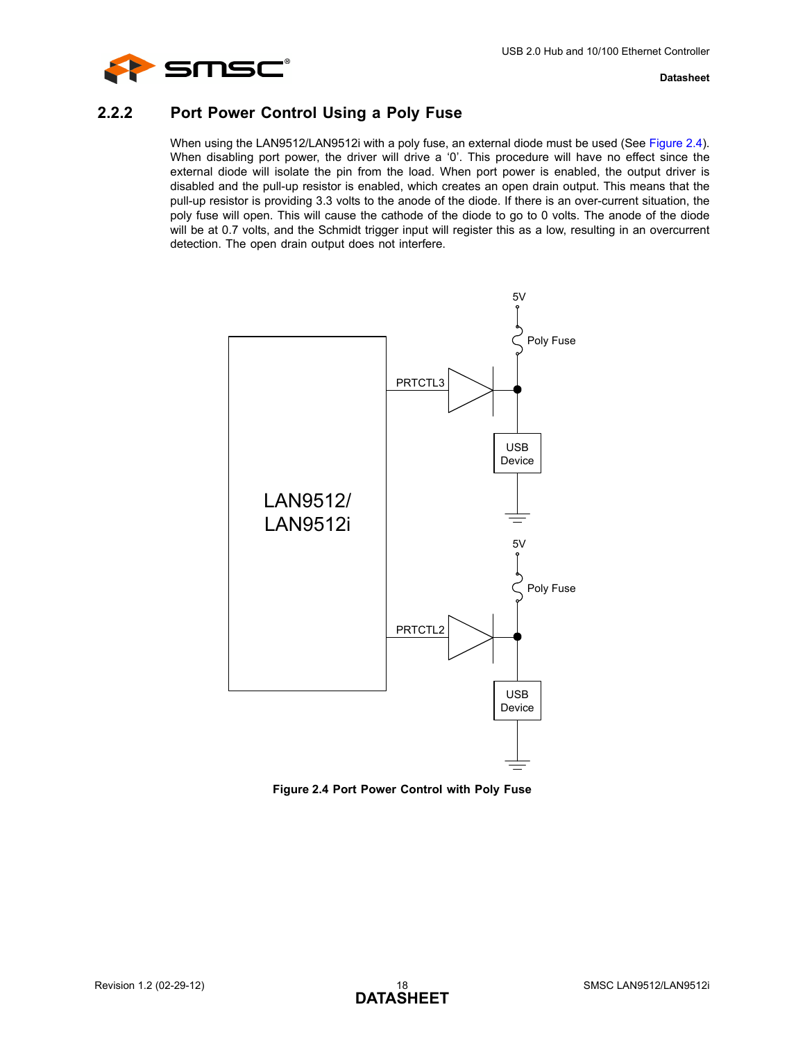### 2.2.2 Port Power Control Using a Poly Fuse

When using the LAN9512/LAN9512i with a poly fuse, an external diode must be used (See Figure 2.4). When disabling port power, the driver will drive a ‘0’. This procedure will have no effect since the external diode will isolate the pin from the load. When port power is enabled, the output driver is disabled and the pull-up resistor is enabled, which creates an open drain output. This means that the pull-up resistor is providing 3.3 volts to the anode of the diode. If there is an over-current situation, the poly fuse will open. This will cause the cathode of the diode to go to 0 volts. The anode of the diode will be at 0.7 volts, and the Schmidt trigger input will register this as a low, resulting in an overcurrent detection. The open drain output does not interfere.

**Figure 2.4 Port Power Control with Poly Fuse**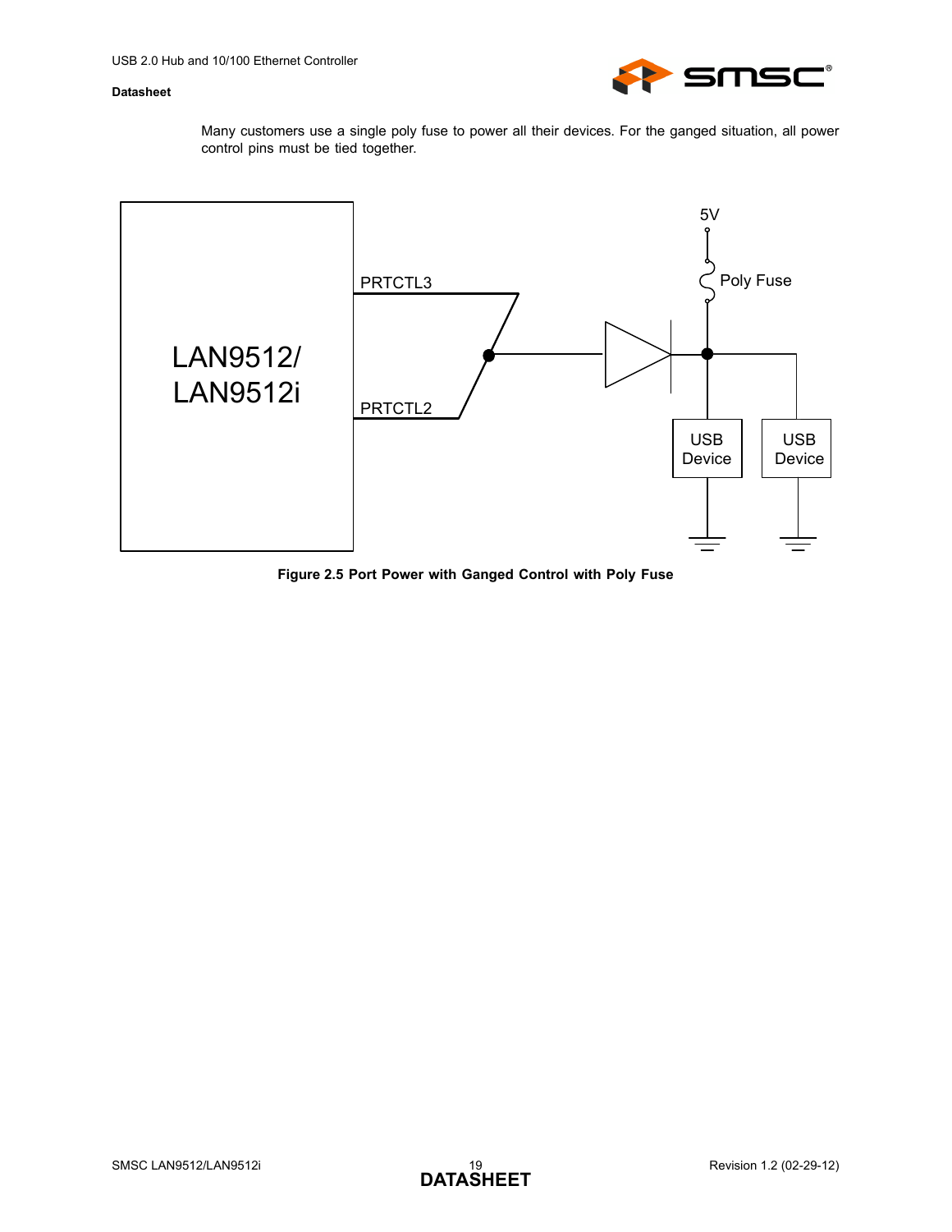Many customers use a single poly fuse to power all their devices. For the ganged situation, all power control pins must be tied together.

**Figure 2.5 Port Power with Ganged Control with Poly Fuse**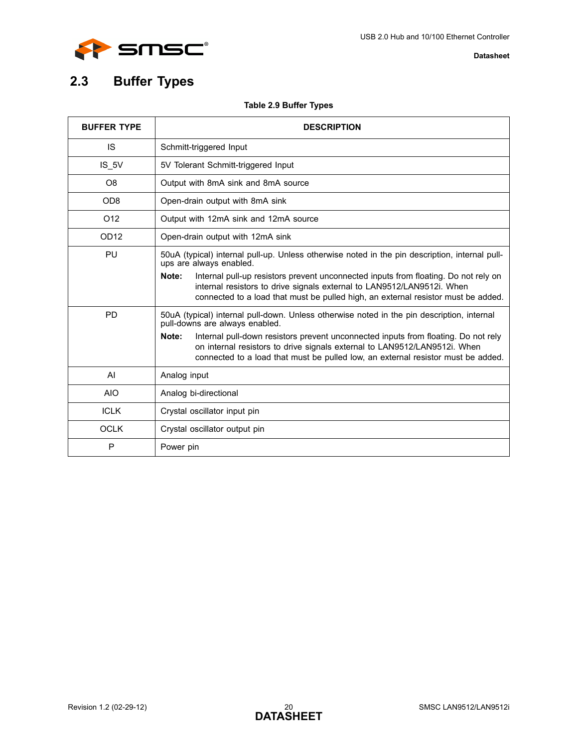## 2.3 Buffer Types

**Table 2.9 Buffer Types**

| BUFFER TYPE | DESCRIPTION |
|---|---|
| IS | Schmitt-triggered Input |
| IS_5V | 5V Tolerant Schmitt-triggered Input |
| O8 | Output with 8mA sink and 8mA source |
| OD8 | Open-drain output with 8mA sink |
| O12 | Output with 12mA sink and 12mA source |
| OD12 | Open-drain output with 12mA sink |
| PU | 50uA (typical) internal pull-up. Unless otherwise noted in the pin description, internal pull-ups are always enabled.<br>**Note:** Internal pull-up resistors prevent unconnected inputs from floating. Do not rely on internal resistors to drive signals external to LAN9512/LAN9512i. When connected to a load that must be pulled high, an external resistor must be added. |
| PD | 50uA (typical) internal pull-down. Unless otherwise noted in the pin description, internal pull-downs are always enabled.<br>**Note:** Internal pull-down resistors prevent unconnected inputs from floating. Do not rely on internal resistors to drive signals external to LAN9512/LAN9512i. When connected to a load that must be pulled low, an external resistor must be added. |
| AI | Analog input |
| AIO | Analog bi-directional |
| ICLK | Crystal oscillator input pin |
| OCLK | Crystal oscillator output pin |
| P | Power pin |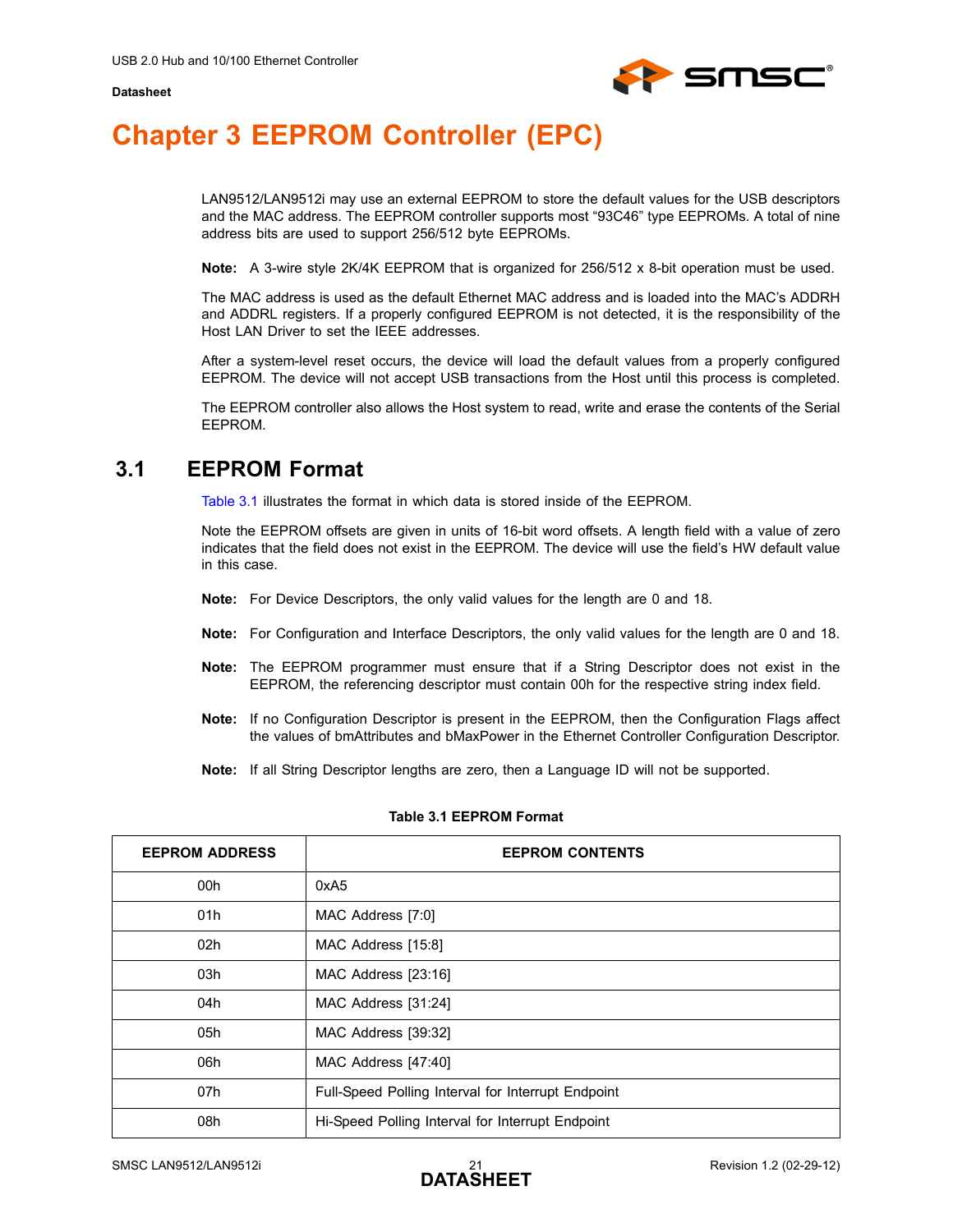# Chapter 3 EEPROM Controller (EPC)

LAN9512/LAN9512i may use an external EEPROM to store the default values for the USB descriptors and the MAC address. The EEPROM controller supports most "93C46" type EEPROMs. A total of nine address bits are used to support 256/512 byte EEPROMs.

**Note:** A 3-wire style 2K/4K EEPROM that is organized for 256/512 x 8-bit operation must be used.

The MAC address is used as the default Ethernet MAC address and is loaded into the MAC's ADDRH and ADDRL registers. If a properly configured EEPROM is not detected, it is the responsibility of the Host LAN Driver to set the IEEE addresses.

After a system-level reset occurs, the device will load the default values from a properly configured EEPROM. The device will not accept USB transactions from the Host until this process is completed.

The EEPROM controller also allows the Host system to read, write and erase the contents of the Serial EEPROM.

## 3.1 EEPROM Format

Table 3.1 illustrates the format in which data is stored inside of the EEPROM.

Note the EEPROM offsets are given in units of 16-bit word offsets. A length field with a value of zero indicates that the field does not exist in the EEPROM. The device will use the field's HW default value in this case.

**Note:** For Device Descriptors, the only valid values for the length are 0 and 18.

**Note:** For Configuration and Interface Descriptors, the only valid values for the length are 0 and 18.

**Note:** The EEPROM programmer must ensure that if a String Descriptor does not exist in the EEPROM, the referencing descriptor must contain 00h for the respective string index field.

**Note:** If no Configuration Descriptor is present in the EEPROM, then the Configuration Flags affect the values of bmAttributes and bMaxPower in the Ethernet Controller Configuration Descriptor.

**Note:** If all String Descriptor lengths are zero, then a Language ID will not be supported.

**Table 3.1 EEPROM Format**

| EEPROM ADDRESS | EEPROM CONTENTS |
|---|---|
| 00h | 0xA5 |
| 01h | MAC Address [7:0] |
| 02h | MAC Address [15:8] |
| 03h | MAC Address [23:16] |
| 04h | MAC Address [31:24] |
| 05h | MAC Address [39:32] |
| 06h | MAC Address [47:40] |
| 07h | Full-Speed Polling Interval for Interrupt Endpoint |
| 08h | Hi-Speed Polling Interval for Interrupt Endpoint |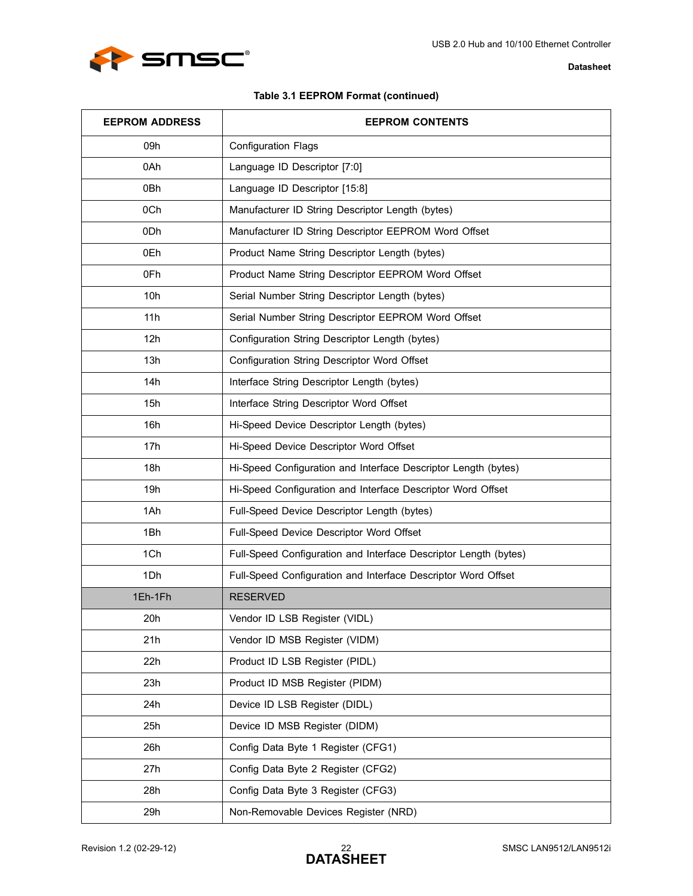**Table 3.1 EEPROM Format (continued)**

| EEPROM ADDRESS | EEPROM CONTENTS |
|---|---|
| 09h | Configuration Flags |
| 0Ah | Language ID Descriptor [7:0] |
| 0Bh | Language ID Descriptor [15:8] |
| 0Ch | Manufacturer ID String Descriptor Length (bytes) |
| 0Dh | Manufacturer ID String Descriptor EEPROM Word Offset |
| 0Eh | Product Name String Descriptor Length (bytes) |
| 0Fh | Product Name String Descriptor EEPROM Word Offset |
| 10h | Serial Number String Descriptor Length (bytes) |
| 11h | Serial Number String Descriptor EEPROM Word Offset |
| 12h | Configuration String Descriptor Length (bytes) |
| 13h | Configuration String Descriptor Word Offset |
| 14h | Interface String Descriptor Length (bytes) |
| 15h | Interface String Descriptor Word Offset |
| 16h | Hi-Speed Device Descriptor Length (bytes) |
| 17h | Hi-Speed Device Descriptor Word Offset |
| 18h | Hi-Speed Configuration and Interface Descriptor Length (bytes) |
| 19h | Hi-Speed Configuration and Interface Descriptor Word Offset |
| 1Ah | Full-Speed Device Descriptor Length (bytes) |
| 1Bh | Full-Speed Device Descriptor Word Offset |
| 1Ch | Full-Speed Configuration and Interface Descriptor Length (bytes) |
| 1Dh | Full-Speed Configuration and Interface Descriptor Word Offset |
| 1Eh-1Fh | RESERVED |
| 20h | Vendor ID LSB Register (VIDL) |
| 21h | Vendor ID MSB Register (VIDM) |
| 22h | Product ID LSB Register (PIDL) |
| 23h | Product ID MSB Register (PIDM) |
| 24h | Device ID LSB Register (DIDL) |
| 25h | Device ID MSB Register (DIDM) |
| 26h | Config Data Byte 1 Register (CFG1) |
| 27h | Config Data Byte 2 Register (CFG2) |
| 28h | Config Data Byte 3 Register (CFG3) |
| 29h | Non-Removable Devices Register (NRD) |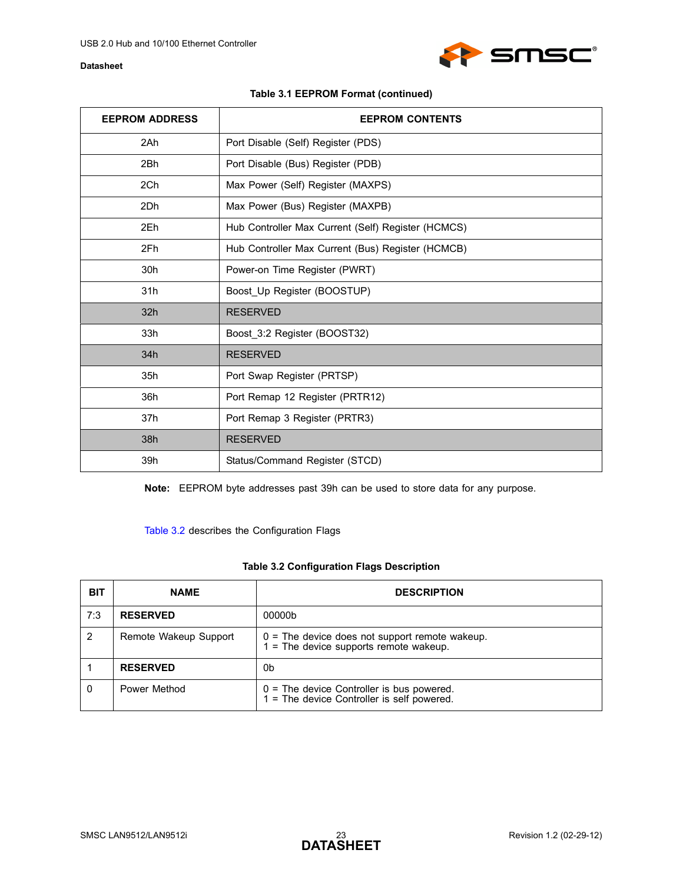**Table 3.1 EEPROM Format (continued)**

| EEPROM ADDRESS | EEPROM CONTENTS |
|---|---|
| 2Ah | Port Disable (Self) Register (PDS) |
| 2Bh | Port Disable (Bus) Register (PDB) |
| 2Ch | Max Power (Self) Register (MAXPS) |
| 2Dh | Max Power (Bus) Register (MAXPB) |
| 2Eh | Hub Controller Max Current (Self) Register (HCMCS) |
| 2Fh | Hub Controller Max Current (Bus) Register (HCMCB) |
| 30h | Power-on Time Register (PWRT) |
| 31h | Boost_Up Register (BOOSTUP) |
| 32h | RESERVED |
| 33h | Boost_3:2 Register (BOOST32) |
| 34h | RESERVED |
| 35h | Port Swap Register (PRTSP) |
| 36h | Port Remap 12 Register (PRTR12) |
| 37h | Port Remap 3 Register (PRTR3) |
| 38h | RESERVED |
| 39h | Status/Command Register (STCD) |

**Note:** EEPROM byte addresses past 39h can be used to store data for any purpose.

Table 3.2 describes the Configuration Flags

**Table 3.2 Configuration Flags Description**

| BIT | NAME | DESCRIPTION |
|---|---|---|
| 7:3 | **RESERVED** | 00000b |
| 2 | Remote Wakeup Support | 0 = The device does not support remote wakeup.<br>1 = The device supports remote wakeup. |
| 1 | **RESERVED** | 0b |
| 0 | Power Method | 0 = The device Controller is bus powered.<br>1 = The device Controller is self powered. |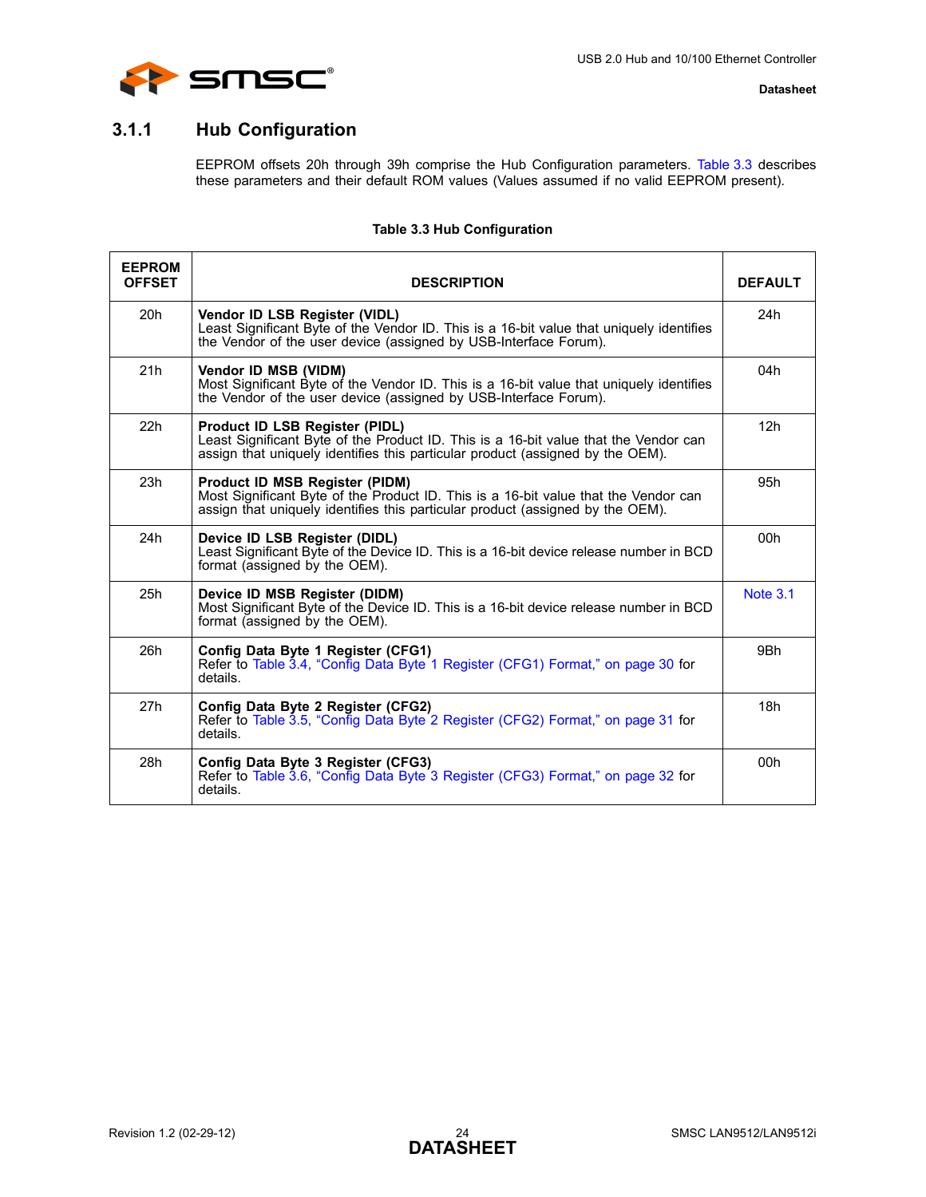### 3.1.1 Hub Configuration

EEPROM offsets 20h through 39h comprise the Hub Configuration parameters. Table 3.3 describes these parameters and their default ROM values (Values assumed if no valid EEPROM present).

**Table 3.3 Hub Configuration**

| EEPROM OFFSET | DESCRIPTION | DEFAULT |
|---|---|---|
| 20h | **Vendor ID LSB Register (VIDL)**<br>Least Significant Byte of the Vendor ID. This is a 16-bit value that uniquely identifies the Vendor of the user device (assigned by USB-Interface Forum). | 24h |
| 21h | **Vendor ID MSB (VIDM)**<br>Most Significant Byte of the Vendor ID. This is a 16-bit value that uniquely identifies the Vendor of the user device (assigned by USB-Interface Forum). | 04h |
| 22h | **Product ID LSB Register (PIDL)**<br>Least Significant Byte of the Product ID. This is a 16-bit value that the Vendor can assign that uniquely identifies this particular product (assigned by the OEM). | 12h |
| 23h | **Product ID MSB Register (PIDM)**<br>Most Significant Byte of the Product ID. This is a 16-bit value that the Vendor can assign that uniquely identifies this particular product (assigned by the OEM). | 95h |
| 24h | **Device ID LSB Register (DIDL)**<br>Least Significant Byte of the Device ID. This is a 16-bit device release number in BCD format (assigned by the OEM). | 00h |
| 25h | **Device ID MSB Register (DIDM)**<br>Most Significant Byte of the Device ID. This is a 16-bit device release number in BCD format (assigned by the OEM). | Note 3.1 |
| 26h | **Config Data Byte 1 Register (CFG1)**<br>Refer to Table 3.4, "Config Data Byte 1 Register (CFG1) Format," on page 30 for details. | 9Bh |
| 27h | **Config Data Byte 2 Register (CFG2)**<br>Refer to Table 3.5, "Config Data Byte 2 Register (CFG2) Format," on page 31 for details. | 18h |
| 28h | **Config Data Byte 3 Register (CFG3)**<br>Refer to Table 3.6, "Config Data Byte 3 Register (CFG3) Format," on page 32 for details. | 00h |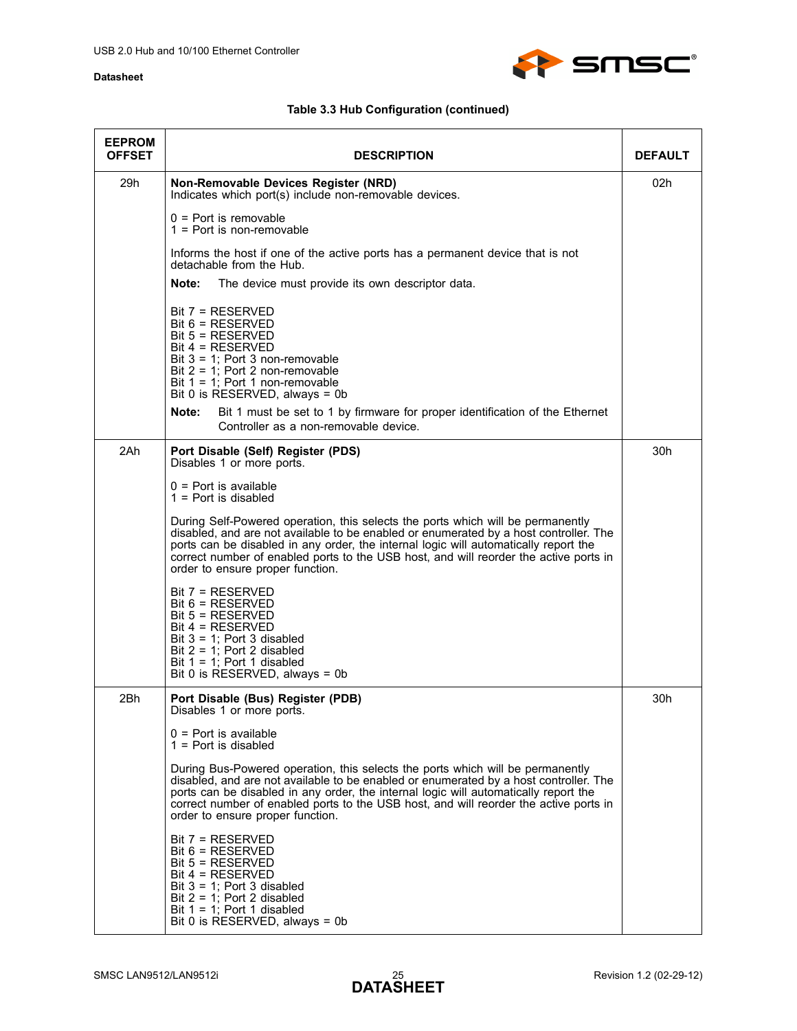**Table 3.3 Hub Configuration (continued)**

| EEPROM OFFSET | DESCRIPTION | DEFAULT |
|---|---|---|
| 29h | **Non-Removable Devices Register (NRD)**<br>Indicates which port(s) include non-removable devices.<br><br>0 = Port is removable<br>1 = Port is non-removable<br><br>Informs the host if one of the active ports has a permanent device that is not detachable from the Hub.<br><br>**Note:** The device must provide its own descriptor data.<br><br>Bit 7 = RESERVED<br>Bit 6 = RESERVED<br>Bit 5 = RESERVED<br>Bit 4 = RESERVED<br>Bit 3 = 1; Port 3 non-removable<br>Bit 2 = 1; Port 2 non-removable<br>Bit 1 = 1; Port 1 non-removable<br>Bit 0 is RESERVED, always = 0b<br><br>**Note:** Bit 1 must be set to 1 by firmware for proper identification of the Ethernet Controller as a non-removable device. | 02h |
| 2Ah | **Port Disable (Self) Register (PDS)**<br>Disables 1 or more ports.<br><br>0 = Port is available<br>1 = Port is disabled<br><br>During Self-Powered operation, this selects the ports which will be permanently disabled, and are not available to be enabled or enumerated by a host controller. The ports can be disabled in any order, the internal logic will automatically report the correct number of enabled ports to the USB host, and will reorder the active ports in order to ensure proper function.<br><br>Bit 7 = RESERVED<br>Bit 6 = RESERVED<br>Bit 5 = RESERVED<br>Bit 4 = RESERVED<br>Bit 3 = 1; Port 3 disabled<br>Bit 2 = 1; Port 2 disabled<br>Bit 1 = 1; Port 1 disabled<br>Bit 0 is RESERVED, always = 0b | 30h |
| 2Bh | **Port Disable (Bus) Register (PDB)**<br>Disables 1 or more ports.<br><br>0 = Port is available<br>1 = Port is disabled<br><br>During Bus-Powered operation, this selects the ports which will be permanently disabled, and are not available to be enabled or enumerated by a host controller. The ports can be disabled in any order, the internal logic will automatically report the correct number of enabled ports to the USB host, and will reorder the active ports in order to ensure proper function.<br><br>Bit 7 = RESERVED<br>Bit 6 = RESERVED<br>Bit 5 = RESERVED<br>Bit 4 = RESERVED<br>Bit 3 = 1; Port 3 disabled<br>Bit 2 = 1; Port 2 disabled<br>Bit 1 = 1; Port 1 disabled<br>Bit 0 is RESERVED, always = 0b | 30h |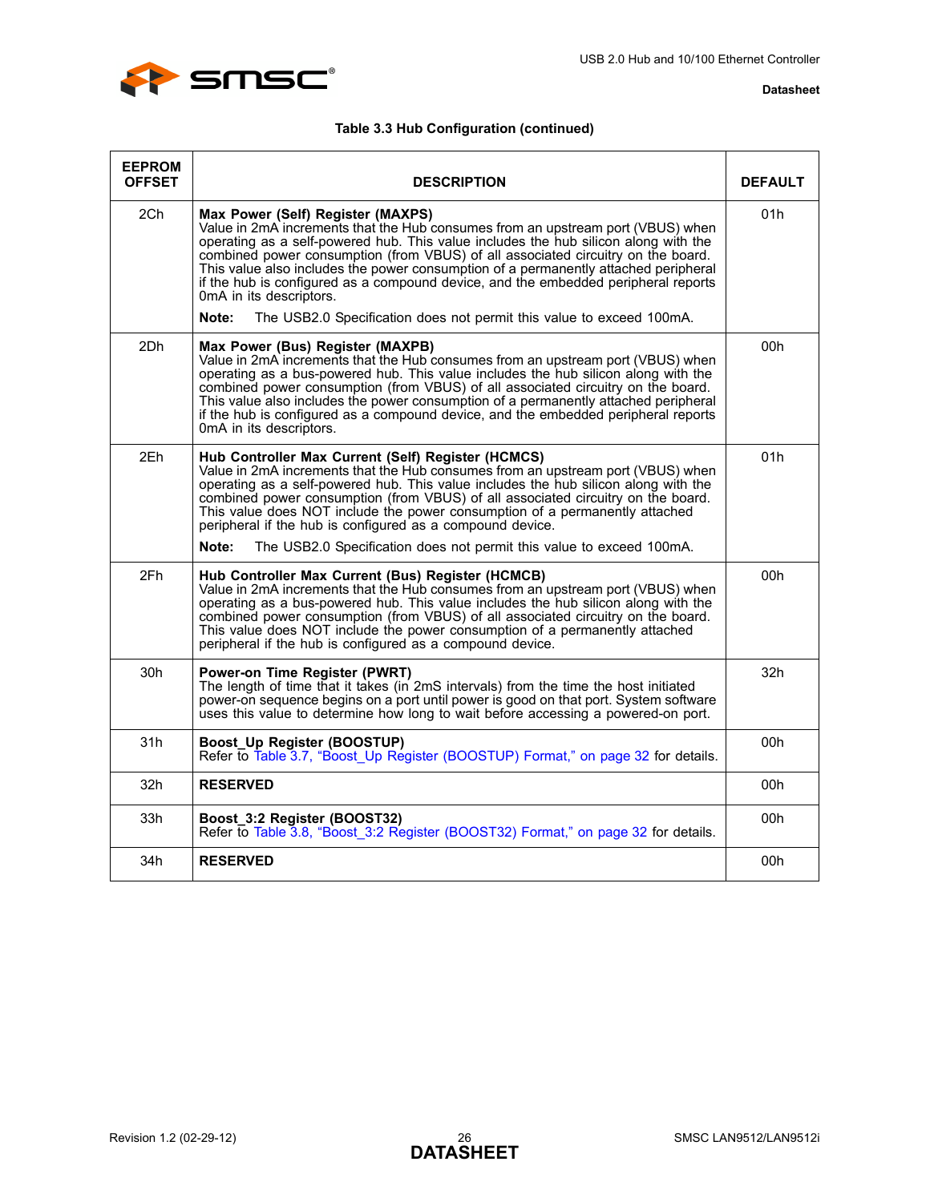**Table 3.3 Hub Configuration (continued)**

| EEPROM OFFSET | DESCRIPTION | DEFAULT |
|---|---|---|
| 2Ch | **Max Power (Self) Register (MAXPS)**<br>Value in 2mA increments that the Hub consumes from an upstream port (VBUS) when operating as a self-powered hub. This value includes the hub silicon along with the combined power consumption (from VBUS) of all associated circuitry on the board. This value also includes the power consumption of a permanently attached peripheral if the hub is configured as a compound device, and the embedded peripheral reports 0mA in its descriptors.<br>**Note:** The USB2.0 Specification does not permit this value to exceed 100mA. | 01h |
| 2Dh | **Max Power (Bus) Register (MAXPB)**<br>Value in 2mA increments that the Hub consumes from an upstream port (VBUS) when operating as a bus-powered hub. This value includes the hub silicon along with the combined power consumption (from VBUS) of all associated circuitry on the board. This value also includes the power consumption of a permanently attached peripheral if the hub is configured as a compound device, and the embedded peripheral reports 0mA in its descriptors. | 00h |
| 2Eh | **Hub Controller Max Current (Self) Register (HCMCS)**<br>Value in 2mA increments that the Hub consumes from an upstream port (VBUS) when operating as a self-powered hub. This value includes the hub silicon along with the combined power consumption (from VBUS) of all associated circuitry on the board. This value does NOT include the power consumption of a permanently attached peripheral if the hub is configured as a compound device.<br>**Note:** The USB2.0 Specification does not permit this value to exceed 100mA. | 01h |
| 2Fh | **Hub Controller Max Current (Bus) Register (HCMCB)**<br>Value in 2mA increments that the Hub consumes from an upstream port (VBUS) when operating as a bus-powered hub. This value includes the hub silicon along with the combined power consumption (from VBUS) of all associated circuitry on the board. This value does NOT include the power consumption of a permanently attached peripheral if the hub is configured as a compound device. | 00h |
| 30h | **Power-on Time Register (PWRT)**<br>The length of time that it takes (in 2mS intervals) from the time the host initiated power-on sequence begins on a port until power is good on that port. System software uses this value to determine how long to wait before accessing a powered-on port. | 32h |
| 31h | **Boost_Up Register (BOOSTUP)**<br>Refer to Table 3.7, "Boost_Up Register (BOOSTUP) Format," on page 32 for details. | 00h |
| 32h | **RESERVED** | 00h |
| 33h | **Boost_3:2 Register (BOOST32)**<br>Refer to Table 3.8, "Boost_3:2 Register (BOOST32) Format," on page 32 for details. | 00h |
| 34h | **RESERVED** | 00h |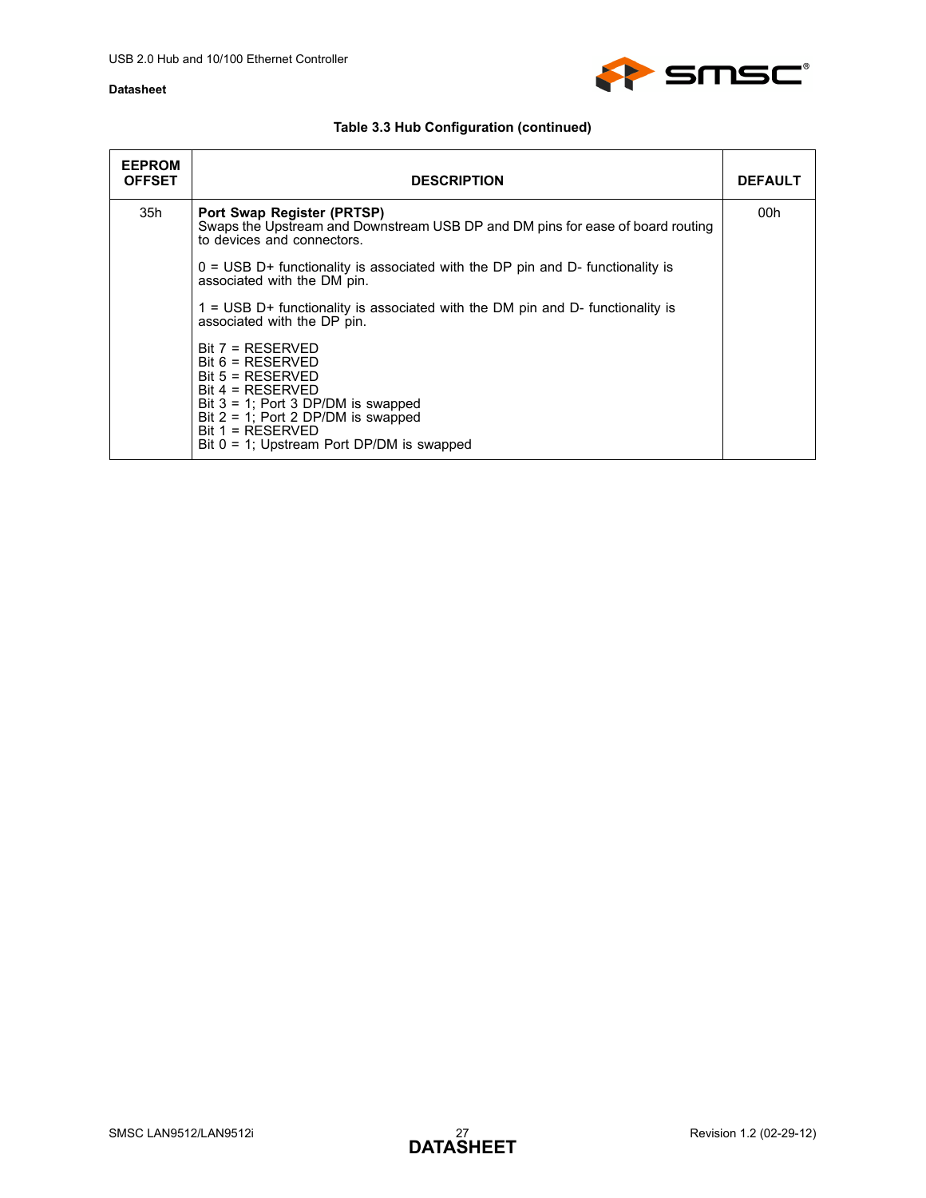**Table 3.3 Hub Configuration (continued)**

| EEPROM OFFSET | DESCRIPTION | DEFAULT |
|---|---|---|
| 35h | **Port Swap Register (PRTSP)**<br>Swaps the Upstream and Downstream USB DP and DM pins for ease of board routing to devices and connectors.<br><br>0 = USB D+ functionality is associated with the DP pin and D- functionality is associated with the DM pin.<br><br>1 = USB D+ functionality is associated with the DM pin and D- functionality is associated with the DP pin.<br><br>Bit 7 = RESERVED<br>Bit 6 = RESERVED<br>Bit 5 = RESERVED<br>Bit 4 = RESERVED<br>Bit 3 = 1; Port 3 DP/DM is swapped<br>Bit 2 = 1; Port 2 DP/DM is swapped<br>Bit 1 = RESERVED<br>Bit 0 = 1; Upstream Port DP/DM is swapped | 00h |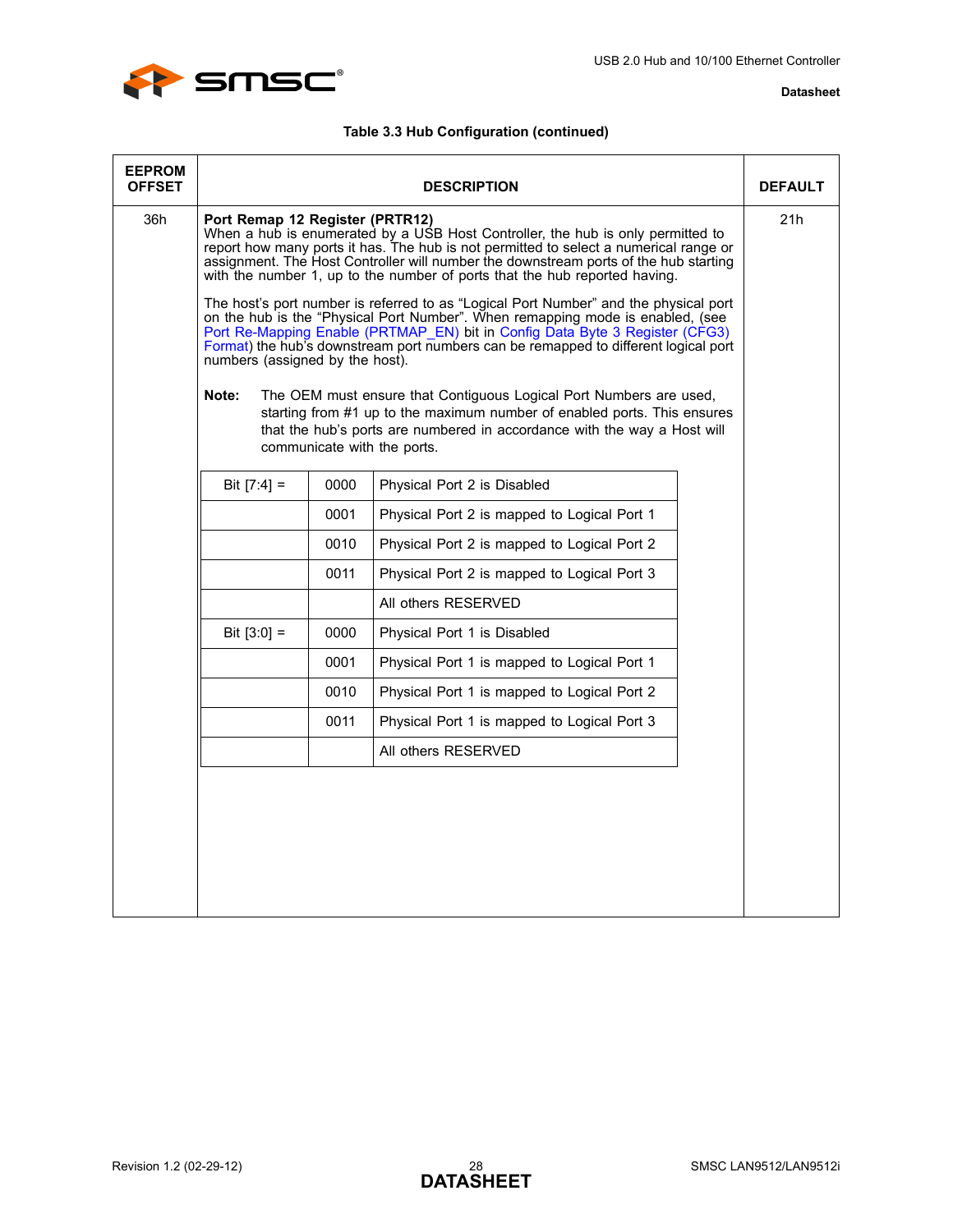**Table 3.3 Hub Configuration (continued)**

| EEPROM OFFSET | DESCRIPTION | DEFAULT |
|---|---|---|
| 36h | **Port Remap 12 Register (PRTR12)**<br>When a hub is enumerated by a USB Host Controller, the hub is only permitted to report how many ports it has. The hub is not permitted to select a numerical range or assignment. The Host Controller will number the downstream ports of the hub starting with the number 1, up to the number of ports that the hub reported having.<br><br>The host's port number is referred to as "Logical Port Number" and the physical port on the hub is the "Physical Port Number". When remapping mode is enabled, (see Port Re-Mapping Enable (PRTMAP_EN) bit in Config Data Byte 3 Register (CFG3) Format) the hub's downstream port numbers can be remapped to different logical port numbers (assigned by the host).<br><br>**Note:** The OEM must ensure that Contiguous Logical Port Numbers are used, starting from #1 up to the maximum number of enabled ports. This ensures that the hub's ports are numbered in accordance with the way a Host will communicate with the ports. | 21h |

| | | |
|---|---|---|
| Bit [7:4] = | 0000 | Physical Port 2 is Disabled |
| | 0001 | Physical Port 2 is mapped to Logical Port 1 |
| | 0010 | Physical Port 2 is mapped to Logical Port 2 |
| | 0011 | Physical Port 2 is mapped to Logical Port 3 |
| | | All others RESERVED |
| Bit [3:0] = | 0000 | Physical Port 1 is Disabled |
| | 0001 | Physical Port 1 is mapped to Logical Port 1 |
| | 0010 | Physical Port 1 is mapped to Logical Port 2 |
| | 0011 | Physical Port 1 is mapped to Logical Port 3 |
| | | All others RESERVED |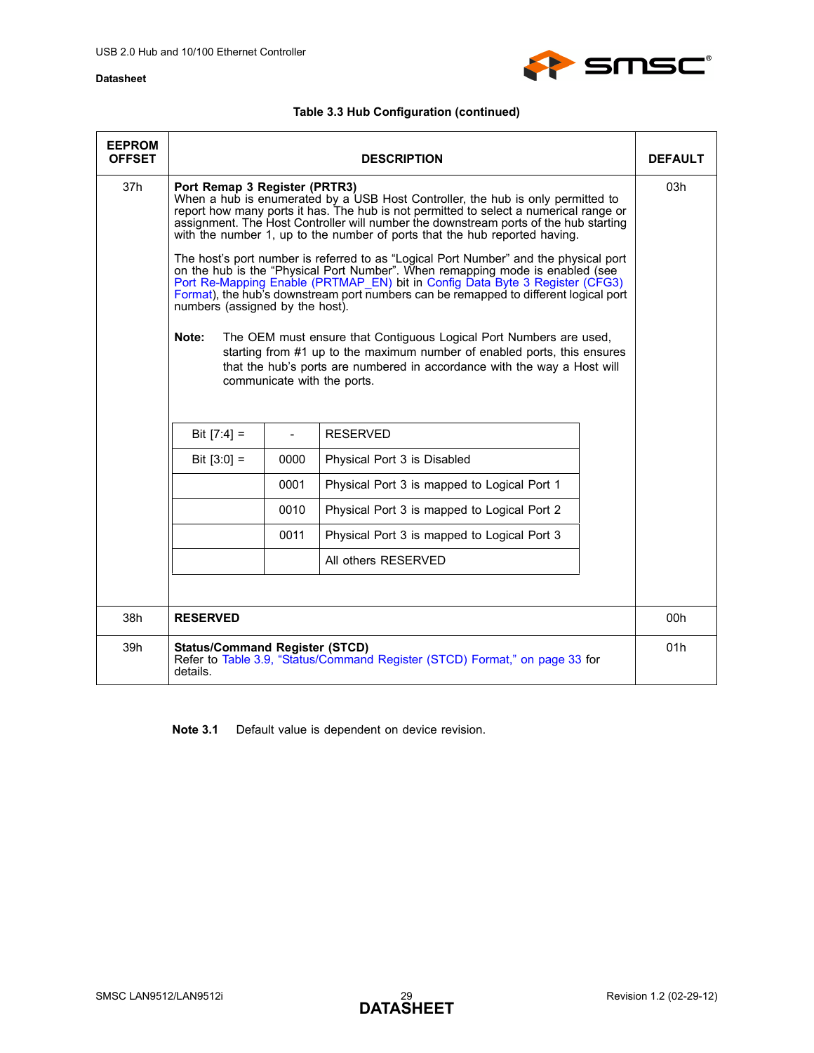**Table 3.3 Hub Configuration (continued)**

| EEPROM OFFSET | DESCRIPTION | DEFAULT |
|---|---|---|
| 37h | **Port Remap 3 Register (PRTR3)**<br>When a hub is enumerated by a USB Host Controller, the hub is only permitted to report how many ports it has. The hub is not permitted to select a numerical range or assignment. The Host Controller will number the downstream ports of the hub starting with the number 1, up to the number of ports that the hub reported having.<br><br>The host's port number is referred to as "Logical Port Number" and the physical port on the hub is the "Physical Port Number". When remapping mode is enabled (see Port Re-Mapping Enable (PRTMAP_EN) bit in Config Data Byte 3 Register (CFG3) Format), the hub's downstream port numbers can be remapped to different logical port numbers (assigned by the host).<br><br>**Note:** The OEM must ensure that Contiguous Logical Port Numbers are used, starting from #1 up to the maximum number of enabled ports, this ensures that the hub's ports are numbered in accordance with the way a Host will communicate with the ports.<br><br>Bit [7:4] = - RESERVED<br>Bit [3:0] = 0000 Physical Port 3 is Disabled<br>0001 Physical Port 3 is mapped to Logical Port 1<br>0010 Physical Port 3 is mapped to Logical Port 2<br>0011 Physical Port 3 is mapped to Logical Port 3<br>All others RESERVED | 03h |
| 38h | **RESERVED** | 00h |
| 39h | **Status/Command Register (STCD)**<br>Refer to Table 3.9, "Status/Command Register (STCD) Format," on page 33 for details. | 01h |

**Note 3.1** Default value is dependent on device revision.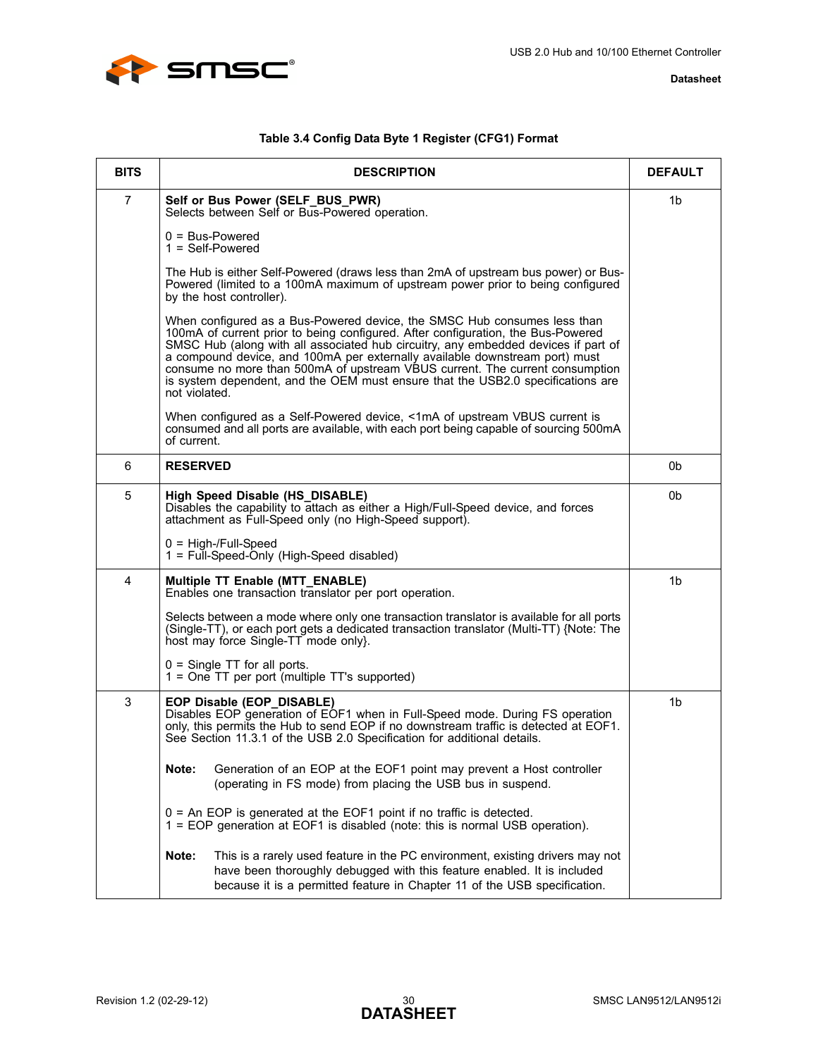**Table 3.4 Config Data Byte 1 Register (CFG1) Format**

| BITS | DESCRIPTION | DEFAULT |
|---|---|---|
| 7 | **Self or Bus Power (SELF_BUS_PWR)**<br>Selects between Self or Bus-Powered operation.<br><br>0 = Bus-Powered<br>1 = Self-Powered<br><br>The Hub is either Self-Powered (draws less than 2mA of upstream bus power) or Bus-Powered (limited to a 100mA maximum of upstream power prior to being configured by the host controller).<br><br>When configured as a Bus-Powered device, the SMSC Hub consumes less than 100mA of current prior to being configured. After configuration, the Bus-Powered SMSC Hub (along with all associated hub circuitry, any embedded devices if part of a compound device, and 100mA per externally available downstream port) must consume no more than 500mA of upstream VBUS current. The current consumption is system dependent, and the OEM must ensure that the USB2.0 specifications are not violated.<br><br>When configured as a Self-Powered device, <1mA of upstream VBUS current is consumed and all ports are available, with each port being capable of sourcing 500mA of current. | 1b |
| 6 | **RESERVED** | 0b |
| 5 | **High Speed Disable (HS_DISABLE)**<br>Disables the capability to attach as either a High/Full-Speed device, and forces attachment as Full-Speed only (no High-Speed support).<br><br>0 = High-/Full-Speed<br>1 = Full-Speed-Only (High-Speed disabled) | 0b |
| 4 | **Multiple TT Enable (MTT_ENABLE)**<br>Enables one transaction translator per port operation.<br><br>Selects between a mode where only one transaction translator is available for all ports (Single-TT), or each port gets a dedicated transaction translator (Multi-TT) {Note: The host may force Single-TT mode only}.<br><br>0 = Single TT for all ports.<br>1 = One TT per port (multiple TT's supported) | 1b |
| 3 | **EOP Disable (EOP_DISABLE)**<br>Disables EOP generation of EOF1 when in Full-Speed mode. During FS operation only, this permits the Hub to send EOP if no downstream traffic is detected at EOF1. See Section 11.3.1 of the USB 2.0 Specification for additional details.<br><br>**Note:** Generation of an EOP at the EOF1 point may prevent a Host controller (operating in FS mode) from placing the USB bus in suspend.<br><br>0 = An EOP is generated at the EOF1 point if no traffic is detected.<br>1 = EOP generation at EOF1 is disabled (note: this is normal USB operation).<br><br>**Note:** This is a rarely used feature in the PC environment, existing drivers may not have been thoroughly debugged with this feature enabled. It is included because it is a permitted feature in Chapter 11 of the USB specification. | 1b |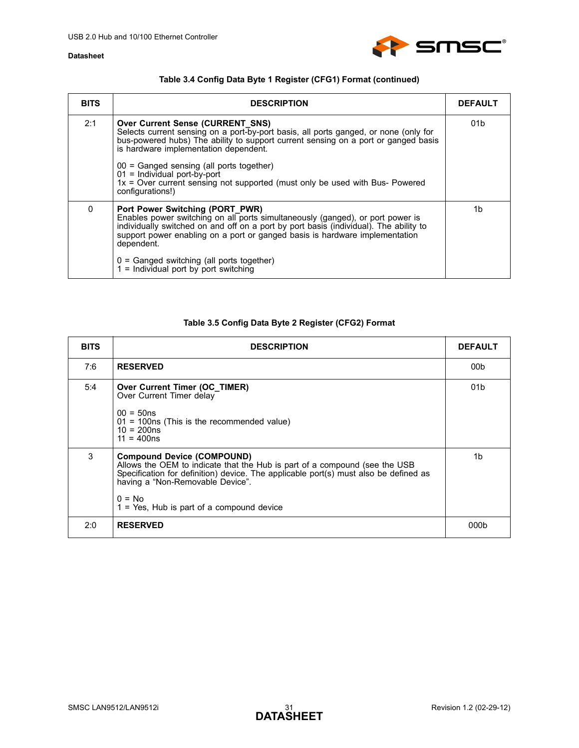**Table 3.4 Config Data Byte 1 Register (CFG1) Format (continued)**

| BITS | DESCRIPTION | DEFAULT |
|---|---|---|
| 2:1 | **Over Current Sense (CURRENT_SNS)**<br>Selects current sensing on a port-by-port basis, all ports ganged, or none (only for bus-powered hubs) The ability to support current sensing on a port or ganged basis is hardware implementation dependent.<br><br>00 = Ganged sensing (all ports together)<br>01 = Individual port-by-port<br>1x = Over current sensing not supported (must only be used with Bus- Powered configurations!) | 01b |
| 0 | **Port Power Switching (PORT_PWR)**<br>Enables power switching on all ports simultaneously (ganged), or port power is individually switched on and off on a port by port basis (individual). The ability to support power enabling on a port or ganged basis is hardware implementation dependent.<br><br>0 = Ganged switching (all ports together)<br>1 = Individual port by port switching | 1b |

**Table 3.5 Config Data Byte 2 Register (CFG2) Format**

| BITS | DESCRIPTION | DEFAULT |
|---|---|---|
| 7:6 | **RESERVED** | 00b |
| 5:4 | **Over Current Timer (OC_TIMER)**<br>Over Current Timer delay<br><br>00 = 50ns<br>01 = 100ns (This is the recommended value)<br>10 = 200ns<br>11 = 400ns | 01b |
| 3 | **Compound Device (COMPOUND)**<br>Allows the OEM to indicate that the Hub is part of a compound (see the USB Specification for definition) device. The applicable port(s) must also be defined as having a "Non-Removable Device".<br><br>0 = No<br>1 = Yes, Hub is part of a compound device | 1b |
| 2:0 | **RESERVED** | 000b |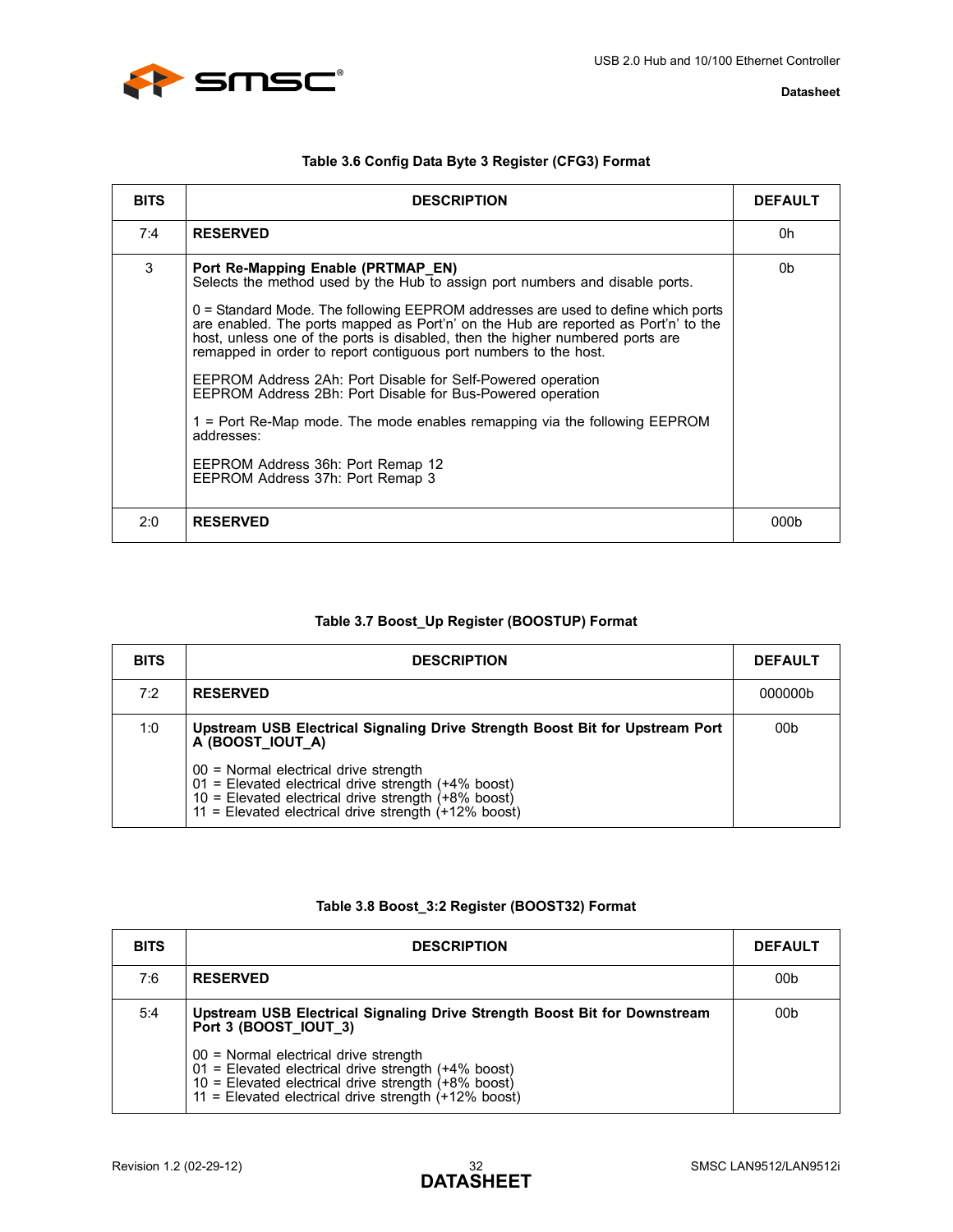**Table 3.6 Config Data Byte 3 Register (CFG3) Format**

| BITS | DESCRIPTION | DEFAULT |
|---|---|---|
| 7:4 | **RESERVED** | 0h |
| 3 | **Port Re-Mapping Enable (PRTMAP_EN)**<br>Selects the method used by the Hub to assign port numbers and disable ports.<br><br>0 = Standard Mode. The following EEPROM addresses are used to define which ports are enabled. The ports mapped as Port'n' on the Hub are reported as Port'n' to the host, unless one of the ports is disabled, then the higher numbered ports are remapped in order to report contiguous port numbers to the host.<br><br>EEPROM Address 2Ah: Port Disable for Self-Powered operation<br>EEPROM Address 2Bh: Port Disable for Bus-Powered operation<br><br>1 = Port Re-Map mode. The mode enables remapping via the following EEPROM addresses:<br><br>EEPROM Address 36h: Port Remap 12<br>EEPROM Address 37h: Port Remap 3 | 0b |
| 2:0 | **RESERVED** | 000b |

**Table 3.7 Boost_Up Register (BOOSTUP) Format**

| BITS | DESCRIPTION | DEFAULT |
|---|---|---|
| 7:2 | **RESERVED** | 000000b |
| 1:0 | **Upstream USB Electrical Signaling Drive Strength Boost Bit for Upstream Port A (BOOST_IOUT_A)**<br><br>00 = Normal electrical drive strength<br>01 = Elevated electrical drive strength (+4% boost)<br>10 = Elevated electrical drive strength (+8% boost)<br>11 = Elevated electrical drive strength (+12% boost) | 00b |

**Table 3.8 Boost_3:2 Register (BOOST32) Format**

| BITS | DESCRIPTION | DEFAULT |
|---|---|---|
| 7:6 | **RESERVED** | 00b |
| 5:4 | **Upstream USB Electrical Signaling Drive Strength Boost Bit for Downstream Port 3 (BOOST_IOUT_3)**<br><br>00 = Normal electrical drive strength<br>01 = Elevated electrical drive strength (+4% boost)<br>10 = Elevated electrical drive strength (+8% boost)<br>11 = Elevated electrical drive strength (+12% boost) | 00b |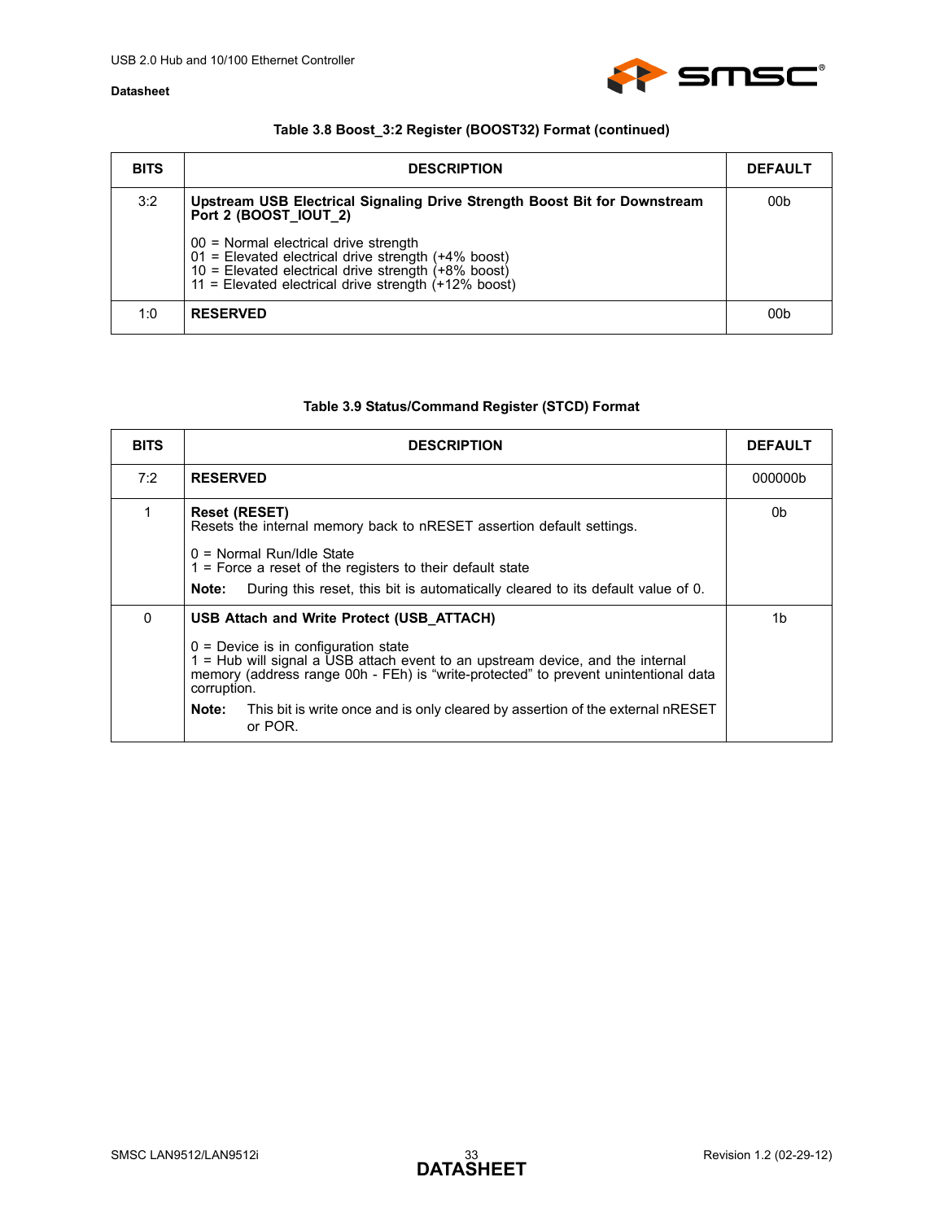**Table 3.8 Boost_3:2 Register (BOOST32) Format (continued)**

| BITS | DESCRIPTION | DEFAULT |
|---|---|---|
| 3:2 | **Upstream USB Electrical Signaling Drive Strength Boost Bit for Downstream Port 2 (BOOST_IOUT_2)**<br><br>00 = Normal electrical drive strength<br>01 = Elevated electrical drive strength (+4% boost)<br>10 = Elevated electrical drive strength (+8% boost)<br>11 = Elevated electrical drive strength (+12% boost) | 00b |
| 1:0 | **RESERVED** | 00b |

**Table 3.9 Status/Command Register (STCD) Format**

| BITS | DESCRIPTION | DEFAULT |
|---|---|---|
| 7:2 | **RESERVED** | 000000b |
| 1 | **Reset (RESET)**<br>Resets the internal memory back to nRESET assertion default settings.<br><br>0 = Normal Run/Idle State<br>1 = Force a reset of the registers to their default state<br><br>**Note:** During this reset, this bit is automatically cleared to its default value of 0. | 0b |
| 0 | **USB Attach and Write Protect (USB_ATTACH)**<br><br>0 = Device is in configuration state<br>1 = Hub will signal a USB attach event to an upstream device, and the internal memory (address range 00h - FEh) is "write-protected" to prevent unintentional data corruption.<br><br>**Note:** This bit is write once and is only cleared by assertion of the external nRESET or POR. | 1b |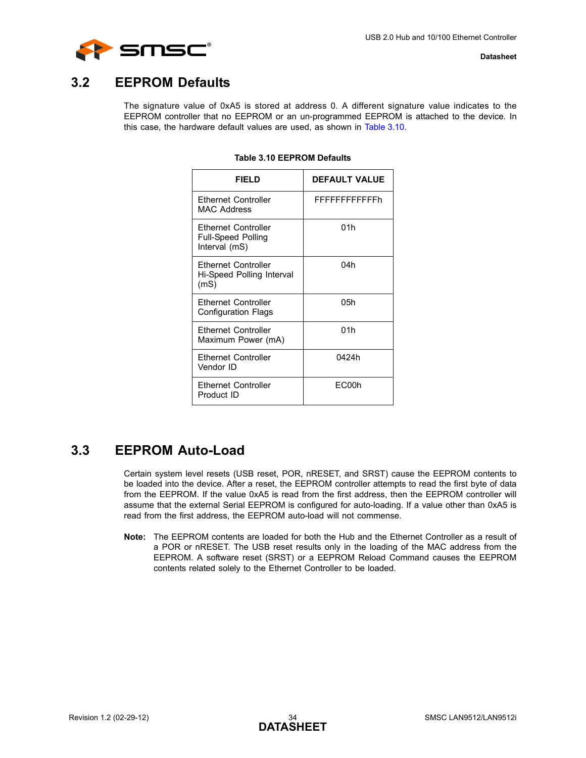## 3.2 EEPROM Defaults

The signature value of 0xA5 is stored at address 0. A different signature value indicates to the EEPROM controller that no EEPROM or an un-programmed EEPROM is attached to the device. In this case, the hardware default values are used, as shown in Table 3.10.

**Table 3.10 EEPROM Defaults**

| FIELD | DEFAULT VALUE |
|---|---|
| Ethernet Controller MAC Address | FFFFFFFFFFFFh |
| Ethernet Controller Full-Speed Polling Interval (mS) | 01h |
| Ethernet Controller Hi-Speed Polling Interval (mS) | 04h |
| Ethernet Controller Configuration Flags | 05h |
| Ethernet Controller Maximum Power (mA) | 01h |
| Ethernet Controller Vendor ID | 0424h |
| Ethernet Controller Product ID | EC00h |

## 3.3 EEPROM Auto-Load

Certain system level resets (USB reset, POR, nRESET, and SRST) cause the EEPROM contents to be loaded into the device. After a reset, the EEPROM controller attempts to read the first byte of data from the EEPROM. If the value 0xA5 is read from the first address, then the EEPROM controller will assume that the external Serial EEPROM is configured for auto-loading. If a value other than 0xA5 is read from the first address, the EEPROM auto-load will not commense.

**Note:** The EEPROM contents are loaded for both the Hub and the Ethernet Controller as a result of a POR or nRESET. The USB reset results only in the loading of the MAC address from the EEPROM. A software reset (SRST) or a EEPROM Reload Command causes the EEPROM contents related solely to the Ethernet Controller to be loaded.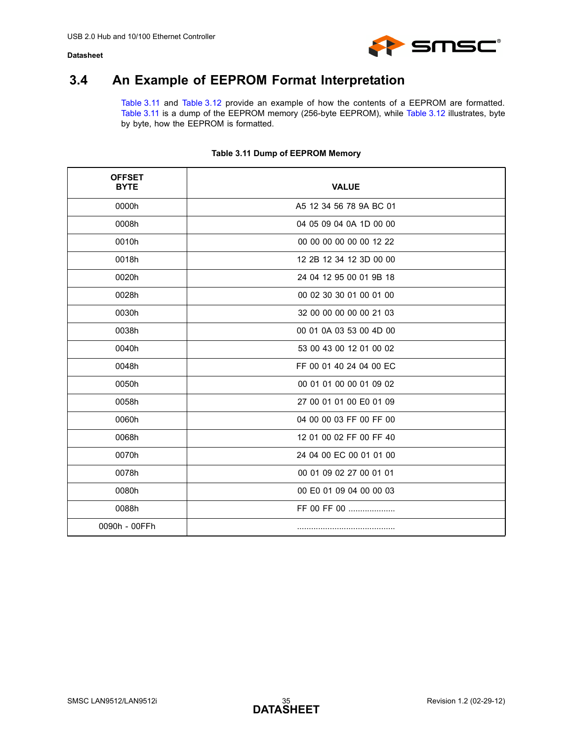## 3.4 An Example of EEPROM Format Interpretation

Table 3.11 and Table 3.12 provide an example of how the contents of a EEPROM are formatted. Table 3.11 is a dump of the EEPROM memory (256-byte EEPROM), while Table 3.12 illustrates, byte by byte, how the EEPROM is formatted.

**Table 3.11 Dump of EEPROM Memory**

| OFFSET BYTE | VALUE |
|---|---|
| 0000h | A5 12 34 56 78 9A BC 01 |
| 0008h | 04 05 09 04 0A 1D 00 00 |
| 0010h | 00 00 00 00 00 00 12 22 |
| 0018h | 12 2B 12 34 12 3D 00 00 |
| 0020h | 24 04 12 95 00 01 9B 18 |
| 0028h | 00 02 30 30 01 00 01 00 |
| 0030h | 32 00 00 00 00 00 21 03 |
| 0038h | 00 01 0A 03 53 00 4D 00 |
| 0040h | 53 00 43 00 12 01 00 02 |
| 0048h | FF 00 01 40 24 04 00 EC |
| 0050h | 00 01 01 00 00 01 09 02 |
| 0058h | 27 00 01 01 00 E0 01 09 |
| 0060h | 04 00 00 03 FF 00 FF 00 |
| 0068h | 12 01 00 02 FF 00 FF 40 |
| 0070h | 24 04 00 EC 00 01 01 00 |
| 0078h | 00 01 09 02 27 00 01 01 |
| 0080h | 00 E0 01 09 04 00 00 03 |
| 0088h | FF 00 FF 00 .................... |
| 0090h - 00FFh | ........................................... |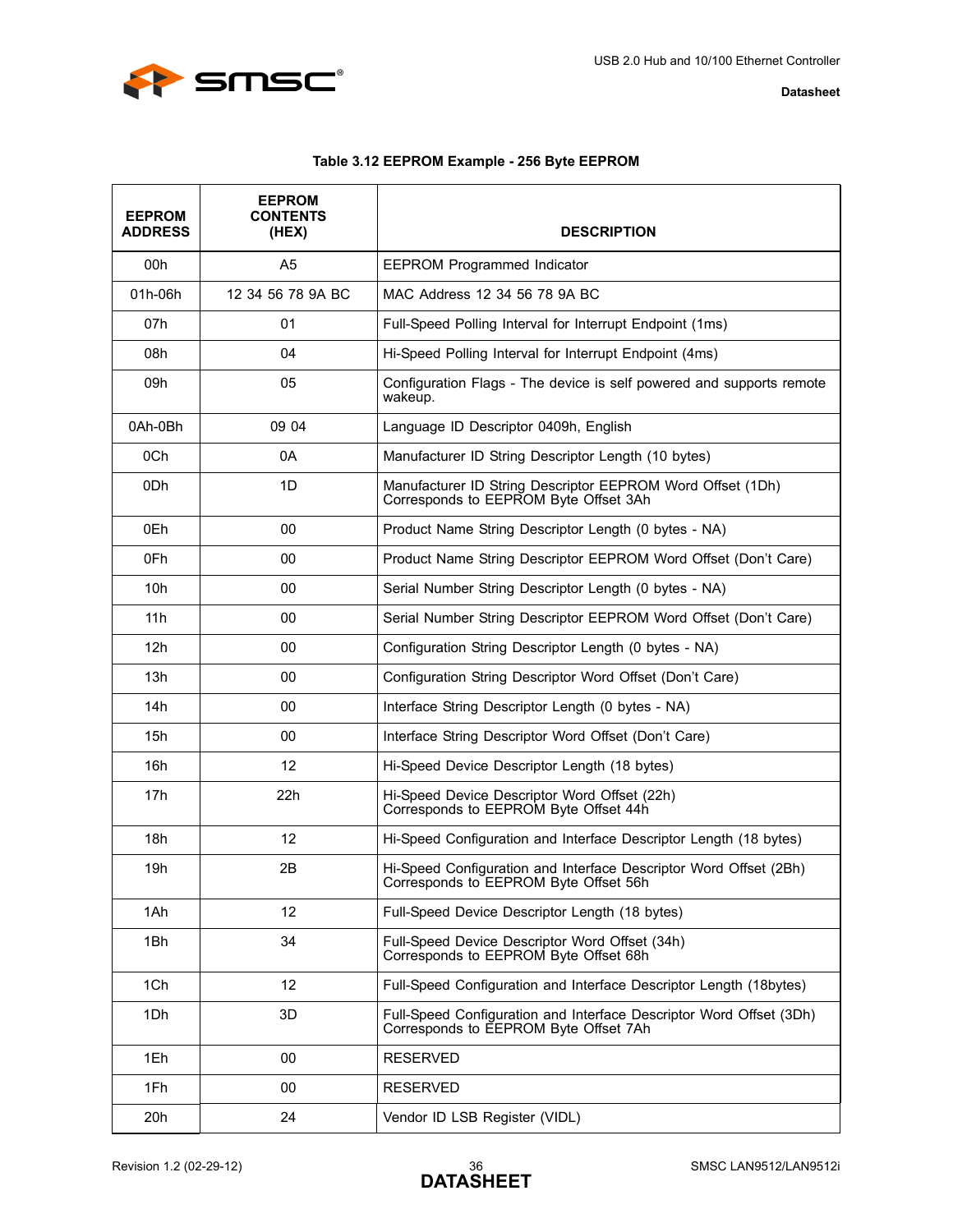**Table 3.12 EEPROM Example - 256 Byte EEPROM**

| EEPROM ADDRESS | EEPROM CONTENTS (HEX) | DESCRIPTION |
|---|---|---|
| 00h | A5 | EEPROM Programmed Indicator |
| 01h-06h | 12 34 56 78 9A BC | MAC Address 12 34 56 78 9A BC |
| 07h | 01 | Full-Speed Polling Interval for Interrupt Endpoint (1ms) |
| 08h | 04 | Hi-Speed Polling Interval for Interrupt Endpoint (4ms) |
| 09h | 05 | Configuration Flags - The device is self powered and supports remote wakeup. |
| 0Ah-0Bh | 09 04 | Language ID Descriptor 0409h, English |
| 0Ch | 0A | Manufacturer ID String Descriptor Length (10 bytes) |
| 0Dh | 1D | Manufacturer ID String Descriptor EEPROM Word Offset (1Dh) Corresponds to EEPROM Byte Offset 3Ah |
| 0Eh | 00 | Product Name String Descriptor Length (0 bytes - NA) |
| 0Fh | 00 | Product Name String Descriptor EEPROM Word Offset (Don't Care) |
| 10h | 00 | Serial Number String Descriptor Length (0 bytes - NA) |
| 11h | 00 | Serial Number String Descriptor EEPROM Word Offset (Don't Care) |
| 12h | 00 | Configuration String Descriptor Length (0 bytes - NA) |
| 13h | 00 | Configuration String Descriptor Word Offset (Don't Care) |
| 14h | 00 | Interface String Descriptor Length (0 bytes - NA) |
| 15h | 00 | Interface String Descriptor Word Offset (Don't Care) |
| 16h | 12 | Hi-Speed Device Descriptor Length (18 bytes) |
| 17h | 22h | Hi-Speed Device Descriptor Word Offset (22h) Corresponds to EEPROM Byte Offset 44h |
| 18h | 12 | Hi-Speed Configuration and Interface Descriptor Length (18 bytes) |
| 19h | 2B | Hi-Speed Configuration and Interface Descriptor Word Offset (2Bh) Corresponds to EEPROM Byte Offset 56h |
| 1Ah | 12 | Full-Speed Device Descriptor Length (18 bytes) |
| 1Bh | 34 | Full-Speed Device Descriptor Word Offset (34h) Corresponds to EEPROM Byte Offset 68h |
| 1Ch | 12 | Full-Speed Configuration and Interface Descriptor Length (18bytes) |
| 1Dh | 3D | Full-Speed Configuration and Interface Descriptor Word Offset (3Dh) Corresponds to EEPROM Byte Offset 7Ah |
| 1Eh | 00 | RESERVED |
| 1Fh | 00 | RESERVED |
| 20h | 24 | Vendor ID LSB Register (VIDL) |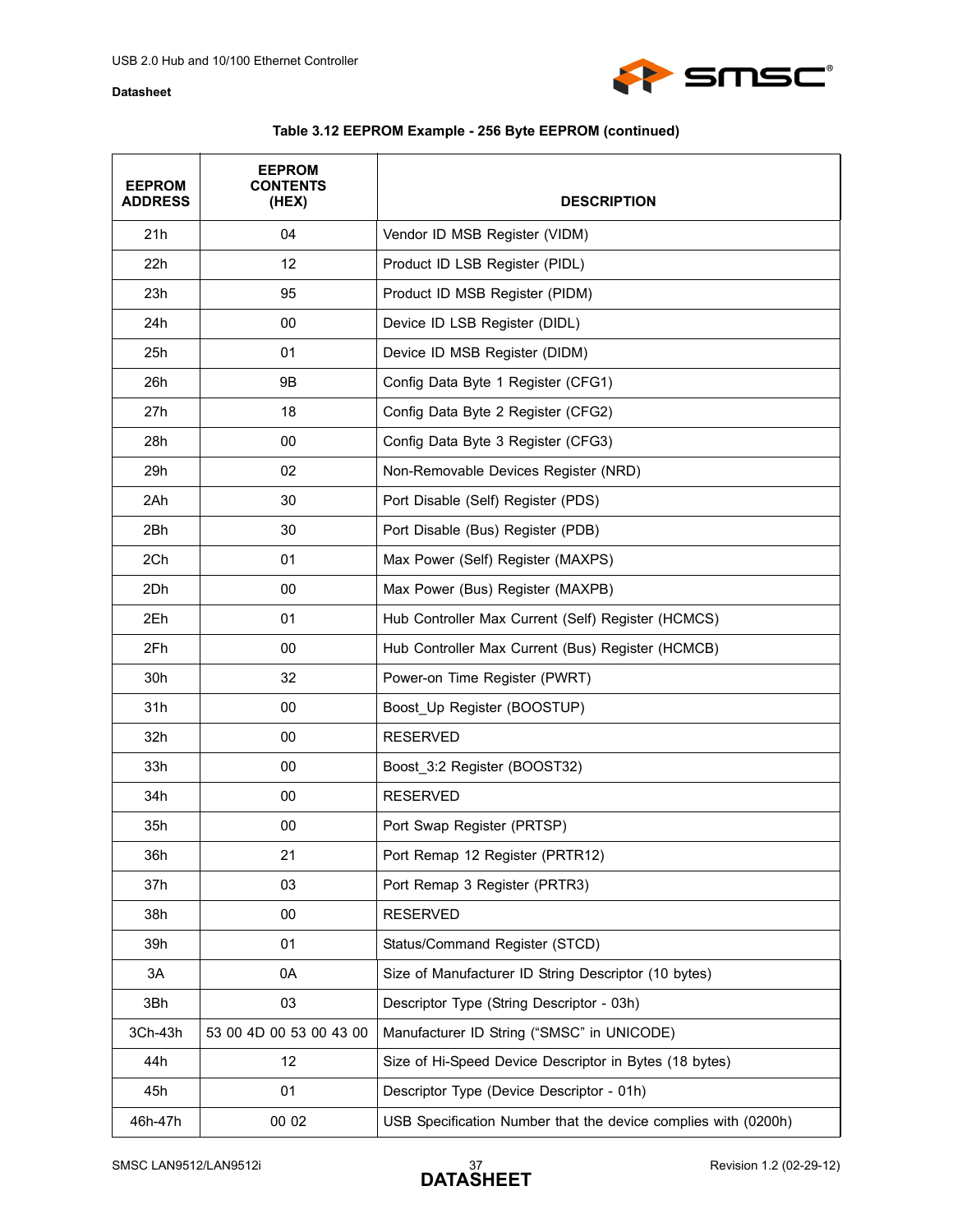**Table 3.12 EEPROM Example - 256 Byte EEPROM (continued)**

| EEPROM ADDRESS | EEPROM CONTENTS (HEX) | DESCRIPTION |
|---|---|---|
| 21h | 04 | Vendor ID MSB Register (VIDM) |
| 22h | 12 | Product ID LSB Register (PIDL) |
| 23h | 95 | Product ID MSB Register (PIDM) |
| 24h | 00 | Device ID LSB Register (DIDL) |
| 25h | 01 | Device ID MSB Register (DIDM) |
| 26h | 9B | Config Data Byte 1 Register (CFG1) |
| 27h | 18 | Config Data Byte 2 Register (CFG2) |
| 28h | 00 | Config Data Byte 3 Register (CFG3) |
| 29h | 02 | Non-Removable Devices Register (NRD) |
| 2Ah | 30 | Port Disable (Self) Register (PDS) |
| 2Bh | 30 | Port Disable (Bus) Register (PDB) |
| 2Ch | 01 | Max Power (Self) Register (MAXPS) |
| 2Dh | 00 | Max Power (Bus) Register (MAXPB) |
| 2Eh | 01 | Hub Controller Max Current (Self) Register (HCMCS) |
| 2Fh | 00 | Hub Controller Max Current (Bus) Register (HCMCB) |
| 30h | 32 | Power-on Time Register (PWRT) |
| 31h | 00 | Boost_Up Register (BOOSTUP) |
| 32h | 00 | RESERVED |
| 33h | 00 | Boost_3:2 Register (BOOST32) |
| 34h | 00 | RESERVED |
| 35h | 00 | Port Swap Register (PRTSP) |
| 36h | 21 | Port Remap 12 Register (PRTR12) |
| 37h | 03 | Port Remap 3 Register (PRTR3) |
| 38h | 00 | RESERVED |
| 39h | 01 | Status/Command Register (STCD) |
| 3A | 0A | Size of Manufacturer ID String Descriptor (10 bytes) |
| 3Bh | 03 | Descriptor Type (String Descriptor - 03h) |
| 3Ch-43h | 53 00 4D 00 53 00 43 00 | Manufacturer ID String (“SMSC” in UNICODE) |
| 44h | 12 | Size of Hi-Speed Device Descriptor in Bytes (18 bytes) |
| 45h | 01 | Descriptor Type (Device Descriptor - 01h) |
| 46h-47h | 00 02 | USB Specification Number that the device complies with (0200h) |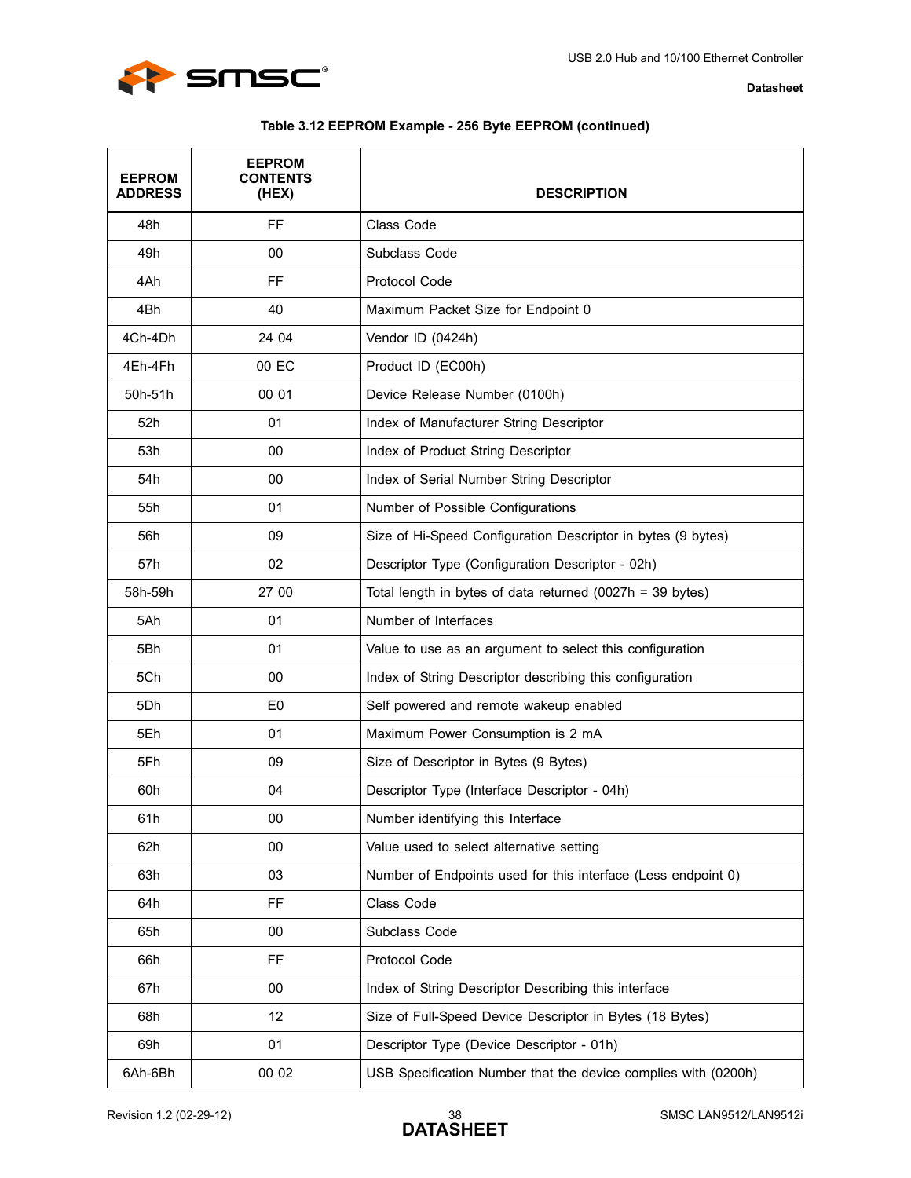**Table 3.12 EEPROM Example - 256 Byte EEPROM (continued)**

| EEPROM ADDRESS | EEPROM CONTENTS (HEX) | DESCRIPTION |
|---|---|---|
| 48h | FF | Class Code |
| 49h | 00 | Subclass Code |
| 4Ah | FF | Protocol Code |
| 4Bh | 40 | Maximum Packet Size for Endpoint 0 |
| 4Ch-4Dh | 24 04 | Vendor ID (0424h) |
| 4Eh-4Fh | 00 EC | Product ID (EC00h) |
| 50h-51h | 00 01 | Device Release Number (0100h) |
| 52h | 01 | Index of Manufacturer String Descriptor |
| 53h | 00 | Index of Product String Descriptor |
| 54h | 00 | Index of Serial Number String Descriptor |
| 55h | 01 | Number of Possible Configurations |
| 56h | 09 | Size of Hi-Speed Configuration Descriptor in bytes (9 bytes) |
| 57h | 02 | Descriptor Type (Configuration Descriptor - 02h) |
| 58h-59h | 27 00 | Total length in bytes of data returned (0027h = 39 bytes) |
| 5Ah | 01 | Number of Interfaces |
| 5Bh | 01 | Value to use as an argument to select this configuration |
| 5Ch | 00 | Index of String Descriptor describing this configuration |
| 5Dh | E0 | Self powered and remote wakeup enabled |
| 5Eh | 01 | Maximum Power Consumption is 2 mA |
| 5Fh | 09 | Size of Descriptor in Bytes (9 Bytes) |
| 60h | 04 | Descriptor Type (Interface Descriptor - 04h) |
| 61h | 00 | Number identifying this Interface |
| 62h | 00 | Value used to select alternative setting |
| 63h | 03 | Number of Endpoints used for this interface (Less endpoint 0) |
| 64h | FF | Class Code |
| 65h | 00 | Subclass Code |
| 66h | FF | Protocol Code |
| 67h | 00 | Index of String Descriptor Describing this interface |
| 68h | 12 | Size of Full-Speed Device Descriptor in Bytes (18 Bytes) |
| 69h | 01 | Descriptor Type (Device Descriptor - 01h) |
| 6Ah-6Bh | 00 02 | USB Specification Number that the device complies with (0200h) |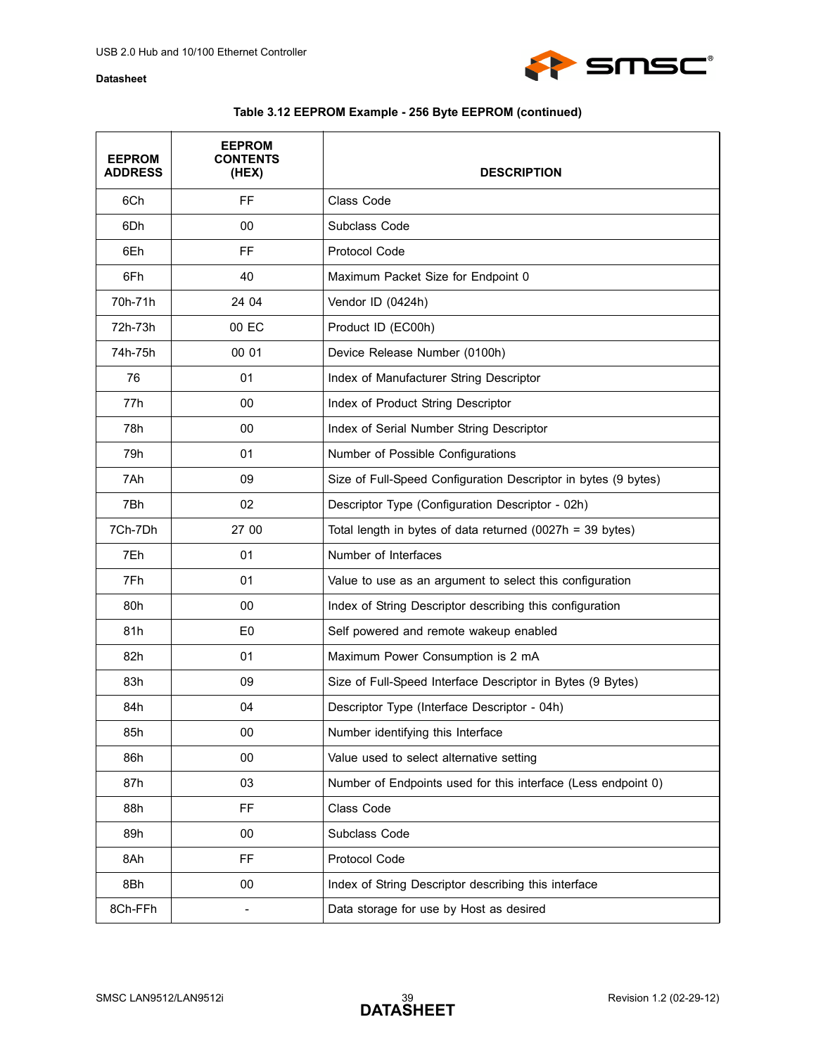**Table 3.12 EEPROM Example - 256 Byte EEPROM (continued)**

| EEPROM ADDRESS | EEPROM CONTENTS (HEX) | DESCRIPTION |
|---|---|---|
| 6Ch | FF | Class Code |
| 6Dh | 00 | Subclass Code |
| 6Eh | FF | Protocol Code |
| 6Fh | 40 | Maximum Packet Size for Endpoint 0 |
| 70h-71h | 24 04 | Vendor ID (0424h) |
| 72h-73h | 00 EC | Product ID (EC00h) |
| 74h-75h | 00 01 | Device Release Number (0100h) |
| 76 | 01 | Index of Manufacturer String Descriptor |
| 77h | 00 | Index of Product String Descriptor |
| 78h | 00 | Index of Serial Number String Descriptor |
| 79h | 01 | Number of Possible Configurations |
| 7Ah | 09 | Size of Full-Speed Configuration Descriptor in bytes (9 bytes) |
| 7Bh | 02 | Descriptor Type (Configuration Descriptor - 02h) |
| 7Ch-7Dh | 27 00 | Total length in bytes of data returned (0027h = 39 bytes) |
| 7Eh | 01 | Number of Interfaces |
| 7Fh | 01 | Value to use as an argument to select this configuration |
| 80h | 00 | Index of String Descriptor describing this configuration |
| 81h | E0 | Self powered and remote wakeup enabled |
| 82h | 01 | Maximum Power Consumption is 2 mA |
| 83h | 09 | Size of Full-Speed Interface Descriptor in Bytes (9 Bytes) |
| 84h | 04 | Descriptor Type (Interface Descriptor - 04h) |
| 85h | 00 | Number identifying this Interface |
| 86h | 00 | Value used to select alternative setting |
| 87h | 03 | Number of Endpoints used for this interface (Less endpoint 0) |
| 88h | FF | Class Code |
| 89h | 00 | Subclass Code |
| 8Ah | FF | Protocol Code |
| 8Bh | 00 | Index of String Descriptor describing this interface |
| 8Ch-FFh | - | Data storage for use by Host as desired |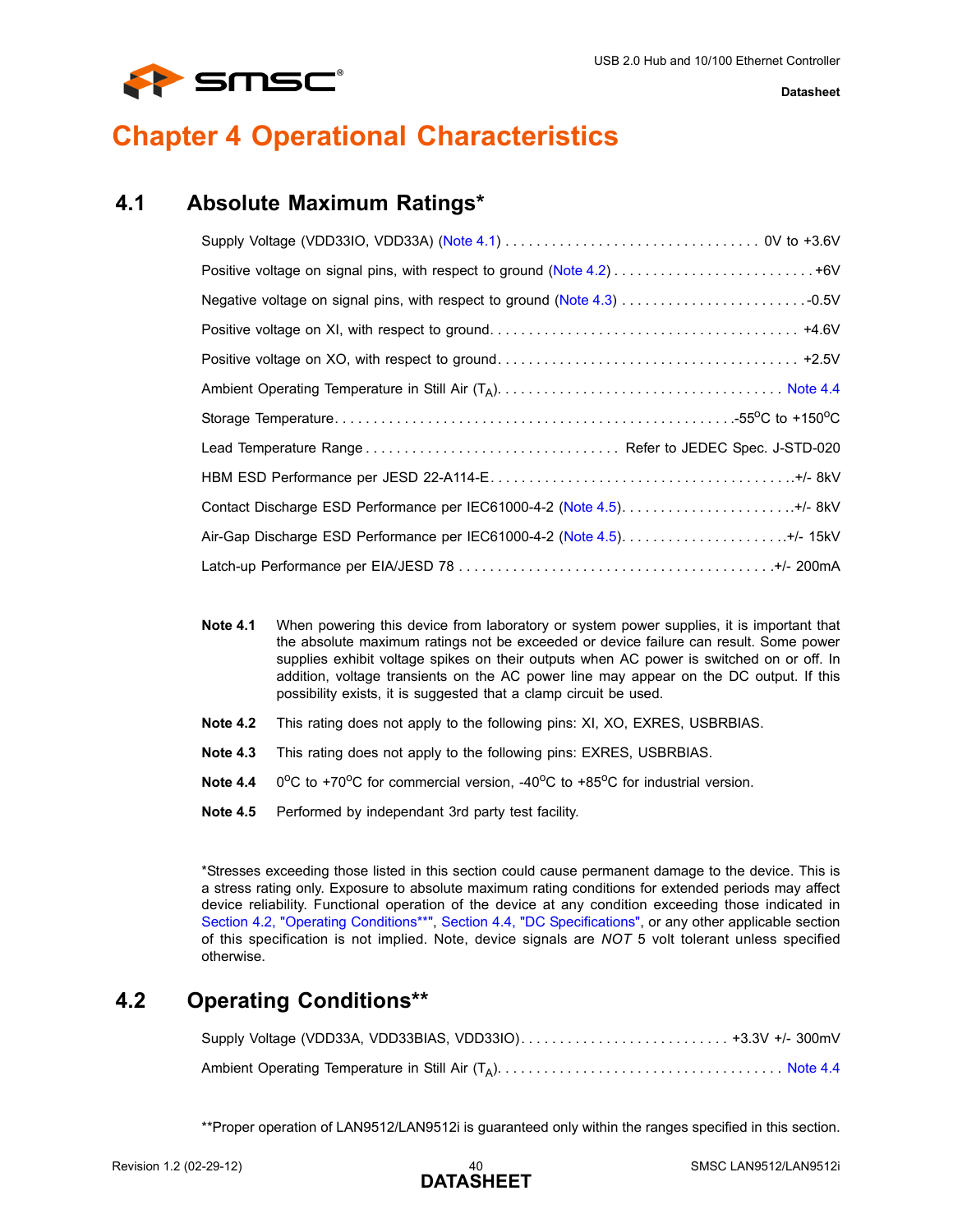# Chapter 4 Operational Characteristics

## 4.1 Absolute Maximum Ratings*

Supply Voltage (VDD33IO, VDD33A) (Note 4.1) . . . . . . . . . . . . . . . . . . . . . . . . . . . . . . . . . 0V to +3.6V

Positive voltage on signal pins, with respect to ground (Note 4.2) . . . . . . . . . . . . . . . . . . . . . . . . . +6V

Negative voltage on signal pins, with respect to ground (Note 4.3) . . . . . . . . . . . . . . . . . . . . . . . -0.5V

Positive voltage on XI, with respect to ground. . . . . . . . . . . . . . . . . . . . . . . . . . . . . . . . . . . . . . . +4.6V

Positive voltage on XO, with respect to ground. . . . . . . . . . . . . . . . . . . . . . . . . . . . . . . . . . . . . . +2.5V

Ambient Operating Temperature in Still Air ($T_A$). . . . . . . . . . . . . . . . . . . . . . . . . . . . . . . . . . . . Note 4.4

Storage Temperature. . . . . . . . . . . . . . . . . . . . . . . . . . . . . . . . . . . . . . . . . . . . . . . . . . -55°C to +150°C

Lead Temperature Range . . . . . . . . . . . . . . . . . . . . . . . . . . . . . . . . Refer to JEDEC Spec. J-STD-020

HBM ESD Performance per JESD 22-A114-E. . . . . . . . . . . . . . . . . . . . . . . . . . . . . . . . . . . . . . .+/- 8kV

Contact Discharge ESD Performance per IEC61000-4-2 (Note 4.5). . . . . . . . . . . . . . . . . . . . . . .+/- 8kV

Air-Gap Discharge ESD Performance per IEC61000-4-2 (Note 4.5). . . . . . . . . . . . . . . . . . . . .+/- 15kV

Latch-up Performance per EIA/JESD 78 . . . . . . . . . . . . . . . . . . . . . . . . . . . . . . . . . . . . . . . .+/- 200mA

**Note 4.1** When powering this device from laboratory or system power supplies, it is important that the absolute maximum ratings not be exceeded or device failure can result. Some power supplies exhibit voltage spikes on their outputs when AC power is switched on or off. In addition, voltage transients on the AC power line may appear on the DC output. If this possibility exists, it is suggested that a clamp circuit be used.

**Note 4.2** This rating does not apply to the following pins: XI, XO, EXRES, USBRBIAS.

**Note 4.3** This rating does not apply to the following pins: EXRES, USBRBIAS.

**Note 4.4** 0°C to +70°C for commercial version, -40°C to +85°C for industrial version.

**Note 4.5** Performed by independant 3rd party test facility.

*Stresses exceeding those listed in this section could cause permanent damage to the device. This is a stress rating only. Exposure to absolute maximum rating conditions for extended periods may affect device reliability. Functional operation of the device at any condition exceeding those indicated in Section 4.2, "Operating Conditions**", Section 4.4, "DC Specifications", or any other applicable section of this specification is not implied. Note, device signals are *NOT* 5 volt tolerant unless specified otherwise.

## 4.2 Operating Conditions**

Supply Voltage (VDD33A, VDD33BIAS, VDD33IO). . . . . . . . . . . . . . . . . . . . . . . . . . . +3.3V +/- 300mV

Ambient Operating Temperature in Still Air ($T_A$). . . . . . . . . . . . . . . . . . . . . . . . . . . . . . . . . . . . Note 4.4

**Proper operation of LAN9512/LAN9512i is guaranteed only within the ranges specified in this section.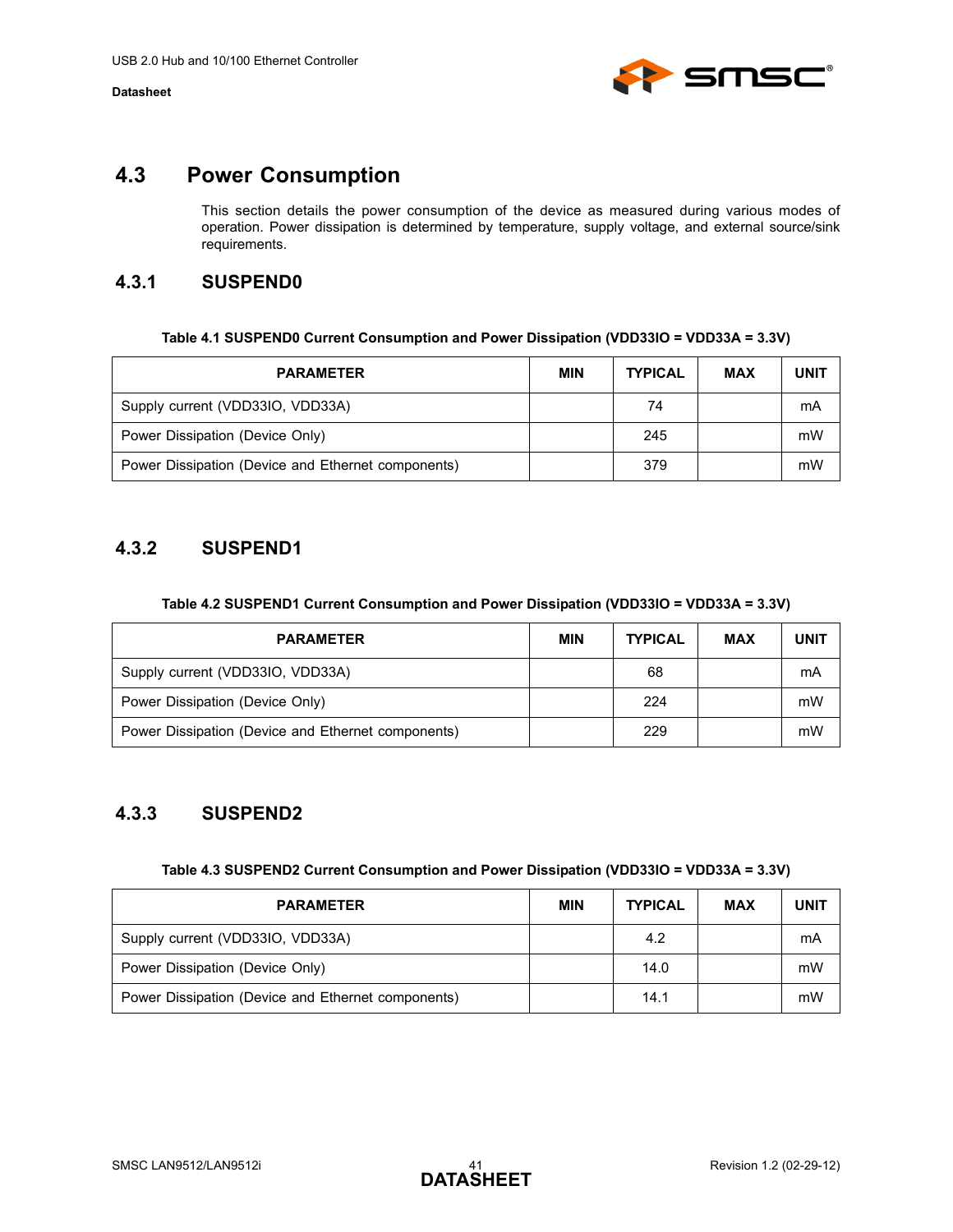## 4.3 Power Consumption

This section details the power consumption of the device as measured during various modes of operation. Power dissipation is determined by temperature, supply voltage, and external source/sink requirements.

### 4.3.1 SUSPEND0

**Table 4.1 SUSPEND0 Current Consumption and Power Dissipation (VDD33IO = VDD33A = 3.3V)**

| PARAMETER | MIN | TYPICAL | MAX | UNIT |
|---|---|---|---|---|
| Supply current (VDD33IO, VDD33A) | | 74 | | mA |
| Power Dissipation (Device Only) | | 245 | | mW |
| Power Dissipation (Device and Ethernet components) | | 379 | | mW |

### 4.3.2 SUSPEND1

**Table 4.2 SUSPEND1 Current Consumption and Power Dissipation (VDD33IO = VDD33A = 3.3V)**

| PARAMETER | MIN | TYPICAL | MAX | UNIT |
|---|---|---|---|---|
| Supply current (VDD33IO, VDD33A) | | 68 | | mA |
| Power Dissipation (Device Only) | | 224 | | mW |
| Power Dissipation (Device and Ethernet components) | | 229 | | mW |

### 4.3.3 SUSPEND2

**Table 4.3 SUSPEND2 Current Consumption and Power Dissipation (VDD33IO = VDD33A = 3.3V)**

| PARAMETER | MIN | TYPICAL | MAX | UNIT |
|---|---|---|---|---|
| Supply current (VDD33IO, VDD33A) | | 4.2 | | mA |
| Power Dissipation (Device Only) | | 14.0 | | mW |
| Power Dissipation (Device and Ethernet components) | | 14.1 | | mW |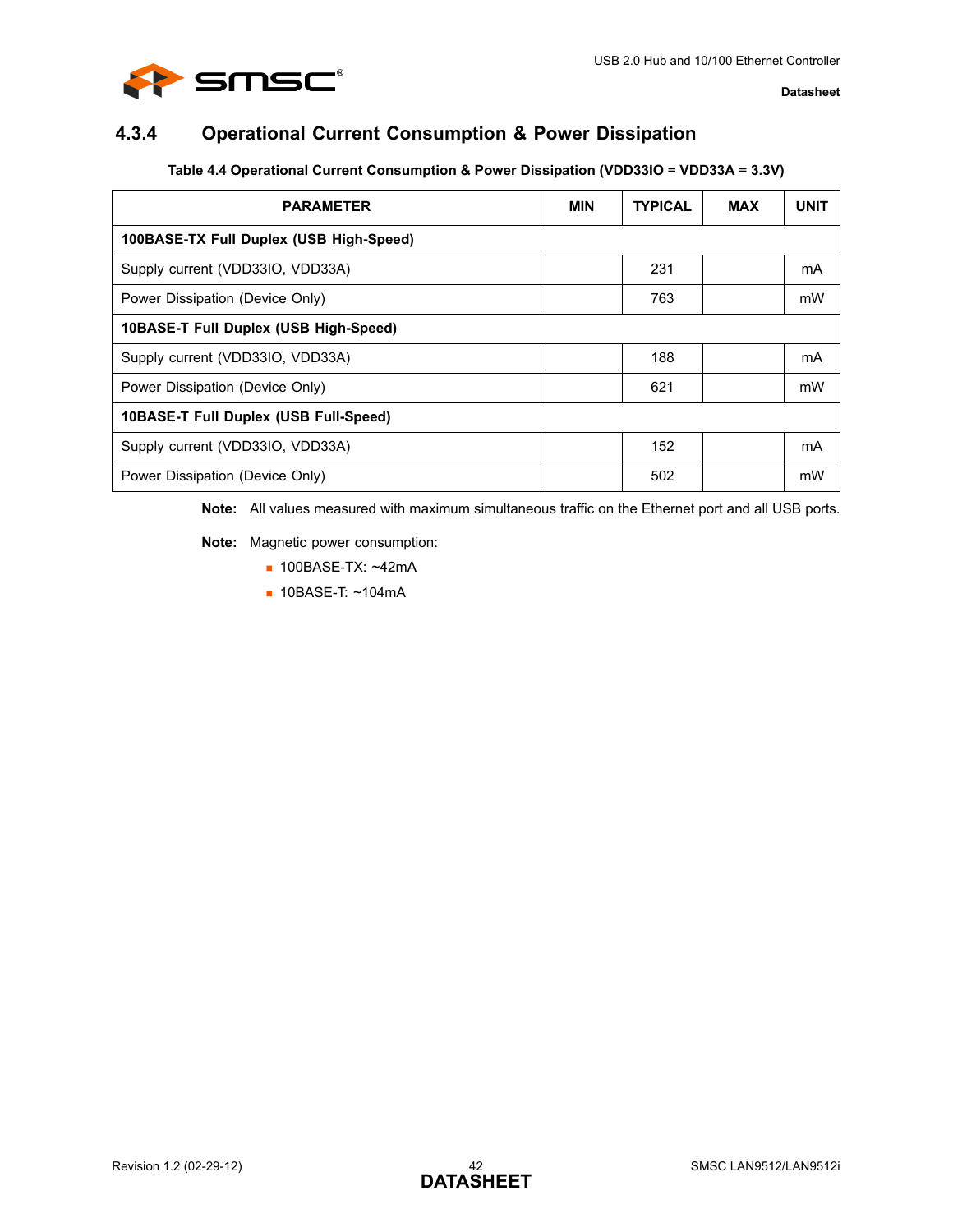### 4.3.4 Operational Current Consumption & Power Dissipation

**Table 4.4 Operational Current Consumption & Power Dissipation (VDD33IO = VDD33A = 3.3V)**

| PARAMETER | MIN | TYPICAL | MAX | UNIT |
|---|---|---|---|---|
| **100BASE-TX Full Duplex (USB High-Speed)** | | | | |
| Supply current (VDD33IO, VDD33A) | | 231 | | mA |
| Power Dissipation (Device Only) | | 763 | | mW |
| **10BASE-T Full Duplex (USB High-Speed)** | | | | |
| Supply current (VDD33IO, VDD33A) | | 188 | | mA |
| Power Dissipation (Device Only) | | 621 | | mW |
| **10BASE-T Full Duplex (USB Full-Speed)** | | | | |
| Supply current (VDD33IO, VDD33A) | | 152 | | mA |
| Power Dissipation (Device Only) | | 502 | | mW |

**Note:** All values measured with maximum simultaneous traffic on the Ethernet port and all USB ports.

**Note:** Magnetic power consumption:

- 100BASE-TX: ~42mA
- 10BASE-T: ~104mA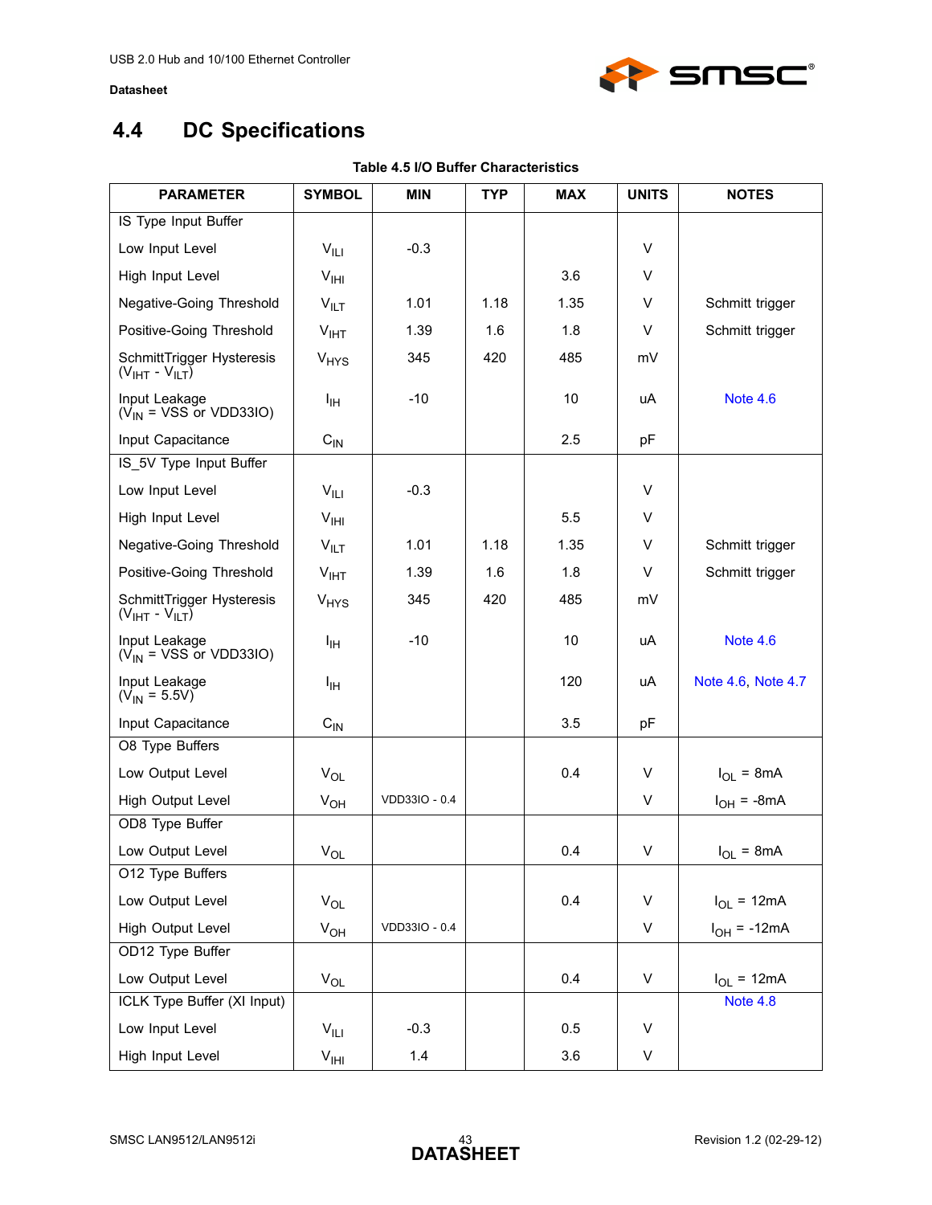## 4.4 DC Specifications

**Table 4.5 I/O Buffer Characteristics**

| PARAMETER | SYMBOL | MIN | TYP | MAX | UNITS | NOTES |
|---|---|---|---|---|---|---|
| IS Type Input Buffer | | | | | | |
| Low Input Level | $V_{ILI}$ | -0.3 | | | V | |
| High Input Level | $V_{IHI}$ | | | 3.6 | V | |
| Negative-Going Threshold | $V_{ILT}$ | 1.01 | 1.18 | 1.35 | V | Schmitt trigger |
| Positive-Going Threshold | $V_{IHT}$ | 1.39 | 1.6 | 1.8 | V | Schmitt trigger |
| SchmittTrigger Hysteresis ($V_{IHT}$ - $V_{ILT}$) | $V_{HYS}$ | 345 | 420 | 485 | mV | |
| Input Leakage ($V_{IN}$ = VSS or VDD33IO) | $I_{IH}$ | -10 | | 10 | uA | Note 4.6 |
| Input Capacitance | $C_{IN}$ | | | 2.5 | pF | |
| IS_5V Type Input Buffer | | | | | | |
| Low Input Level | $V_{ILI}$ | -0.3 | | | V | |
| High Input Level | $V_{IHI}$ | | | 5.5 | V | |
| Negative-Going Threshold | $V_{ILT}$ | 1.01 | 1.18 | 1.35 | V | Schmitt trigger |
| Positive-Going Threshold | $V_{IHT}$ | 1.39 | 1.6 | 1.8 | V | Schmitt trigger |
| SchmittTrigger Hysteresis ($V_{IHT}$ - $V_{ILT}$) | $V_{HYS}$ | 345 | 420 | 485 | mV | |
| Input Leakage ($V_{IN}$ = VSS or VDD33IO) | $I_{IH}$ | -10 | | 10 | uA | Note 4.6 |
| Input Leakage ($V_{IN}$ = 5.5V) | $I_{IH}$ | | | 120 | uA | Note 4.6, Note 4.7 |
| Input Capacitance | $C_{IN}$ | | | 3.5 | pF | |
| O8 Type Buffers | | | | | | |
| Low Output Level | $V_{OL}$ | | | 0.4 | V | $I_{OL}$ = 8mA |
| High Output Level | $V_{OH}$ | VDD33IO - 0.4 | | | V | $I_{OH}$ = -8mA |
| OD8 Type Buffer | | | | | | |
| Low Output Level | $V_{OL}$ | | | 0.4 | V | $I_{OL}$ = 8mA |
| O12 Type Buffers | | | | | | |
| Low Output Level | $V_{OL}$ | | | 0.4 | V | $I_{OL}$ = 12mA |
| High Output Level | $V_{OH}$ | VDD33IO - 0.4 | | | V | $I_{OH}$ = -12mA |
| OD12 Type Buffer | | | | | | |
| Low Output Level | $V_{OL}$ | | | 0.4 | V | $I_{OL}$ = 12mA |
| ICLK Type Buffer (XI Input) | | | | | | Note 4.8 |
| Low Input Level | $V_{ILI}$ | -0.3 | | 0.5 | V | |
| High Input Level | $V_{IHI}$ | 1.4 | | 3.6 | V | |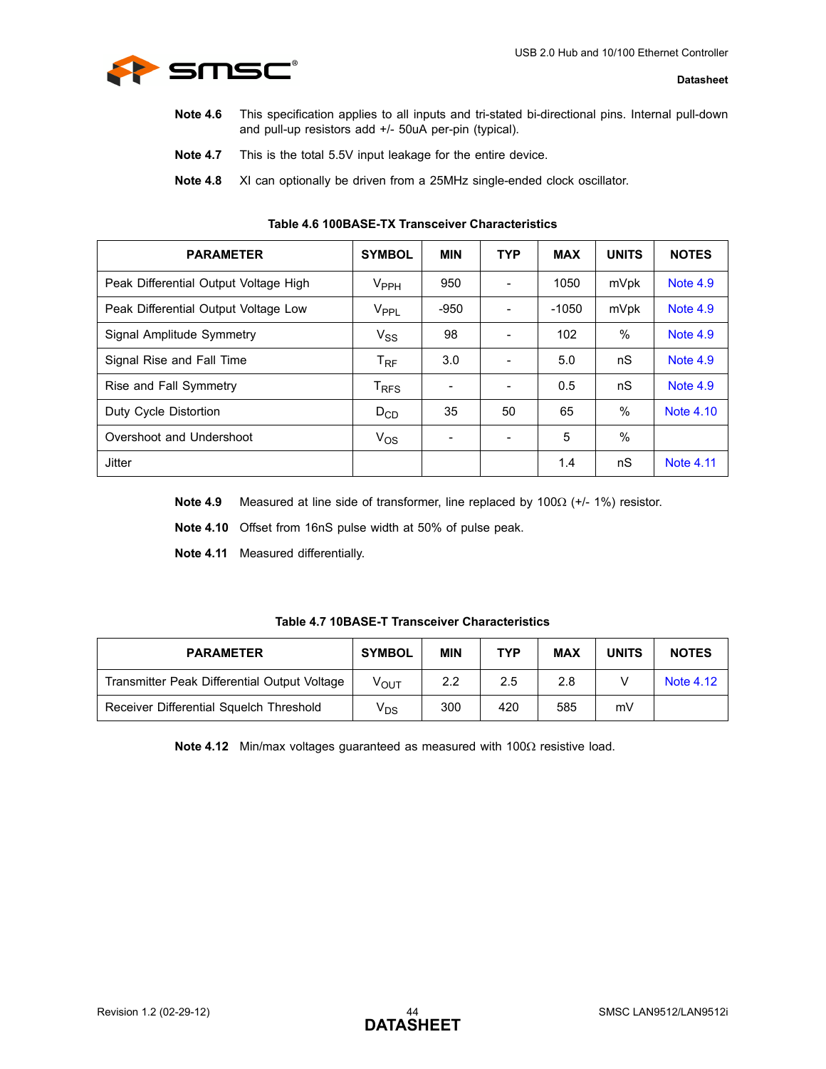**Note 4.6** This specification applies to all inputs and tri-stated bi-directional pins. Internal pull-down and pull-up resistors add +/- 50uA per-pin (typical).

**Note 4.7** This is the total 5.5V input leakage for the entire device.

**Note 4.8** XI can optionally be driven from a 25MHz single-ended clock oscillator.

**Table 4.6 100BASE-TX Transceiver Characteristics**

| PARAMETER | SYMBOL | MIN | TYP | MAX | UNITS | NOTES |
|---|---|---|---|---|---|---|
| Peak Differential Output Voltage High | $V_{PPH}$ | 950 | - | 1050 | mVpk | Note 4.9 |
| Peak Differential Output Voltage Low | $V_{PPL}$ | -950 | - | -1050 | mVpk | Note 4.9 |
| Signal Amplitude Symmetry | $V_{SS}$ | 98 | - | 102 | % | Note 4.9 |
| Signal Rise and Fall Time | $T_{RF}$ | 3.0 | - | 5.0 | nS | Note 4.9 |
| Rise and Fall Symmetry | $T_{RFS}$ | - | - | 0.5 | nS | Note 4.9 |
| Duty Cycle Distortion | $D_{CD}$ | 35 | 50 | 65 | % | Note 4.10 |
| Overshoot and Undershoot | $V_{OS}$ | - | - | 5 | % | |
| Jitter | | | | 1.4 | nS | Note 4.11 |

**Note 4.9** Measured at line side of transformer, line replaced by 100Ω (+/- 1%) resistor.

**Note 4.10** Offset from 16nS pulse width at 50% of pulse peak.

**Note 4.11** Measured differentially.

**Table 4.7 10BASE-T Transceiver Characteristics**

| PARAMETER | SYMBOL | MIN | TYP | MAX | UNITS | NOTES |
|---|---|---|---|---|---|---|
| Transmitter Peak Differential Output Voltage | $V_{OUT}$ | 2.2 | 2.5 | 2.8 | V | Note 4.12 |
| Receiver Differential Squelch Threshold | $V_{DS}$ | 300 | 420 | 585 | mV | |

**Note 4.12** Min/max voltages guaranteed as measured with 100Ω resistive load.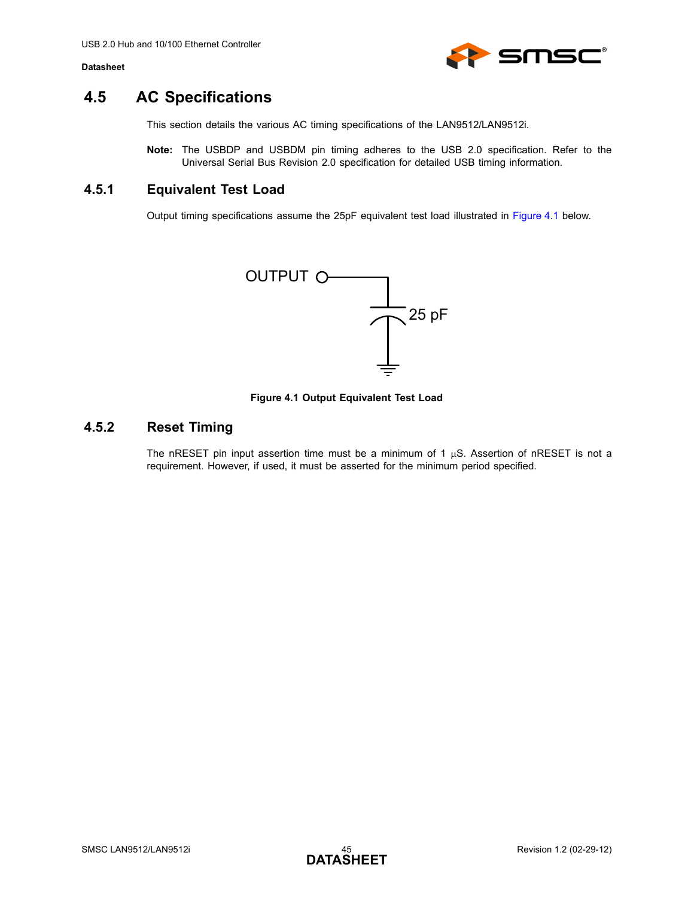## 4.5 AC Specifications

This section details the various AC timing specifications of the LAN9512/LAN9512i.

**Note:** The USBDP and USBDM pin timing adheres to the USB 2.0 specification. Refer to the Universal Serial Bus Revision 2.0 specification for detailed USB timing information.

### 4.5.1 Equivalent Test Load

Output timing specifications assume the 25pF equivalent test load illustrated in Figure 4.1 below.

OUTPUT

25 pF

**Figure 4.1 Output Equivalent Test Load**

### 4.5.2 Reset Timing

The nRESET pin input assertion time must be a minimum of 1 µS. Assertion of nRESET is not a requirement. However, if used, it must be asserted for the minimum period specified.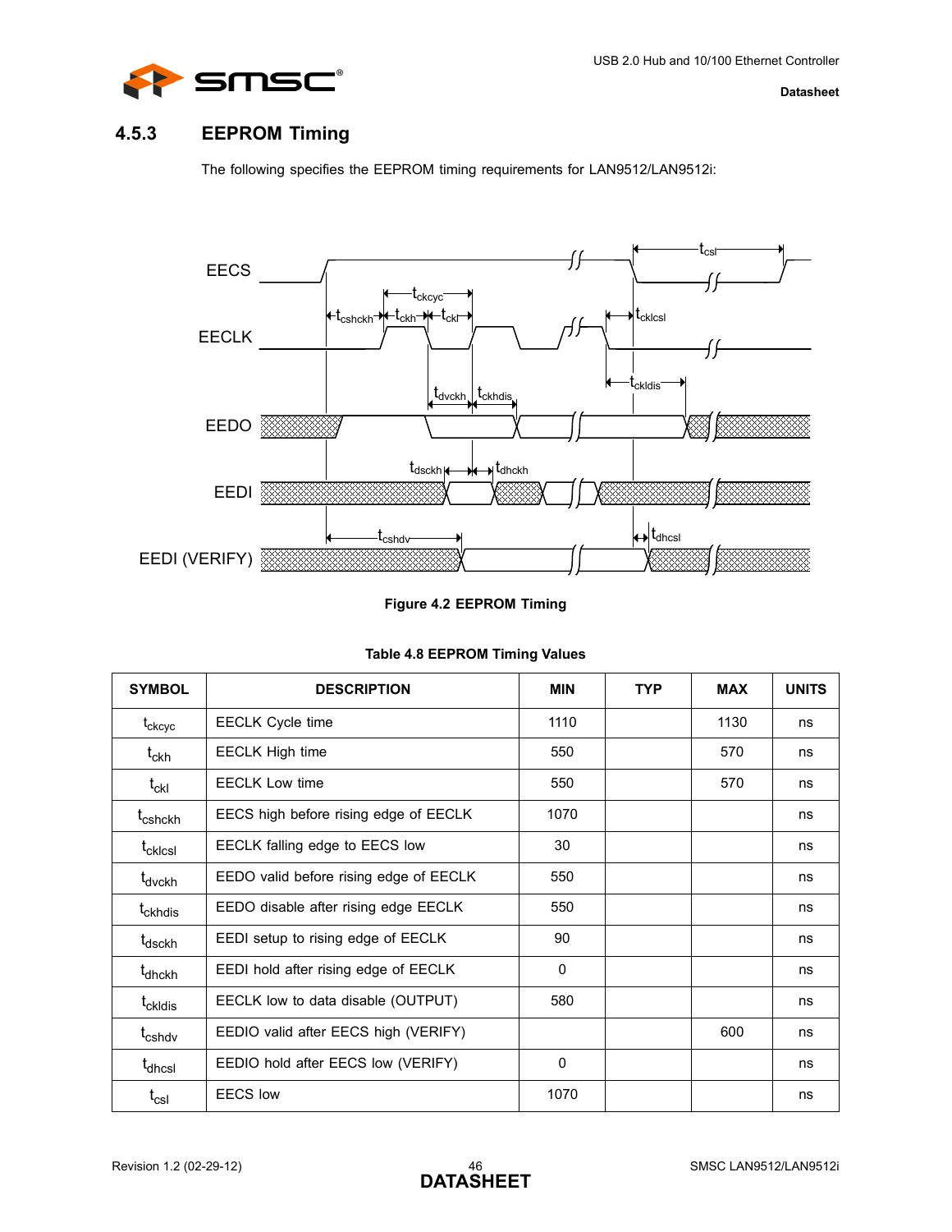### 4.5.3 EEPROM Timing

The following specifies the EEPROM timing requirements for LAN9512/LAN9512i:

**Figure 4.2 EEPROM Timing**

**Table 4.8 EEPROM Timing Values**

| SYMBOL | DESCRIPTION | MIN | TYP | MAX | UNITS |
|---|---|---|---|---|---|
| $t_{ckcyc}$ | EECLK Cycle time | 1110 | | 1130 | ns |
| $t_{ckh}$ | EECLK High time | 550 | | 570 | ns |
| $t_{ckl}$ | EECLK Low time | 550 | | 570 | ns |
| $t_{cshckh}$ | EECS high before rising edge of EECLK | 1070 | | | ns |
| $t_{cklcsl}$ | EECLK falling edge to EECS low | 30 | | | ns |
| $t_{dvckh}$ | EEDO valid before rising edge of EECLK | 550 | | | ns |
| $t_{ckhdis}$ | EEDO disable after rising edge EECLK | 550 | | | ns |
| $t_{dsckh}$ | EEDI setup to rising edge of EECLK | 90 | | | ns |
| $t_{dhckh}$ | EEDI hold after rising edge of EECLK | 0 | | | ns |
| $t_{ckldis}$ | EECLK low to data disable (OUTPUT) | 580 | | | ns |
| $t_{cshdv}$ | EEDIO valid after EECS high (VERIFY) | | | 600 | ns |
| $t_{dhcsl}$ | EEDIO hold after EECS low (VERIFY) | 0 | | | ns |
| $t_{csl}$ | EECS low | 1070 | | | ns |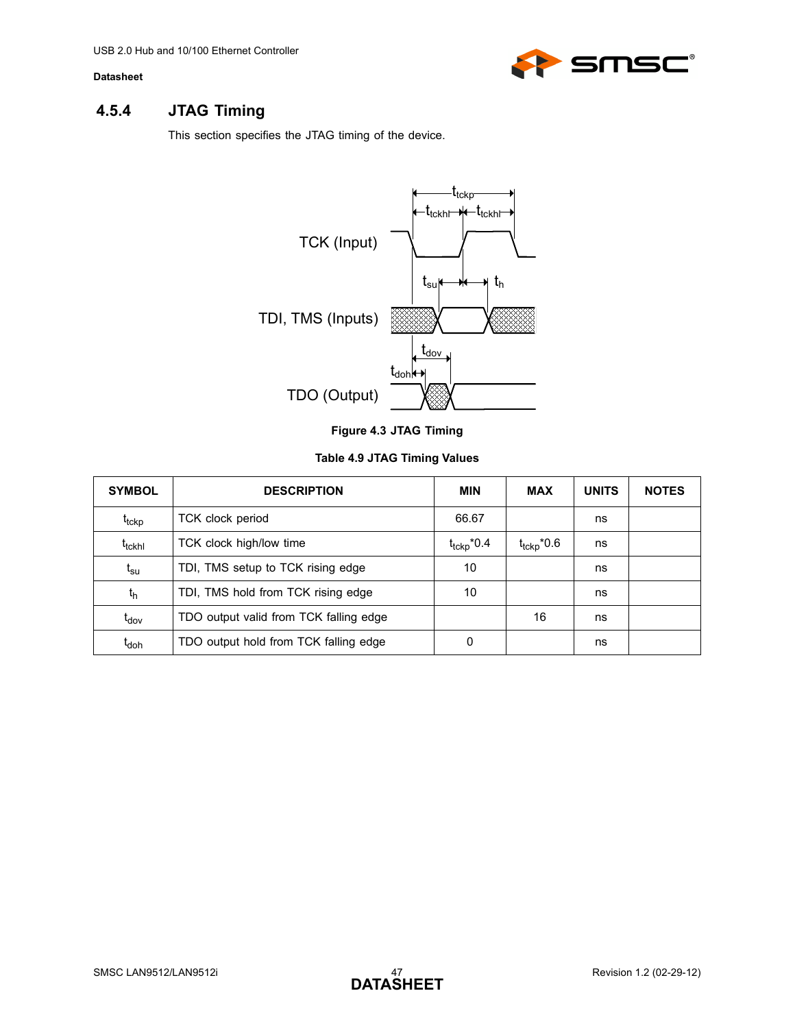### 4.5.4 JTAG Timing

This section specifies the JTAG timing of the device.

**Figure 4.3 JTAG Timing**

**Table 4.9 JTAG Timing Values**

| SYMBOL | DESCRIPTION | MIN | MAX | UNITS | NOTES |
|---|---|---|---|---|---|
| $t_{tckp}$ | TCK clock period | 66.67 | | ns | |
| $t_{tckhl}$ | TCK clock high/low time | $t_{tckp}$*0.4 | $t_{tckp}$*0.6 | ns | |
| $t_{su}$ | TDI, TMS setup to TCK rising edge | 10 | | ns | |
| $t_h$ | TDI, TMS hold from TCK rising edge | 10 | | ns | |
| $t_{dov}$ | TDO output valid from TCK falling edge | | 16 | ns | |
| $t_{doh}$ | TDO output hold from TCK falling edge | 0 | | ns | |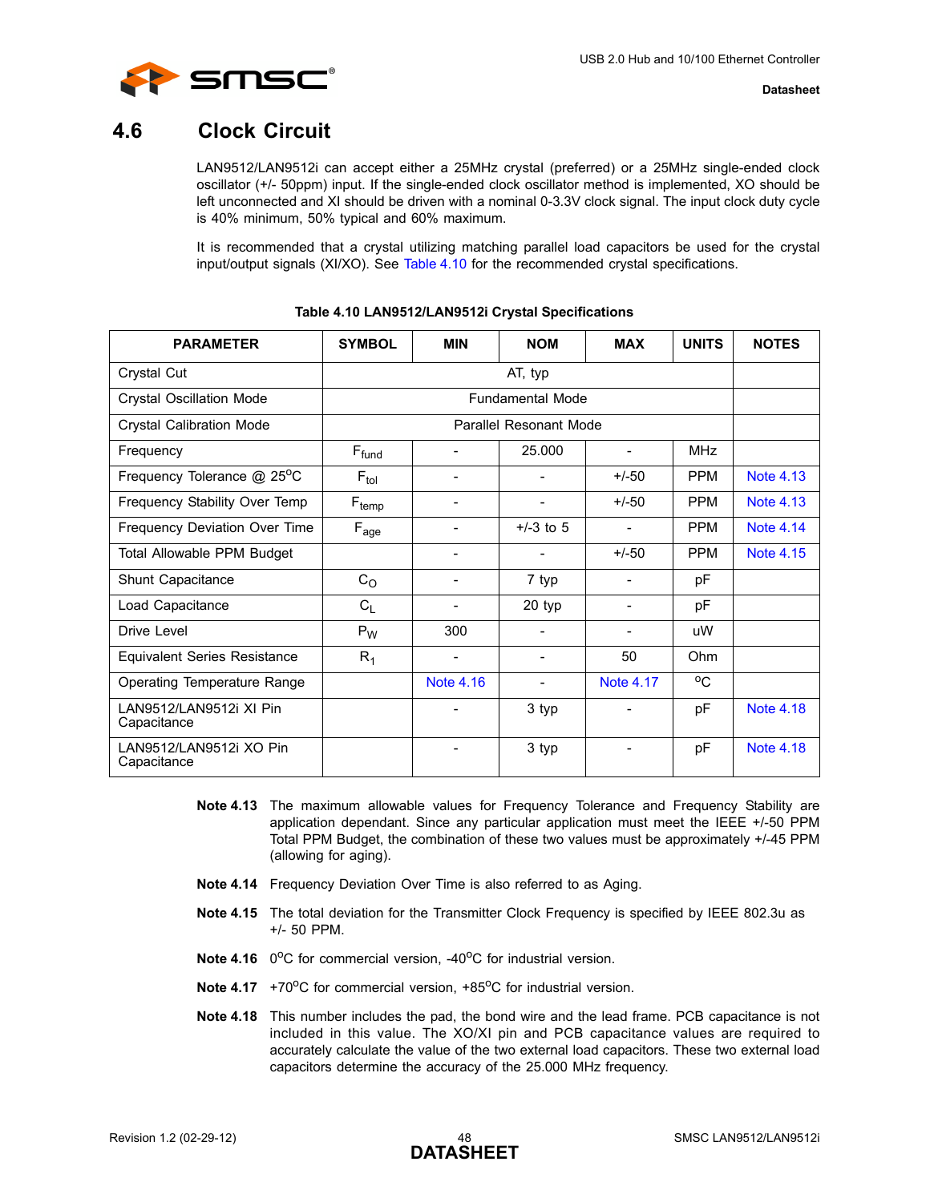## 4.6 Clock Circuit

LAN9512/LAN9512i can accept either a 25MHz crystal (preferred) or a 25MHz single-ended clock oscillator (+/- 50ppm) input. If the single-ended clock oscillator method is implemented, XO should be left unconnected and XI should be driven with a nominal 0-3.3V clock signal. The input clock duty cycle is 40% minimum, 50% typical and 60% maximum.

It is recommended that a crystal utilizing matching parallel load capacitors be used for the crystal input/output signals (XI/XO). See Table 4.10 for the recommended crystal specifications.

**Table 4.10 LAN9512/LAN9512i Crystal Specifications**

| PARAMETER | SYMBOL | MIN | NOM | MAX | UNITS | NOTES |
|---|---|---|---|---|---|---|
| Crystal Cut | AT, typ | | | | | |
| Crystal Oscillation Mode | Fundamental Mode | | | | | |
| Crystal Calibration Mode | Parallel Resonant Mode | | | | | |
| Frequency | $F_{fund}$ | - | 25.000 | - | MHz | |
| Frequency Tolerance @ 25°C | $F_{tol}$ | - | - | +/-50 | PPM | Note 4.13 |
| Frequency Stability Over Temp | $F_{temp}$ | - | - | +/-50 | PPM | Note 4.13 |
| Frequency Deviation Over Time | $F_{age}$ | - | +/-3 to 5 | - | PPM | Note 4.14 |
| Total Allowable PPM Budget | | - | - | +/-50 | PPM | Note 4.15 |
| Shunt Capacitance | $C_O$ | - | 7 typ | - | pF | |
| Load Capacitance | $C_L$ | - | 20 typ | - | pF | |
| Drive Level | $P_W$ | 300 | - | - | uW | |
| Equivalent Series Resistance | $R_1$ | - | - | 50 | Ohm | |
| Operating Temperature Range | | Note 4.16 | - | Note 4.17 | °C | |
| LAN9512/LAN9512i XI Pin Capacitance | | - | 3 typ | - | pF | Note 4.18 |
| LAN9512/LAN9512i XO Pin Capacitance | | - | 3 typ | - | pF | Note 4.18 |

**Note 4.13** The maximum allowable values for Frequency Tolerance and Frequency Stability are application dependant. Since any particular application must meet the IEEE +/-50 PPM Total PPM Budget, the combination of these two values must be approximately +/-45 PPM (allowing for aging).

**Note 4.14** Frequency Deviation Over Time is also referred to as Aging.

**Note 4.15** The total deviation for the Transmitter Clock Frequency is specified by IEEE 802.3u as +/- 50 PPM.

**Note 4.16** 0°C for commercial version, -40°C for industrial version.

**Note 4.17** +70°C for commercial version, +85°C for industrial version.

**Note 4.18** This number includes the pad, the bond wire and the lead frame. PCB capacitance is not included in this value. The XO/XI pin and PCB capacitance values are required to accurately calculate the value of the two external load capacitors. These two external load capacitors determine the accuracy of the 25.000 MHz frequency.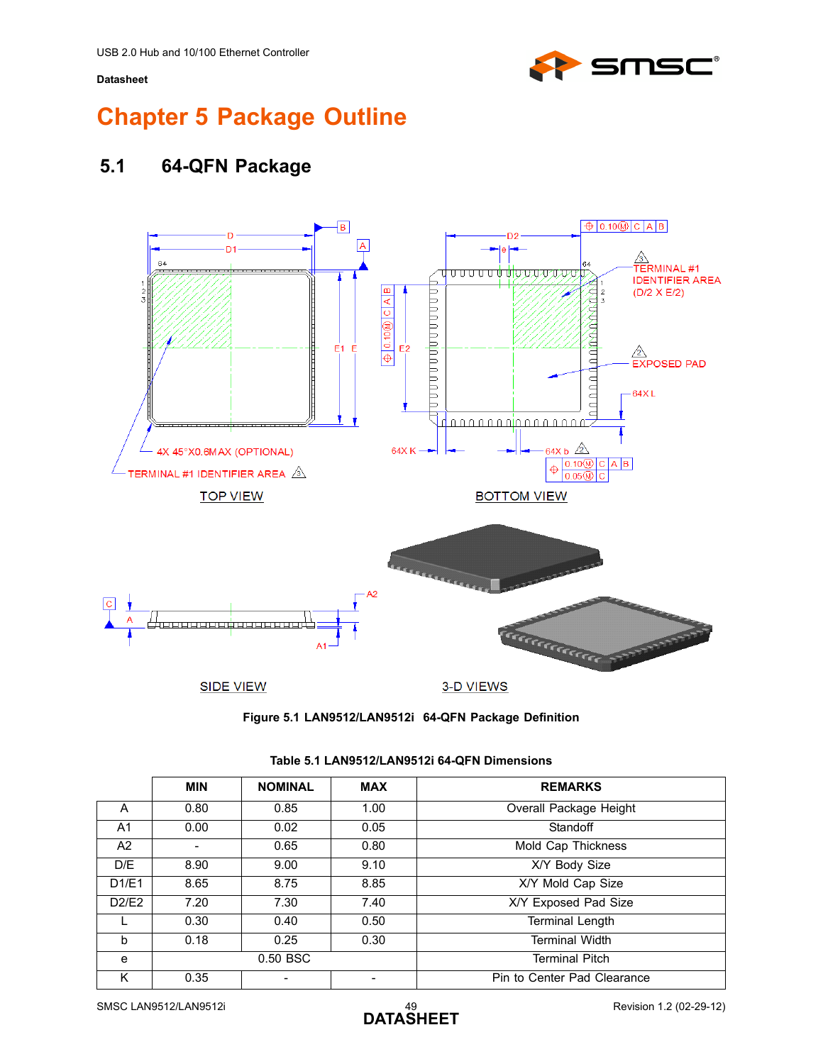# Chapter 5 Package Outline

## 5.1 64-QFN Package

**Figure 5.1 LAN9512/LAN9512i 64-QFN Package Definition**

**Table 5.1 LAN9512/LAN9512i 64-QFN Dimensions**

| | MIN | NOMINAL | MAX | REMARKS |
|---|---|---|---|---|
| A | 0.80 | 0.85 | 1.00 | Overall Package Height |
| A1 | 0.00 | 0.02 | 0.05 | Standoff |
| A2 | - | 0.65 | 0.80 | Mold Cap Thickness |
| D/E | 8.90 | 9.00 | 9.10 | X/Y Body Size |
| D1/E1 | 8.65 | 8.75 | 8.85 | X/Y Mold Cap Size |
| D2/E2 | 7.20 | 7.30 | 7.40 | X/Y Exposed Pad Size |
| L | 0.30 | 0.40 | 0.50 | Terminal Length |
| b | 0.18 | 0.25 | 0.30 | Terminal Width |
| e | | 0.50 BSC | | Terminal Pitch |
| K | 0.35 | - | - | Pin to Center Pad Clearance |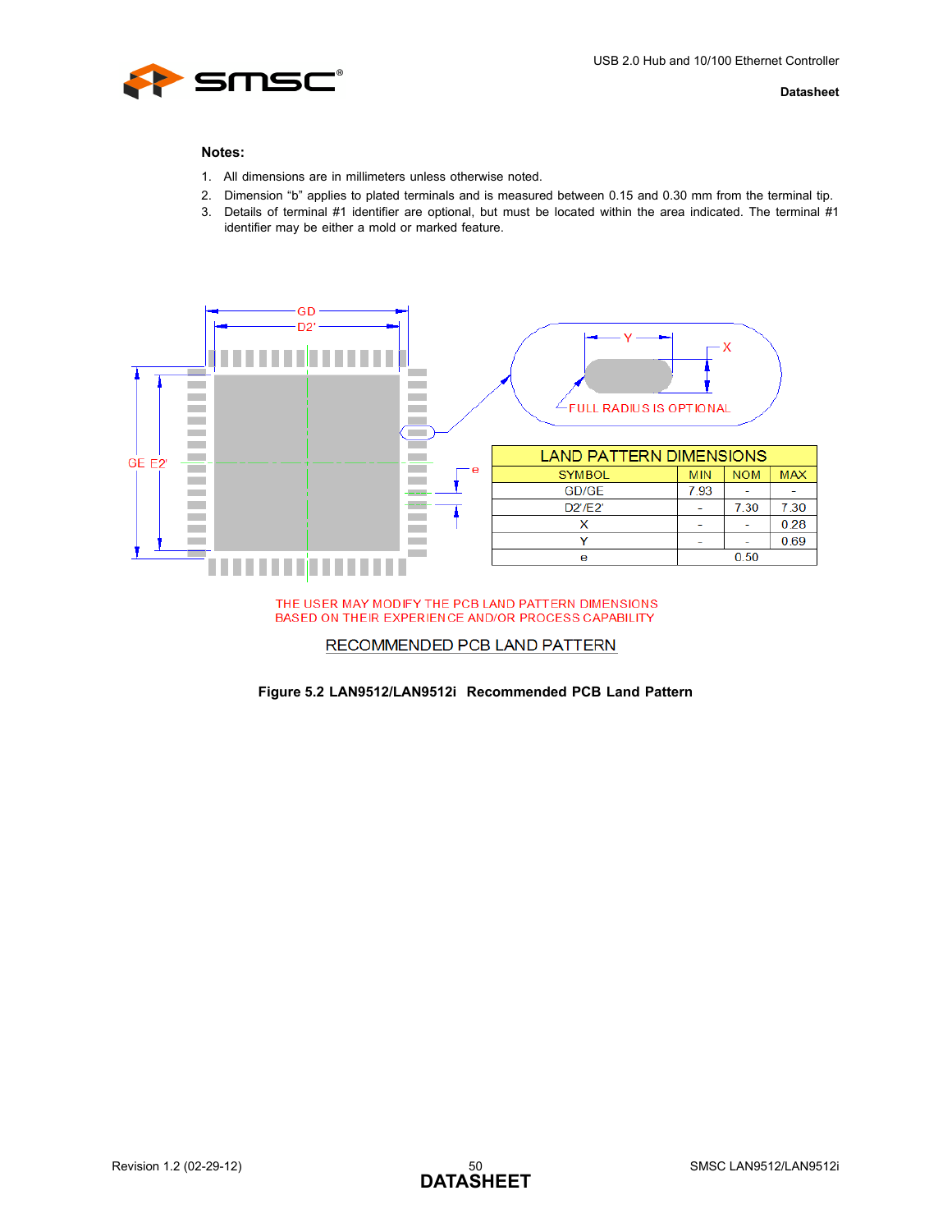**Notes:**

1. All dimensions are in millimeters unless otherwise noted.
2. Dimension “b” applies to plated terminals and is measured between 0.15 and 0.30 mm from the terminal tip.
3. Details of terminal #1 identifier are optional, but must be located within the area indicated. The terminal #1 identifier may be either a mold or marked feature.

| LAND PATTERN DIMENSIONS | | | |
|---|---|---|---|
| SYMBOL | MIN | NOM | MAX |
| GD/GE | 7.93 | - | - |
| D2'/E2' | - | 7.30 | 7.30 |
| X | - | - | 0.28 |
| Y | - | - | 0.69 |
| e | 0.50 | | |

FULL RADIUS IS OPTIONAL

THE USER MAY MODIFY THE PCB LAND PATTERN DIMENSIONS BASED ON THEIR EXPERIENCE AND/OR PROCESS CAPABILITY

RECOMMENDED PCB LAND PATTERN

**Figure 5.2 LAN9512/LAN9512i Recommended PCB Land Pattern**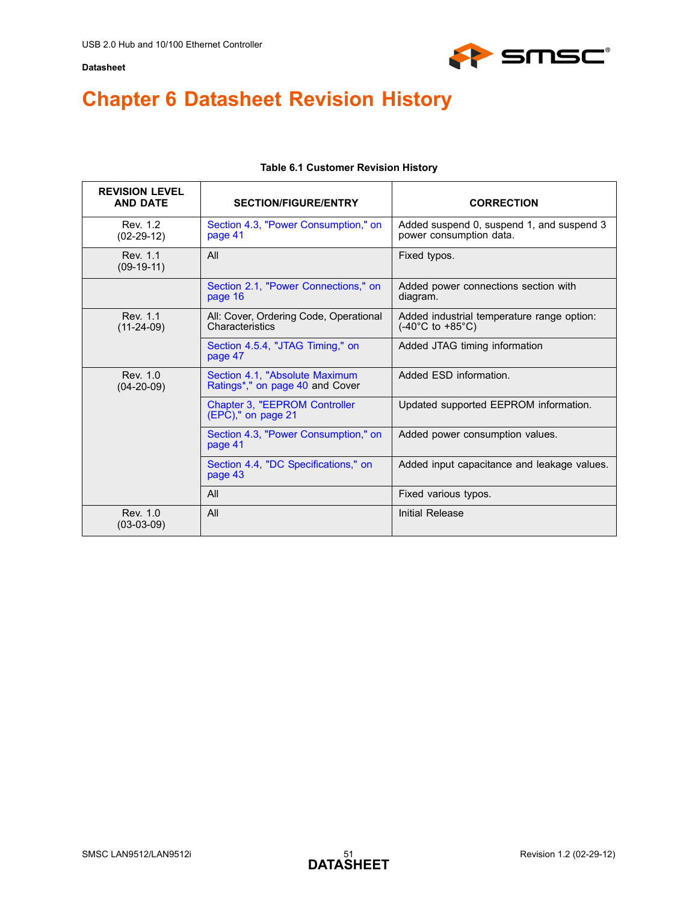# Chapter 6 Datasheet Revision History

**Table 6.1 Customer Revision History**

| REVISION LEVEL AND DATE | SECTION/FIGURE/ENTRY | CORRECTION |
|---|---|---|
| Rev. 1.2 (02-29-12) | Section 4.3, "Power Consumption," on page 41 | Added suspend 0, suspend 1, and suspend 3 power consumption data. |
| Rev. 1.1 (09-19-11) | All | Fixed typos. |
| | Section 2.1, "Power Connections," on page 16 | Added power connections section with diagram. |
| Rev. 1.1 (11-24-09) | All: Cover, Ordering Code, Operational Characteristics | Added industrial temperature range option: (-40°C to +85°C) |
| | Section 4.5.4, "JTAG Timing," on page 47 | Added JTAG timing information |
| Rev. 1.0 (04-20-09) | Section 4.1, "Absolute Maximum Ratings*," on page 40 and Cover | Added ESD information. |
| | Chapter 3, "EEPROM Controller (EPC)," on page 21 | Updated supported EEPROM information. |
| | Section 4.3, "Power Consumption," on page 41 | Added power consumption values. |
| | Section 4.4, "DC Specifications," on page 43 | Added input capacitance and leakage values. |
| | All | Fixed various typos. |
| Rev. 1.0 (03-03-09) | All | Initial Release |